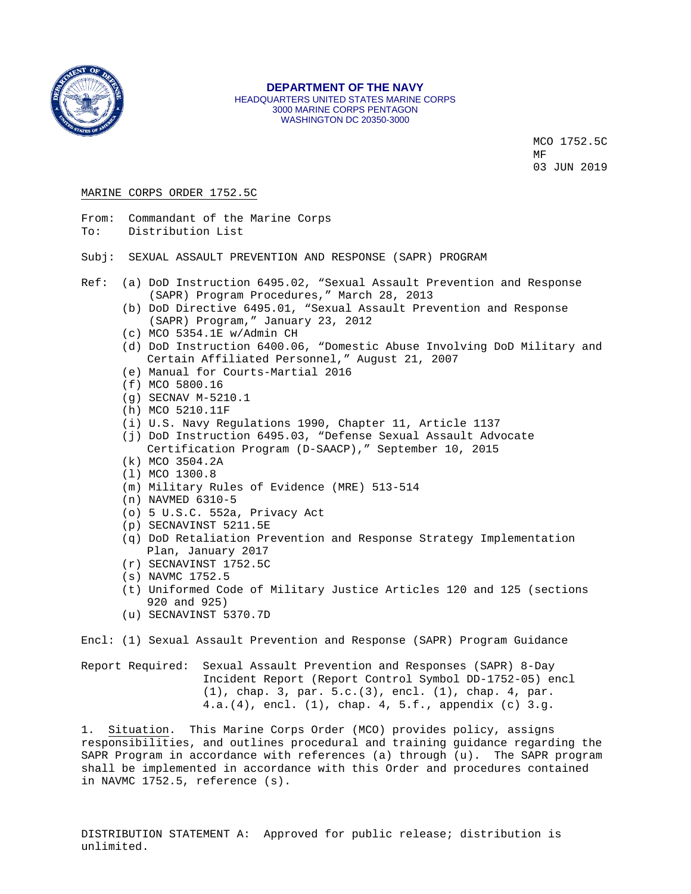**DEPARTMENT OF THE NAVY**
HEADQUARTERS UNITED STATES MARINE CORPS
3000 MARINE CORPS PENTAGON
WASHINGTON DC 20350-3000

MCO 1752.5C
MF
03 JUN 2019

MARINE CORPS ORDER 1752.5C

From: Commandant of the Marine Corps
To: Distribution List

Subj: SEXUAL ASSAULT PREVENTION AND RESPONSE (SAPR) PROGRAM

Ref: (a) DoD Instruction 6495.02, "Sexual Assault Prevention and Response (SAPR) Program Procedures," March 28, 2013
(b) DoD Directive 6495.01, "Sexual Assault Prevention and Response (SAPR) Program," January 23, 2012
(c) MCO 5354.1E w/Admin CH
(d) DoD Instruction 6400.06, "Domestic Abuse Involving DoD Military and Certain Affiliated Personnel," August 21, 2007
(e) Manual for Courts-Martial 2016
(f) MCO 5800.16
(g) SECNAV M-5210.1
(h) MCO 5210.11F
(i) U.S. Navy Regulations 1990, Chapter 11, Article 1137
(j) DoD Instruction 6495.03, "Defense Sexual Assault Advocate Certification Program (D-SAACP)," September 10, 2015
(k) MCO 3504.2A
(l) MCO 1300.8
(m) Military Rules of Evidence (MRE) 513-514
(n) NAVMED 6310-5
(o) 5 U.S.C. 552a, Privacy Act
(p) SECNAVINST 5211.5E
(q) DoD Retaliation Prevention and Response Strategy Implementation Plan, January 2017
(r) SECNAVINST 1752.5C
(s) NAVMC 1752.5
(t) Uniformed Code of Military Justice Articles 120 and 125 (sections 920 and 925)
(u) SECNAVINST 5370.7D

Encl: (1) Sexual Assault Prevention and Response (SAPR) Program Guidance

Report Required: Sexual Assault Prevention and Responses (SAPR) 8-Day Incident Report (Report Control Symbol DD-1752-05) encl (1), chap. 3, par. 5.c.(3), encl. (1), chap. 4, par. 4.a.(4), encl. (1), chap. 4, 5.f., appendix (c) 3.g.

1. Situation. This Marine Corps Order (MCO) provides policy, assigns responsibilities, and outlines procedural and training guidance regarding the SAPR Program in accordance with references (a) through (u). The SAPR program shall be implemented in accordance with this Order and procedures contained in NAVMC 1752.5, reference (s).

DISTRIBUTION STATEMENT A: Approved for public release; distribution is unlimited.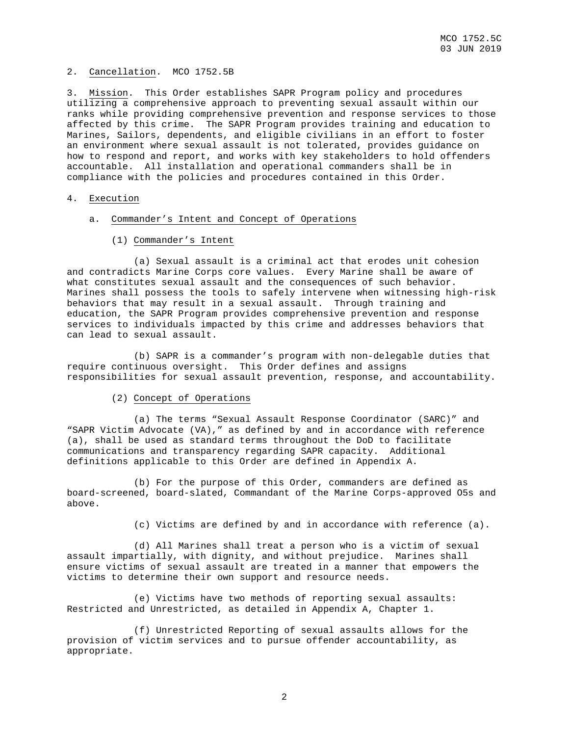2. Cancellation. MCO 1752.5B

3. Mission. This Order establishes SAPR Program policy and procedures utilizing a comprehensive approach to preventing sexual assault within our ranks while providing comprehensive prevention and response services to those affected by this crime. The SAPR Program provides training and education to Marines, Sailors, dependents, and eligible civilians in an effort to foster an environment where sexual assault is not tolerated, provides guidance on how to respond and report, and works with key stakeholders to hold offenders accountable. All installation and operational commanders shall be in compliance with the policies and procedures contained in this Order.

4. Execution

a. Commander's Intent and Concept of Operations

(1) Commander's Intent

(a) Sexual assault is a criminal act that erodes unit cohesion and contradicts Marine Corps core values. Every Marine shall be aware of what constitutes sexual assault and the consequences of such behavior. Marines shall possess the tools to safely intervene when witnessing high-risk behaviors that may result in a sexual assault. Through training and education, the SAPR Program provides comprehensive prevention and response services to individuals impacted by this crime and addresses behaviors that can lead to sexual assault.

(b) SAPR is a commander's program with non-delegable duties that require continuous oversight. This Order defines and assigns responsibilities for sexual assault prevention, response, and accountability.

(2) Concept of Operations

(a) The terms "Sexual Assault Response Coordinator (SARC)" and "SAPR Victim Advocate (VA)," as defined by and in accordance with reference (a), shall be used as standard terms throughout the DoD to facilitate communications and transparency regarding SAPR capacity. Additional definitions applicable to this Order are defined in Appendix A.

(b) For the purpose of this Order, commanders are defined as board-screened, board-slated, Commandant of the Marine Corps-approved O5s and above.

(c) Victims are defined by and in accordance with reference (a).

(d) All Marines shall treat a person who is a victim of sexual assault impartially, with dignity, and without prejudice. Marines shall ensure victims of sexual assault are treated in a manner that empowers the victims to determine their own support and resource needs.

(e) Victims have two methods of reporting sexual assaults: Restricted and Unrestricted, as detailed in Appendix A, Chapter 1.

(f) Unrestricted Reporting of sexual assaults allows for the provision of victim services and to pursue offender accountability, as appropriate.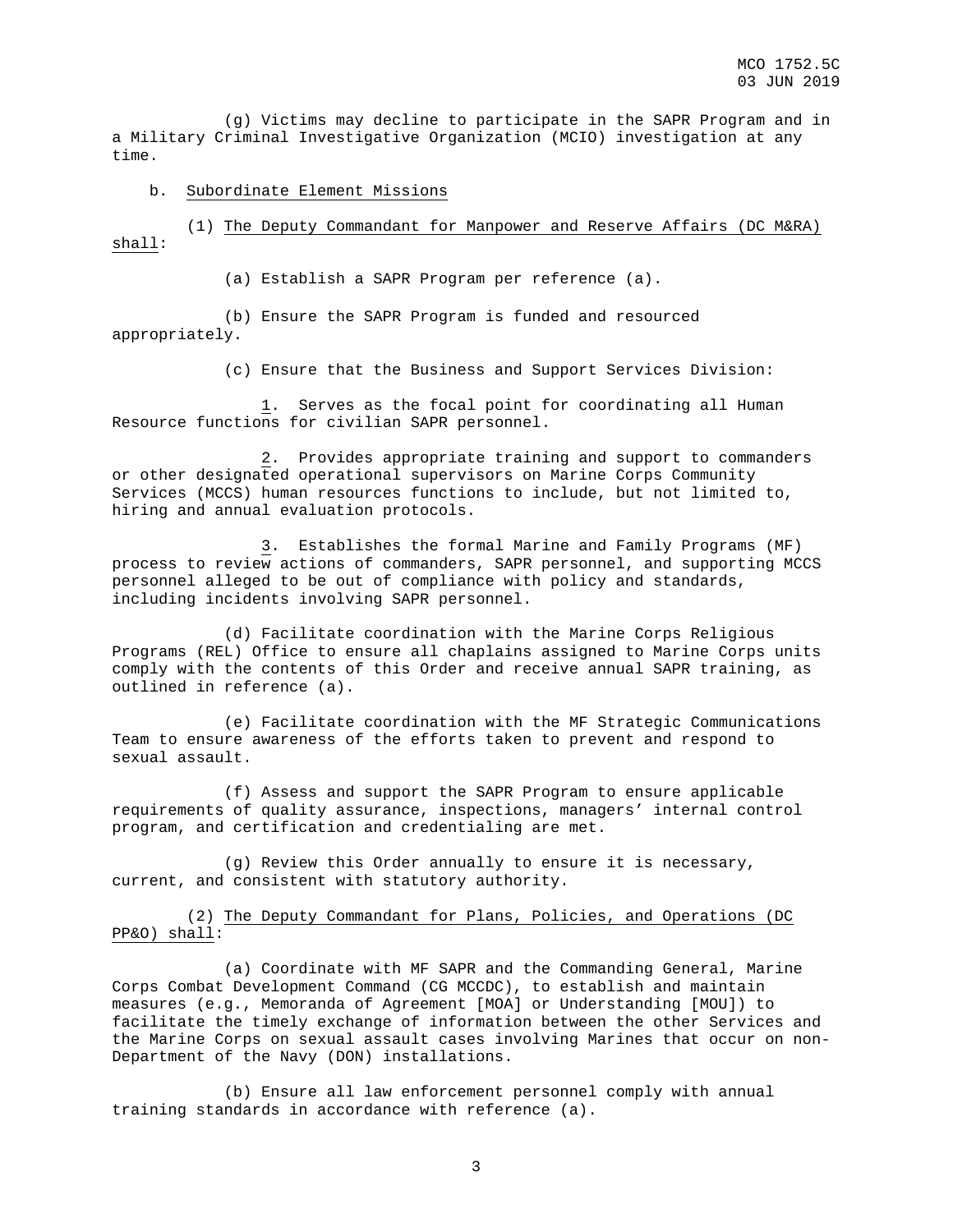(g) Victims may decline to participate in the SAPR Program and in a Military Criminal Investigative Organization (MCIO) investigation at any time.

b. Subordinate Element Missions

(1) The Deputy Commandant for Manpower and Reserve Affairs (DC M&RA) shall:

(a) Establish a SAPR Program per reference (a).

(b) Ensure the SAPR Program is funded and resourced appropriately.

(c) Ensure that the Business and Support Services Division:

1. Serves as the focal point for coordinating all Human Resource functions for civilian SAPR personnel.

2. Provides appropriate training and support to commanders or other designated operational supervisors on Marine Corps Community Services (MCCS) human resources functions to include, but not limited to, hiring and annual evaluation protocols.

3. Establishes the formal Marine and Family Programs (MF) process to review actions of commanders, SAPR personnel, and supporting MCCS personnel alleged to be out of compliance with policy and standards, including incidents involving SAPR personnel.

(d) Facilitate coordination with the Marine Corps Religious Programs (REL) Office to ensure all chaplains assigned to Marine Corps units comply with the contents of this Order and receive annual SAPR training, as outlined in reference (a).

(e) Facilitate coordination with the MF Strategic Communications Team to ensure awareness of the efforts taken to prevent and respond to sexual assault.

(f) Assess and support the SAPR Program to ensure applicable requirements of quality assurance, inspections, managers' internal control program, and certification and credentialing are met.

(g) Review this Order annually to ensure it is necessary, current, and consistent with statutory authority.

(2) The Deputy Commandant for Plans, Policies, and Operations (DC PP&O) shall:

(a) Coordinate with MF SAPR and the Commanding General, Marine Corps Combat Development Command (CG MCCDC), to establish and maintain measures (e.g., Memoranda of Agreement [MOA] or Understanding [MOU]) to facilitate the timely exchange of information between the other Services and the Marine Corps on sexual assault cases involving Marines that occur on non-Department of the Navy (DON) installations.

(b) Ensure all law enforcement personnel comply with annual training standards in accordance with reference (a).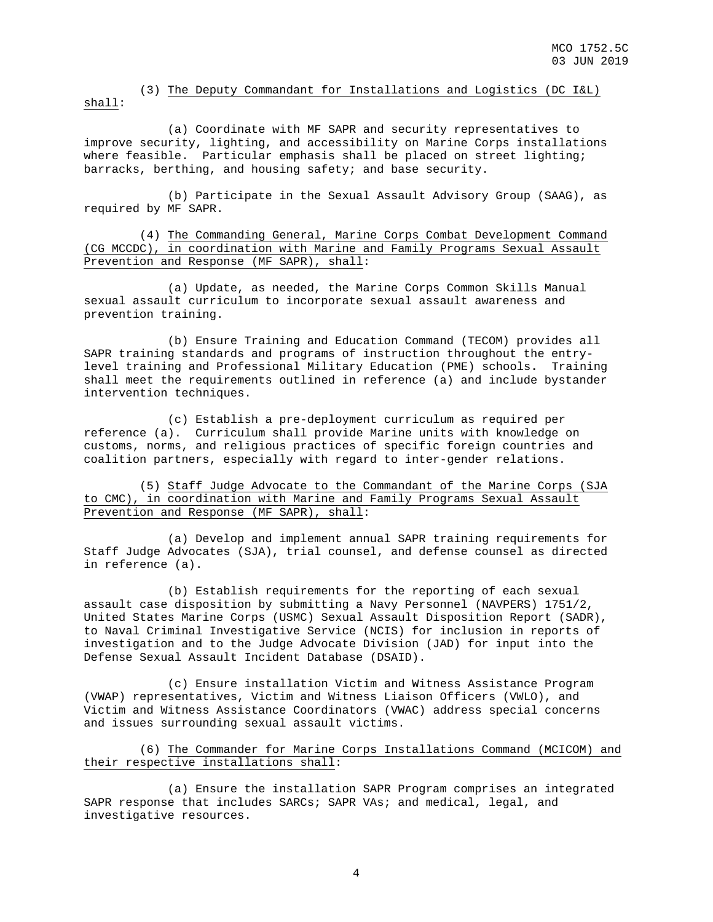(3) The Deputy Commandant for Installations and Logistics (DC I&L) shall:

(a) Coordinate with MF SAPR and security representatives to improve security, lighting, and accessibility on Marine Corps installations where feasible. Particular emphasis shall be placed on street lighting; barracks, berthing, and housing safety; and base security.

(b) Participate in the Sexual Assault Advisory Group (SAAG), as required by MF SAPR.

(4) The Commanding General, Marine Corps Combat Development Command (CG MCCDC), in coordination with Marine and Family Programs Sexual Assault Prevention and Response (MF SAPR), shall:

(a) Update, as needed, the Marine Corps Common Skills Manual sexual assault curriculum to incorporate sexual assault awareness and prevention training.

(b) Ensure Training and Education Command (TECOM) provides all SAPR training standards and programs of instruction throughout the entry-level training and Professional Military Education (PME) schools. Training shall meet the requirements outlined in reference (a) and include bystander intervention techniques.

(c) Establish a pre-deployment curriculum as required per reference (a). Curriculum shall provide Marine units with knowledge on customs, norms, and religious practices of specific foreign countries and coalition partners, especially with regard to inter-gender relations.

(5) Staff Judge Advocate to the Commandant of the Marine Corps (SJA to CMC), in coordination with Marine and Family Programs Sexual Assault Prevention and Response (MF SAPR), shall:

(a) Develop and implement annual SAPR training requirements for Staff Judge Advocates (SJA), trial counsel, and defense counsel as directed in reference (a).

(b) Establish requirements for the reporting of each sexual assault case disposition by submitting a Navy Personnel (NAVPERS) 1751/2, United States Marine Corps (USMC) Sexual Assault Disposition Report (SADR), to Naval Criminal Investigative Service (NCIS) for inclusion in reports of investigation and to the Judge Advocate Division (JAD) for input into the Defense Sexual Assault Incident Database (DSAID).

(c) Ensure installation Victim and Witness Assistance Program (VWAP) representatives, Victim and Witness Liaison Officers (VWLO), and Victim and Witness Assistance Coordinators (VWAC) address special concerns and issues surrounding sexual assault victims.

(6) The Commander for Marine Corps Installations Command (MCICOM) and their respective installations shall:

(a) Ensure the installation SAPR Program comprises an integrated SAPR response that includes SARCs; SAPR VAs; and medical, legal, and investigative resources.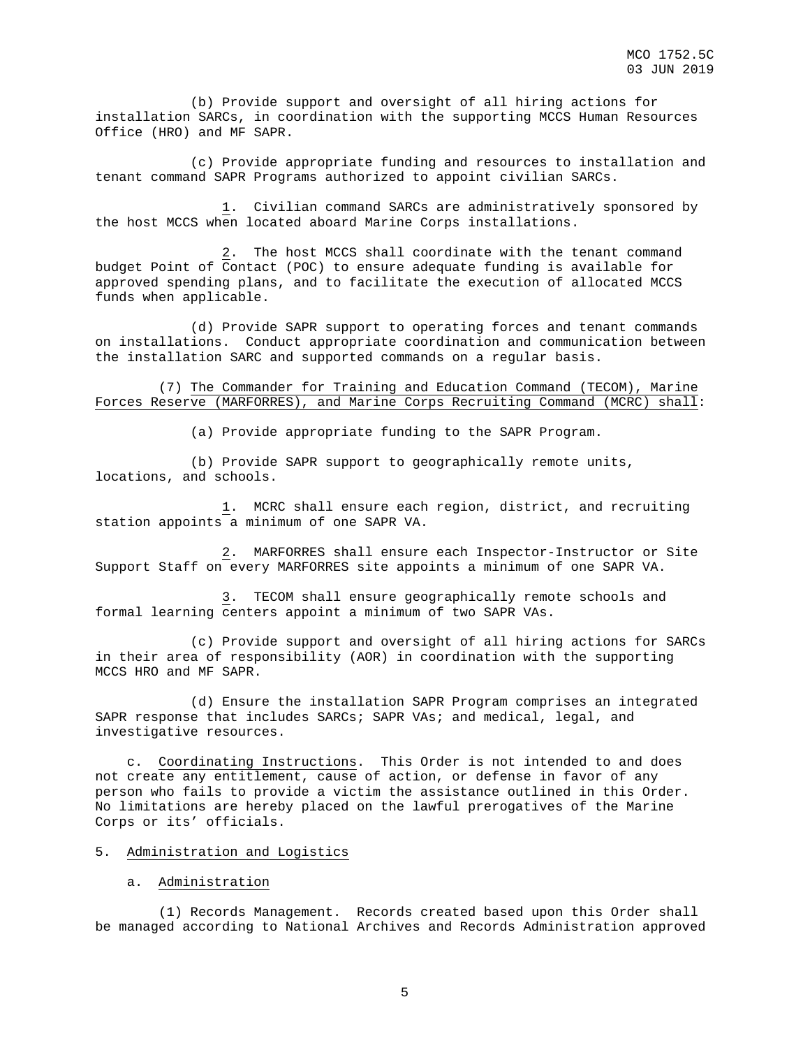(b) Provide support and oversight of all hiring actions for installation SARCs, in coordination with the supporting MCCS Human Resources Office (HRO) and MF SAPR.

(c) Provide appropriate funding and resources to installation and tenant command SAPR Programs authorized to appoint civilian SARCs.

1. Civilian command SARCs are administratively sponsored by the host MCCS when located aboard Marine Corps installations.

2. The host MCCS shall coordinate with the tenant command budget Point of Contact (POC) to ensure adequate funding is available for approved spending plans, and to facilitate the execution of allocated MCCS funds when applicable.

(d) Provide SAPR support to operating forces and tenant commands on installations. Conduct appropriate coordination and communication between the installation SARC and supported commands on a regular basis.

(7) The Commander for Training and Education Command (TECOM), Marine Forces Reserve (MARFORRES), and Marine Corps Recruiting Command (MCRC) shall:

(a) Provide appropriate funding to the SAPR Program.

(b) Provide SAPR support to geographically remote units, locations, and schools.

1. MCRC shall ensure each region, district, and recruiting station appoints a minimum of one SAPR VA.

2. MARFORRES shall ensure each Inspector-Instructor or Site Support Staff on every MARFORRES site appoints a minimum of one SAPR VA.

3. TECOM shall ensure geographically remote schools and formal learning centers appoint a minimum of two SAPR VAs.

(c) Provide support and oversight of all hiring actions for SARCs in their area of responsibility (AOR) in coordination with the supporting MCCS HRO and MF SAPR.

(d) Ensure the installation SAPR Program comprises an integrated SAPR response that includes SARCs; SAPR VAs; and medical, legal, and investigative resources.

c. Coordinating Instructions. This Order is not intended to and does not create any entitlement, cause of action, or defense in favor of any person who fails to provide a victim the assistance outlined in this Order. No limitations are hereby placed on the lawful prerogatives of the Marine Corps or its' officials.

5. Administration and Logistics

a. Administration

(1) Records Management. Records created based upon this Order shall be managed according to National Archives and Records Administration approved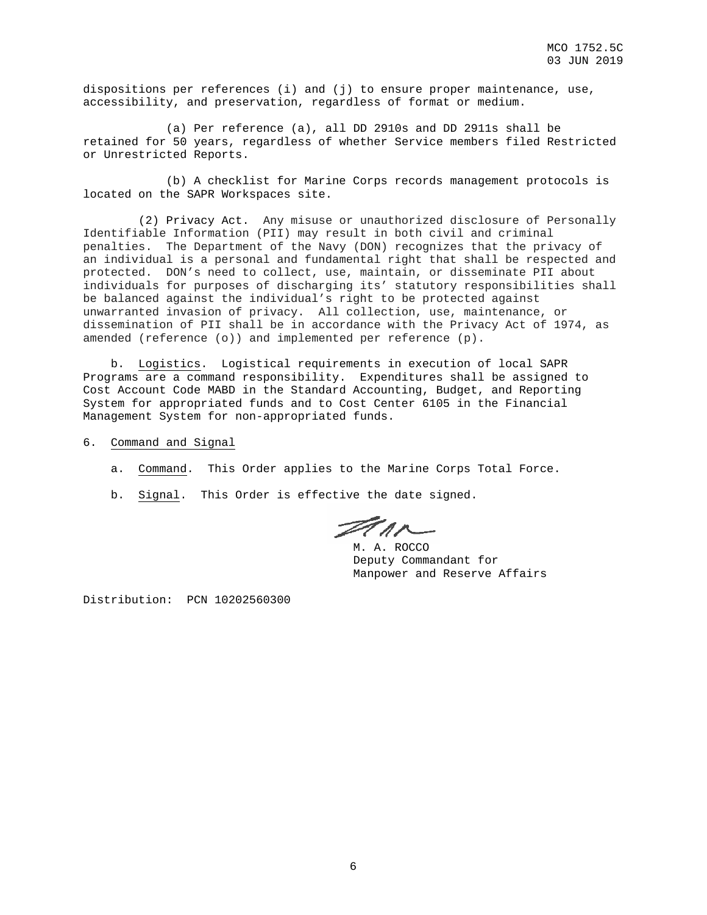dispositions per references (i) and (j) to ensure proper maintenance, use, accessibility, and preservation, regardless of format or medium.

(a) Per reference (a), all DD 2910s and DD 2911s shall be retained for 50 years, regardless of whether Service members filed Restricted or Unrestricted Reports.

(b) A checklist for Marine Corps records management protocols is located on the SAPR Workspaces site.

(2) Privacy Act. Any misuse or unauthorized disclosure of Personally Identifiable Information (PII) may result in both civil and criminal penalties. The Department of the Navy (DON) recognizes that the privacy of an individual is a personal and fundamental right that shall be respected and protected. DON's need to collect, use, maintain, or disseminate PII about individuals for purposes of discharging its' statutory responsibilities shall be balanced against the individual's right to be protected against unwarranted invasion of privacy. All collection, use, maintenance, or dissemination of PII shall be in accordance with the Privacy Act of 1974, as amended (reference (o)) and implemented per reference (p).

b. Logistics. Logistical requirements in execution of local SAPR Programs are a command responsibility. Expenditures shall be assigned to Cost Account Code MABD in the Standard Accounting, Budget, and Reporting System for appropriated funds and to Cost Center 6105 in the Financial Management System for non-appropriated funds.

6. Command and Signal

a. Command. This Order applies to the Marine Corps Total Force.

b. Signal. This Order is effective the date signed.

M. A. ROCCO
Deputy Commandant for
Manpower and Reserve Affairs

Distribution: PCN 10202560300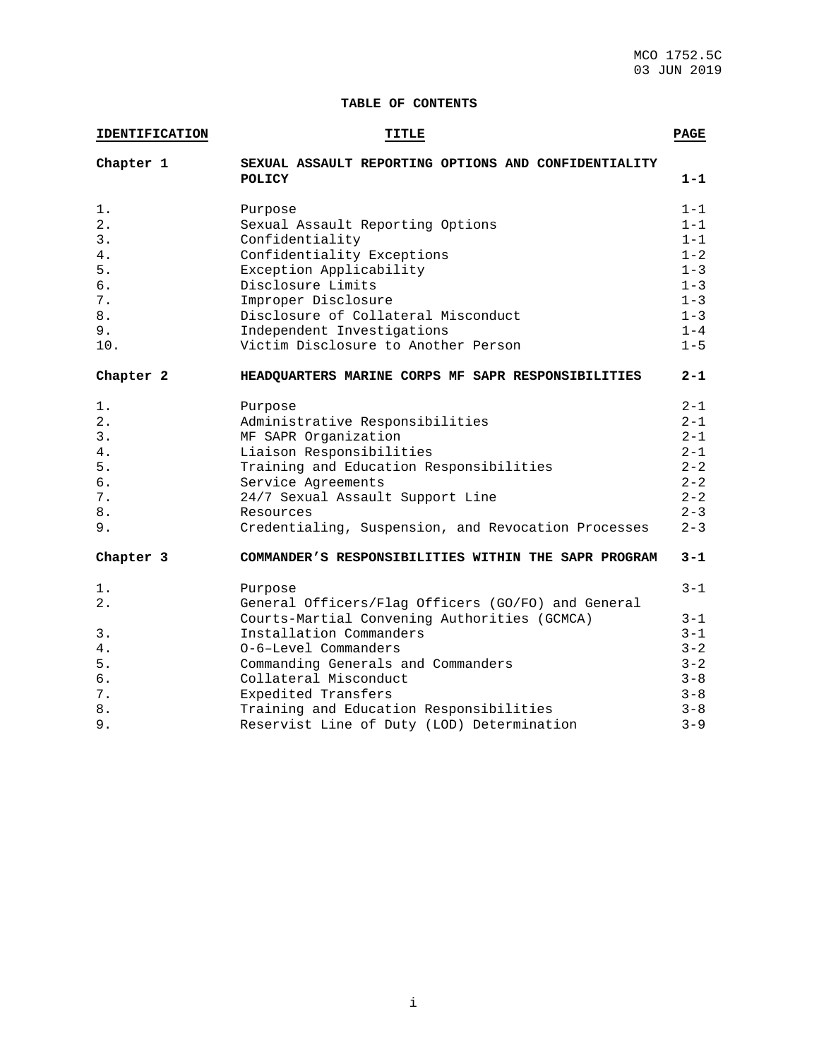**TABLE OF CONTENTS**

| IDENTIFICATION | TITLE | PAGE |
|---|---|---|
| **Chapter 1** | **SEXUAL ASSAULT REPORTING OPTIONS AND CONFIDENTIALITY POLICY** | **1-1** |
| 1. | Purpose | 1-1 |
| 2. | Sexual Assault Reporting Options | 1-1 |
| 3. | Confidentiality | 1-1 |
| 4. | Confidentiality Exceptions | 1-2 |
| 5. | Exception Applicability | 1-3 |
| 6. | Disclosure Limits | 1-3 |
| 7. | Improper Disclosure | 1-3 |
| 8. | Disclosure of Collateral Misconduct | 1-3 |
| 9. | Independent Investigations | 1-4 |
| 10. | Victim Disclosure to Another Person | 1-5 |
| **Chapter 2** | **HEADQUARTERS MARINE CORPS MF SAPR RESPONSIBILITIES** | **2-1** |
| 1. | Purpose | 2-1 |
| 2. | Administrative Responsibilities | 2-1 |
| 3. | MF SAPR Organization | 2-1 |
| 4. | Liaison Responsibilities | 2-1 |
| 5. | Training and Education Responsibilities | 2-2 |
| 6. | Service Agreements | 2-2 |
| 7. | 24/7 Sexual Assault Support Line | 2-2 |
| 8. | Resources | 2-3 |
| 9. | Credentialing, Suspension, and Revocation Processes | 2-3 |
| **Chapter 3** | **COMMANDER'S RESPONSIBILITIES WITHIN THE SAPR PROGRAM** | **3-1** |
| 1. | Purpose | 3-1 |
| 2. | General Officers/Flag Officers (GO/FO) and General Courts-Martial Convening Authorities (GCMCA) | 3-1 |
| 3. | Installation Commanders | 3-1 |
| 4. | O-6–Level Commanders | 3-2 |
| 5. | Commanding Generals and Commanders | 3-2 |
| 6. | Collateral Misconduct | 3-8 |
| 7. | Expedited Transfers | 3-8 |
| 8. | Training and Education Responsibilities | 3-8 |
| 9. | Reservist Line of Duty (LOD) Determination | 3-9 |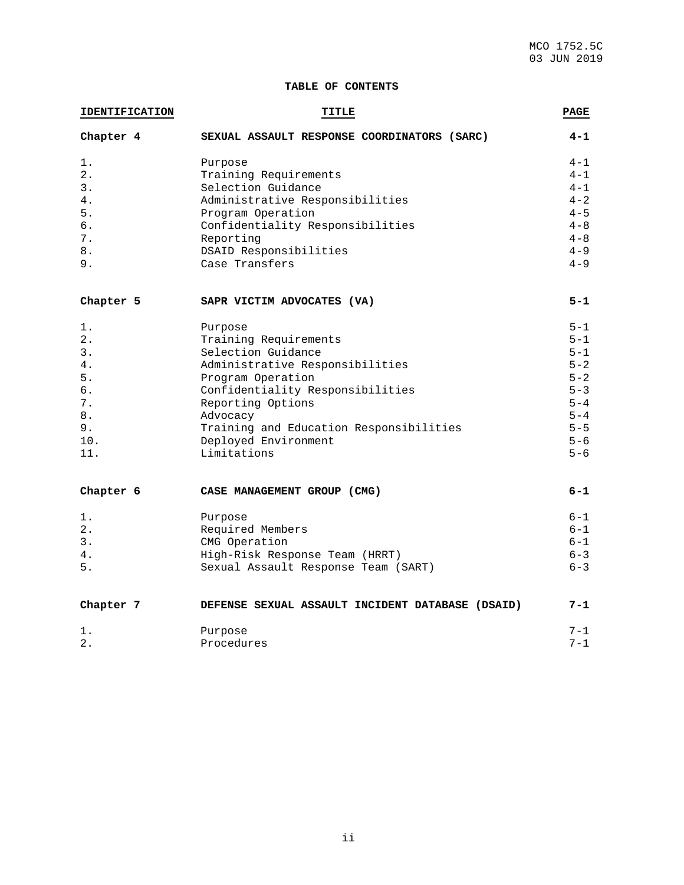MCO 1752.5C
03 JUN 2019

**TABLE OF CONTENTS**

| IDENTIFICATION | TITLE | PAGE |
|---|---|---|
| **Chapter 4** | **SEXUAL ASSAULT RESPONSE COORDINATORS (SARC)** | **4-1** |
| 1. | Purpose | 4-1 |
| 2. | Training Requirements | 4-1 |
| 3. | Selection Guidance | 4-1 |
| 4. | Administrative Responsibilities | 4-2 |
| 5. | Program Operation | 4-5 |
| 6. | Confidentiality Responsibilities | 4-8 |
| 7. | Reporting | 4-8 |
| 8. | DSAID Responsibilities | 4-9 |
| 9. | Case Transfers | 4-9 |
| **Chapter 5** | **SAPR VICTIM ADVOCATES (VA)** | **5-1** |
| 1. | Purpose | 5-1 |
| 2. | Training Requirements | 5-1 |
| 3. | Selection Guidance | 5-1 |
| 4. | Administrative Responsibilities | 5-2 |
| 5. | Program Operation | 5-2 |
| 6. | Confidentiality Responsibilities | 5-3 |
| 7. | Reporting Options | 5-4 |
| 8. | Advocacy | 5-4 |
| 9. | Training and Education Responsibilities | 5-5 |
| 10. | Deployed Environment | 5-6 |
| 11. | Limitations | 5-6 |
| **Chapter 6** | **CASE MANAGEMENT GROUP (CMG)** | **6-1** |
| 1. | Purpose | 6-1 |
| 2. | Required Members | 6-1 |
| 3. | CMG Operation | 6-1 |
| 4. | High-Risk Response Team (HRRT) | 6-3 |
| 5. | Sexual Assault Response Team (SART) | 6-3 |
| **Chapter 7** | **DEFENSE SEXUAL ASSAULT INCIDENT DATABASE (DSAID)** | **7-1** |
| 1. | Purpose | 7-1 |
| 2. | Procedures | 7-1 |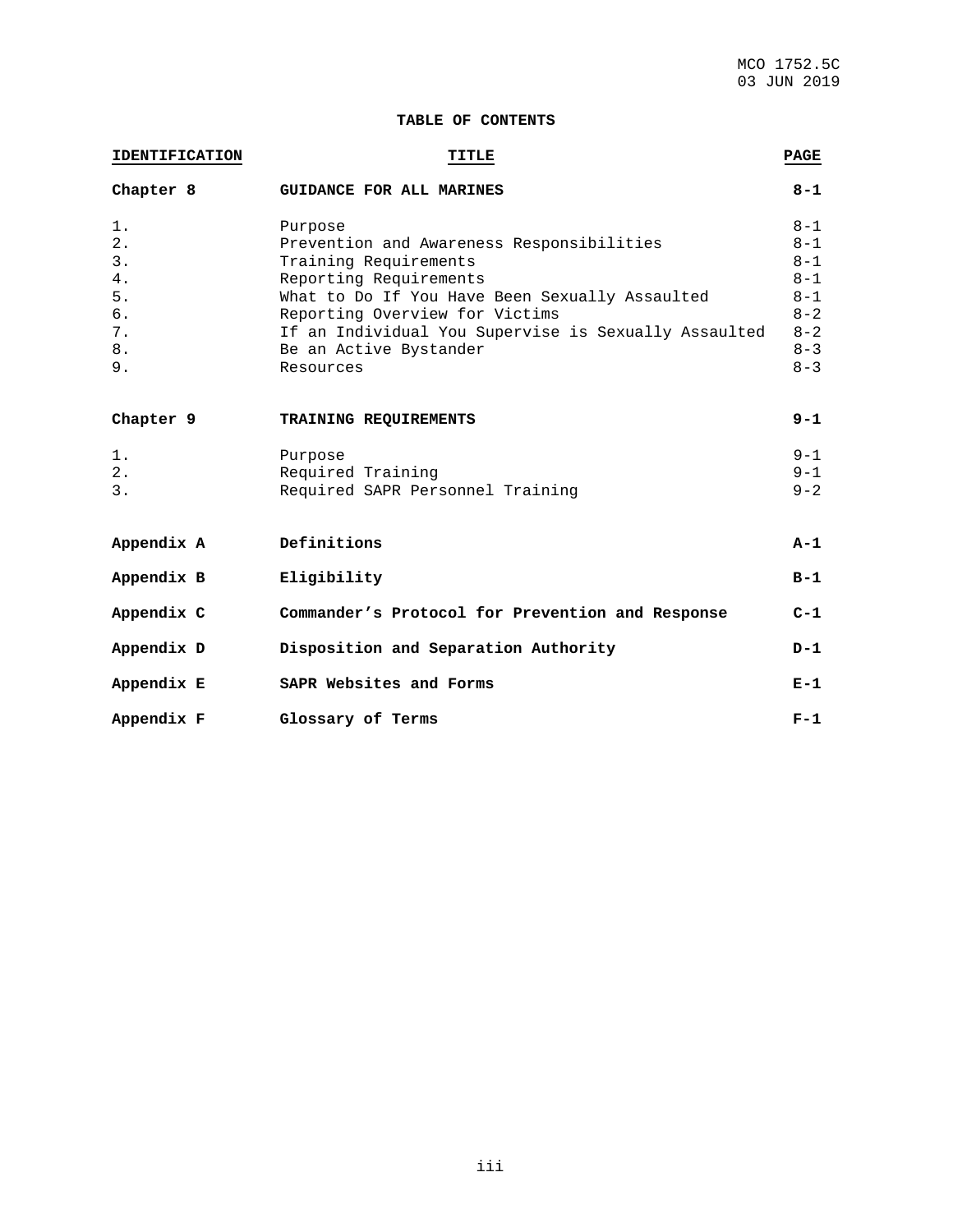**TABLE OF CONTENTS**

| IDENTIFICATION | TITLE | PAGE |
|---|---|---|
| **Chapter 8** | **GUIDANCE FOR ALL MARINES** | **8-1** |
| 1. | Purpose | 8-1 |
| 2. | Prevention and Awareness Responsibilities | 8-1 |
| 3. | Training Requirements | 8-1 |
| 4. | Reporting Requirements | 8-1 |
| 5. | What to Do If You Have Been Sexually Assaulted | 8-1 |
| 6. | Reporting Overview for Victims | 8-2 |
| 7. | If an Individual You Supervise is Sexually Assaulted | 8-2 |
| 8. | Be an Active Bystander | 8-3 |
| 9. | Resources | 8-3 |
| **Chapter 9** | **TRAINING REQUIREMENTS** | **9-1** |
| 1. | Purpose | 9-1 |
| 2. | Required Training | 9-1 |
| 3. | Required SAPR Personnel Training | 9-2 |
| **Appendix A** | **Definitions** | **A-1** |
| **Appendix B** | **Eligibility** | **B-1** |
| **Appendix C** | **Commander's Protocol for Prevention and Response** | **C-1** |
| **Appendix D** | **Disposition and Separation Authority** | **D-1** |
| **Appendix E** | **SAPR Websites and Forms** | **E-1** |
| **Appendix F** | **Glossary of Terms** | **F-1** |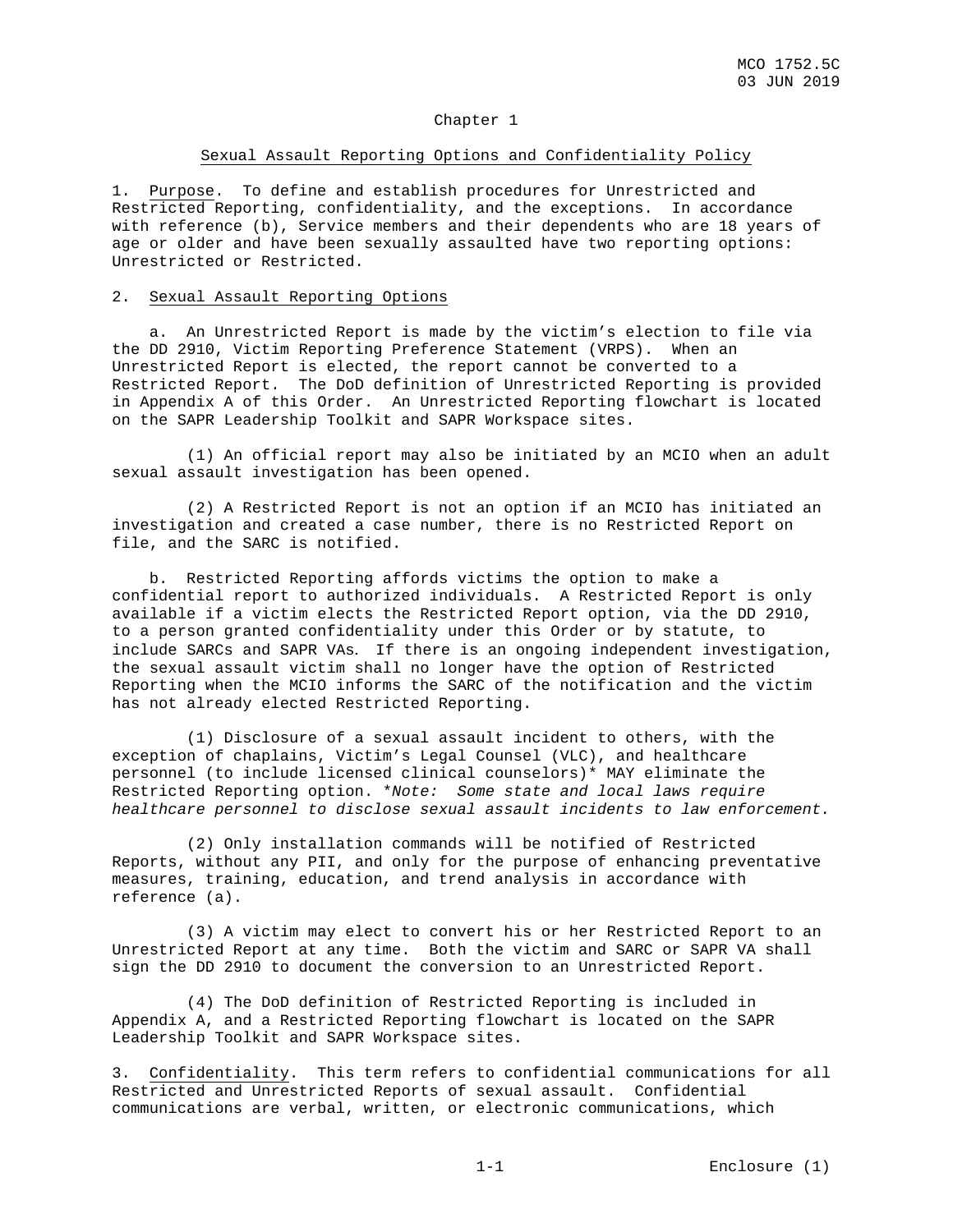Chapter 1

Sexual Assault Reporting Options and Confidentiality Policy

1. Purpose. To define and establish procedures for Unrestricted and Restricted Reporting, confidentiality, and the exceptions. In accordance with reference (b), Service members and their dependents who are 18 years of age or older and have been sexually assaulted have two reporting options: Unrestricted or Restricted.

2. Sexual Assault Reporting Options

a. An Unrestricted Report is made by the victim's election to file via the DD 2910, Victim Reporting Preference Statement (VRPS). When an Unrestricted Report is elected, the report cannot be converted to a Restricted Report. The DoD definition of Unrestricted Reporting is provided in Appendix A of this Order. An Unrestricted Reporting flowchart is located on the SAPR Leadership Toolkit and SAPR Workspace sites.

(1) An official report may also be initiated by an MCIO when an adult sexual assault investigation has been opened.

(2) A Restricted Report is not an option if an MCIO has initiated an investigation and created a case number, there is no Restricted Report on file, and the SARC is notified.

b. Restricted Reporting affords victims the option to make a confidential report to authorized individuals. A Restricted Report is only available if a victim elects the Restricted Report option, via the DD 2910, to a person granted confidentiality under this Order or by statute, to include SARCs and SAPR VAs. If there is an ongoing independent investigation, the sexual assault victim shall no longer have the option of Restricted Reporting when the MCIO informs the SARC of the notification and the victim has not already elected Restricted Reporting.

(1) Disclosure of a sexual assault incident to others, with the exception of chaplains, Victim's Legal Counsel (VLC), and healthcare personnel (to include licensed clinical counselors)* MAY eliminate the Restricted Reporting option. **Note: Some state and local laws require healthcare personnel to disclose sexual assault incidents to law enforcement.*

(2) Only installation commands will be notified of Restricted Reports, without any PII, and only for the purpose of enhancing preventative measures, training, education, and trend analysis in accordance with reference (a).

(3) A victim may elect to convert his or her Restricted Report to an Unrestricted Report at any time. Both the victim and SARC or SAPR VA shall sign the DD 2910 to document the conversion to an Unrestricted Report.

(4) The DoD definition of Restricted Reporting is included in Appendix A, and a Restricted Reporting flowchart is located on the SAPR Leadership Toolkit and SAPR Workspace sites.

3. Confidentiality. This term refers to confidential communications for all Restricted and Unrestricted Reports of sexual assault. Confidential communications are verbal, written, or electronic communications, which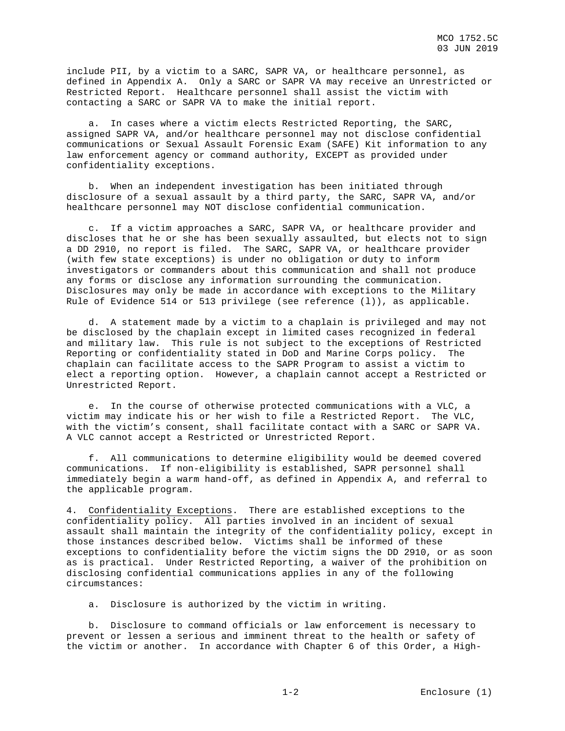include PII, by a victim to a SARC, SAPR VA, or healthcare personnel, as defined in Appendix A. Only a SARC or SAPR VA may receive an Unrestricted or Restricted Report. Healthcare personnel shall assist the victim with contacting a SARC or SAPR VA to make the initial report.

a. In cases where a victim elects Restricted Reporting, the SARC, assigned SAPR VA, and/or healthcare personnel may not disclose confidential communications or Sexual Assault Forensic Exam (SAFE) Kit information to any law enforcement agency or command authority, EXCEPT as provided under confidentiality exceptions.

b. When an independent investigation has been initiated through disclosure of a sexual assault by a third party, the SARC, SAPR VA, and/or healthcare personnel may NOT disclose confidential communication.

c. If a victim approaches a SARC, SAPR VA, or healthcare provider and discloses that he or she has been sexually assaulted, but elects not to sign a DD 2910, no report is filed. The SARC, SAPR VA, or healthcare provider (with few state exceptions) is under no obligation or duty to inform investigators or commanders about this communication and shall not produce any forms or disclose any information surrounding the communication. Disclosures may only be made in accordance with exceptions to the Military Rule of Evidence 514 or 513 privilege (see reference (l)), as applicable.

d. A statement made by a victim to a chaplain is privileged and may not be disclosed by the chaplain except in limited cases recognized in federal and military law. This rule is not subject to the exceptions of Restricted Reporting or confidentiality stated in DoD and Marine Corps policy. The chaplain can facilitate access to the SAPR Program to assist a victim to elect a reporting option. However, a chaplain cannot accept a Restricted or Unrestricted Report.

e. In the course of otherwise protected communications with a VLC, a victim may indicate his or her wish to file a Restricted Report. The VLC, with the victim's consent, shall facilitate contact with a SARC or SAPR VA. A VLC cannot accept a Restricted or Unrestricted Report.

f. All communications to determine eligibility would be deemed covered communications. If non-eligibility is established, SAPR personnel shall immediately begin a warm hand-off, as defined in Appendix A, and referral to the applicable program.

4. Confidentiality Exceptions. There are established exceptions to the confidentiality policy. All parties involved in an incident of sexual assault shall maintain the integrity of the confidentiality policy, except in those instances described below. Victims shall be informed of these exceptions to confidentiality before the victim signs the DD 2910, or as soon as is practical. Under Restricted Reporting, a waiver of the prohibition on disclosing confidential communications applies in any of the following circumstances:

a. Disclosure is authorized by the victim in writing.

b. Disclosure to command officials or law enforcement is necessary to prevent or lessen a serious and imminent threat to the health or safety of the victim or another. In accordance with Chapter 6 of this Order, a High-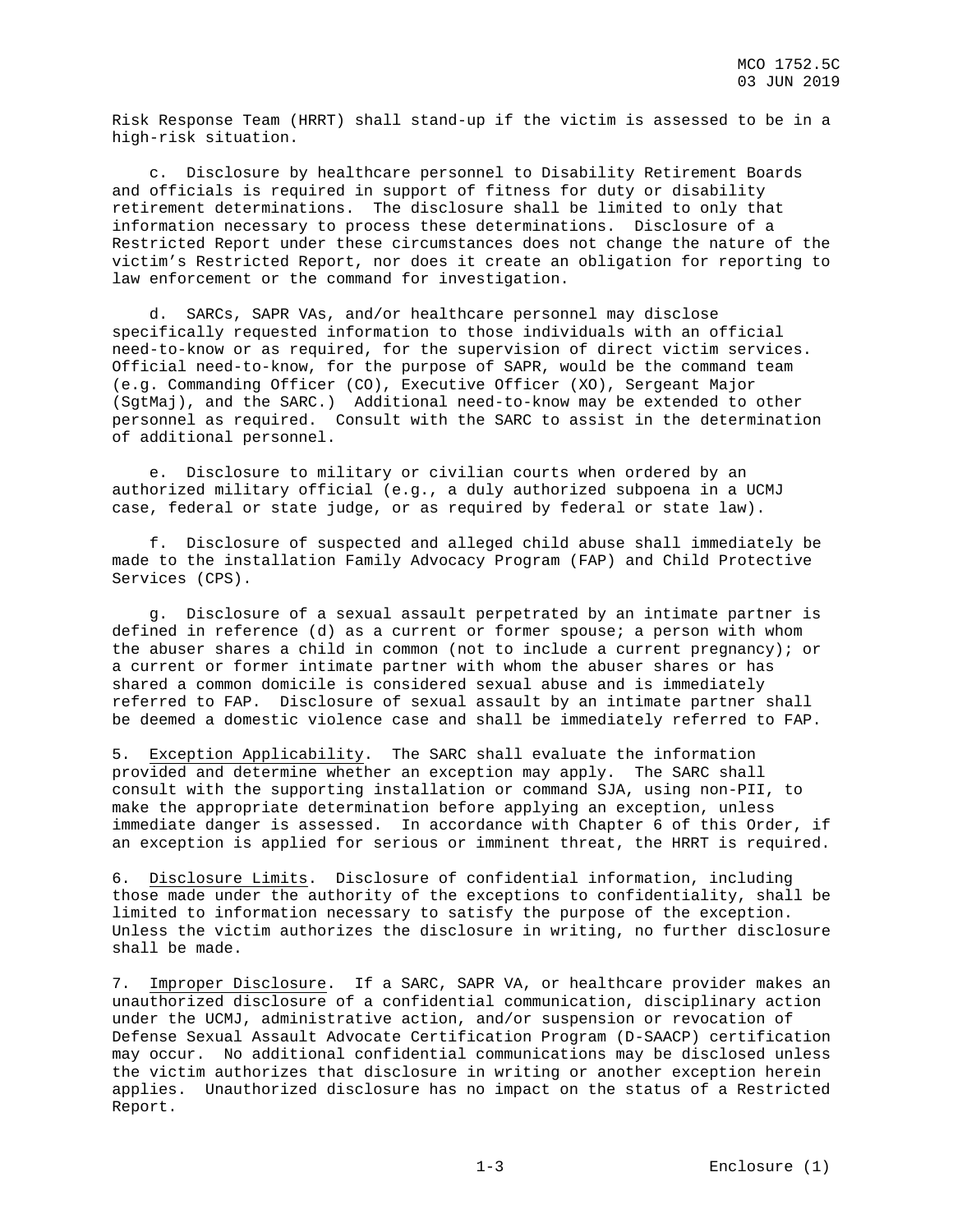Risk Response Team (HRRT) shall stand-up if the victim is assessed to be in a high-risk situation.

c. Disclosure by healthcare personnel to Disability Retirement Boards and officials is required in support of fitness for duty or disability retirement determinations. The disclosure shall be limited to only that information necessary to process these determinations. Disclosure of a Restricted Report under these circumstances does not change the nature of the victim's Restricted Report, nor does it create an obligation for reporting to law enforcement or the command for investigation.

d. SARCs, SAPR VAs, and/or healthcare personnel may disclose specifically requested information to those individuals with an official need-to-know or as required, for the supervision of direct victim services. Official need-to-know, for the purpose of SAPR, would be the command team (e.g. Commanding Officer (CO), Executive Officer (XO), Sergeant Major (SgtMaj), and the SARC.) Additional need-to-know may be extended to other personnel as required. Consult with the SARC to assist in the determination of additional personnel.

e. Disclosure to military or civilian courts when ordered by an authorized military official (e.g., a duly authorized subpoena in a UCMJ case, federal or state judge, or as required by federal or state law).

f. Disclosure of suspected and alleged child abuse shall immediately be made to the installation Family Advocacy Program (FAP) and Child Protective Services (CPS).

g. Disclosure of a sexual assault perpetrated by an intimate partner is defined in reference (d) as a current or former spouse; a person with whom the abuser shares a child in common (not to include a current pregnancy); or a current or former intimate partner with whom the abuser shares or has shared a common domicile is considered sexual abuse and is immediately referred to FAP. Disclosure of sexual assault by an intimate partner shall be deemed a domestic violence case and shall be immediately referred to FAP.

5. Exception Applicability. The SARC shall evaluate the information provided and determine whether an exception may apply. The SARC shall consult with the supporting installation or command SJA, using non-PII, to make the appropriate determination before applying an exception, unless immediate danger is assessed. In accordance with Chapter 6 of this Order, if an exception is applied for serious or imminent threat, the HRRT is required.

6. Disclosure Limits. Disclosure of confidential information, including those made under the authority of the exceptions to confidentiality, shall be limited to information necessary to satisfy the purpose of the exception. Unless the victim authorizes the disclosure in writing, no further disclosure shall be made.

7. Improper Disclosure. If a SARC, SAPR VA, or healthcare provider makes an unauthorized disclosure of a confidential communication, disciplinary action under the UCMJ, administrative action, and/or suspension or revocation of Defense Sexual Assault Advocate Certification Program (D-SAACP) certification may occur. No additional confidential communications may be disclosed unless the victim authorizes that disclosure in writing or another exception herein applies. Unauthorized disclosure has no impact on the status of a Restricted Report.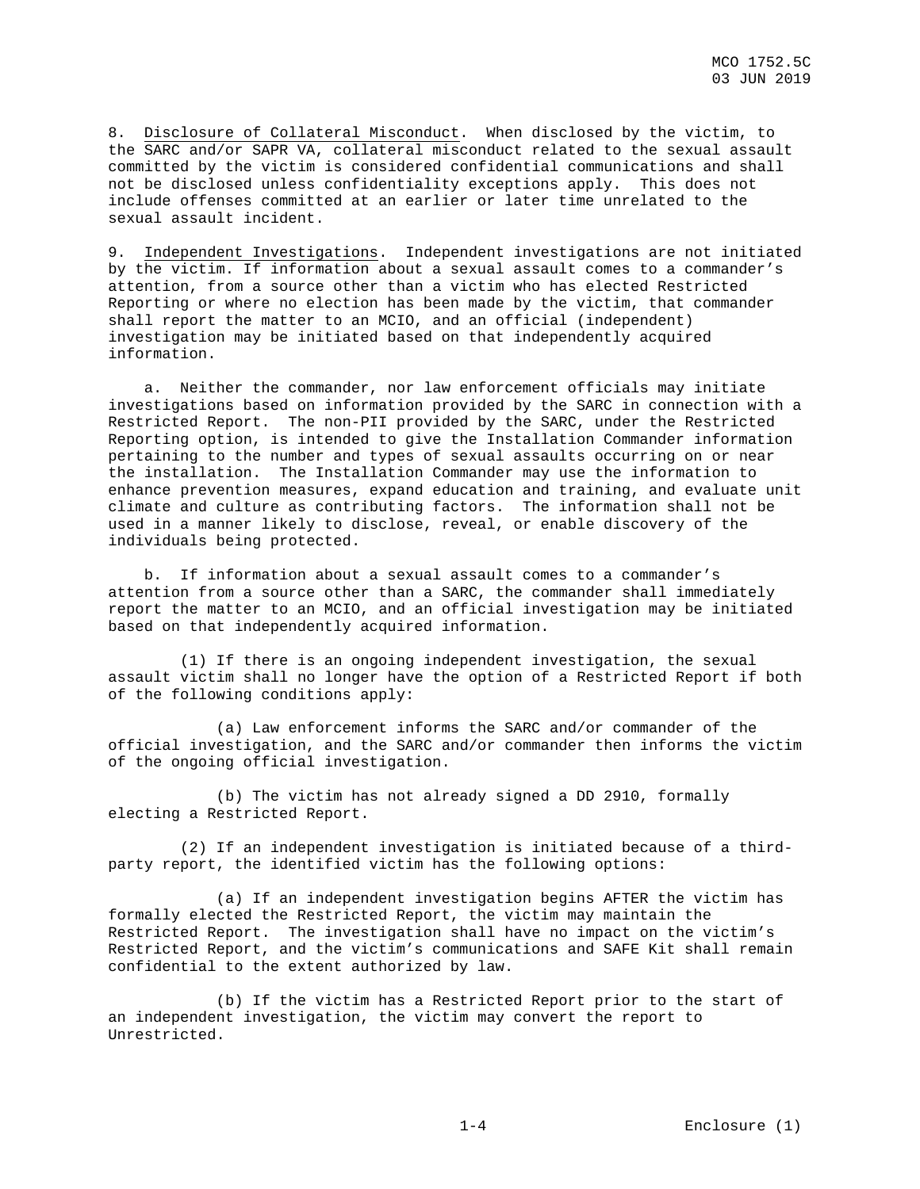8. Disclosure of Collateral Misconduct. When disclosed by the victim, to the SARC and/or SAPR VA, collateral misconduct related to the sexual assault committed by the victim is considered confidential communications and shall not be disclosed unless confidentiality exceptions apply. This does not include offenses committed at an earlier or later time unrelated to the sexual assault incident.

9. Independent Investigations. Independent investigations are not initiated by the victim. If information about a sexual assault comes to a commander's attention, from a source other than a victim who has elected Restricted Reporting or where no election has been made by the victim, that commander shall report the matter to an MCIO, and an official (independent) investigation may be initiated based on that independently acquired information.

a. Neither the commander, nor law enforcement officials may initiate investigations based on information provided by the SARC in connection with a Restricted Report. The non-PII provided by the SARC, under the Restricted Reporting option, is intended to give the Installation Commander information pertaining to the number and types of sexual assaults occurring on or near the installation. The Installation Commander may use the information to enhance prevention measures, expand education and training, and evaluate unit climate and culture as contributing factors. The information shall not be used in a manner likely to disclose, reveal, or enable discovery of the individuals being protected.

b. If information about a sexual assault comes to a commander's attention from a source other than a SARC, the commander shall immediately report the matter to an MCIO, and an official investigation may be initiated based on that independently acquired information.

(1) If there is an ongoing independent investigation, the sexual assault victim shall no longer have the option of a Restricted Report if both of the following conditions apply:

(a) Law enforcement informs the SARC and/or commander of the official investigation, and the SARC and/or commander then informs the victim of the ongoing official investigation.

(b) The victim has not already signed a DD 2910, formally electing a Restricted Report.

(2) If an independent investigation is initiated because of a third-party report, the identified victim has the following options:

(a) If an independent investigation begins AFTER the victim has formally elected the Restricted Report, the victim may maintain the Restricted Report. The investigation shall have no impact on the victim's Restricted Report, and the victim's communications and SAFE Kit shall remain confidential to the extent authorized by law.

(b) If the victim has a Restricted Report prior to the start of an independent investigation, the victim may convert the report to Unrestricted.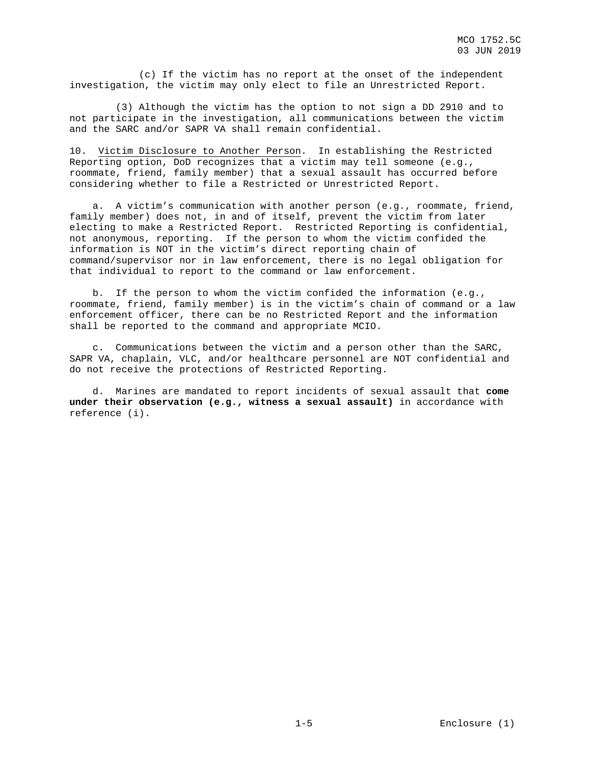(c) If the victim has no report at the onset of the independent investigation, the victim may only elect to file an Unrestricted Report.

(3) Although the victim has the option to not sign a DD 2910 and to not participate in the investigation, all communications between the victim and the SARC and/or SAPR VA shall remain confidential.

10. Victim Disclosure to Another Person. In establishing the Restricted Reporting option, DoD recognizes that a victim may tell someone (e.g., roommate, friend, family member) that a sexual assault has occurred before considering whether to file a Restricted or Unrestricted Report.

a. A victim's communication with another person (e.g., roommate, friend, family member) does not, in and of itself, prevent the victim from later electing to make a Restricted Report. Restricted Reporting is confidential, not anonymous, reporting. If the person to whom the victim confided the information is NOT in the victim's direct reporting chain of command/supervisor nor in law enforcement, there is no legal obligation for that individual to report to the command or law enforcement.

b. If the person to whom the victim confided the information (e.g., roommate, friend, family member) is in the victim's chain of command or a law enforcement officer, there can be no Restricted Report and the information shall be reported to the command and appropriate MCIO.

c. Communications between the victim and a person other than the SARC, SAPR VA, chaplain, VLC, and/or healthcare personnel are NOT confidential and do not receive the protections of Restricted Reporting.

d. Marines are mandated to report incidents of sexual assault that **come under their observation (e.g., witness a sexual assault)** in accordance with reference (i).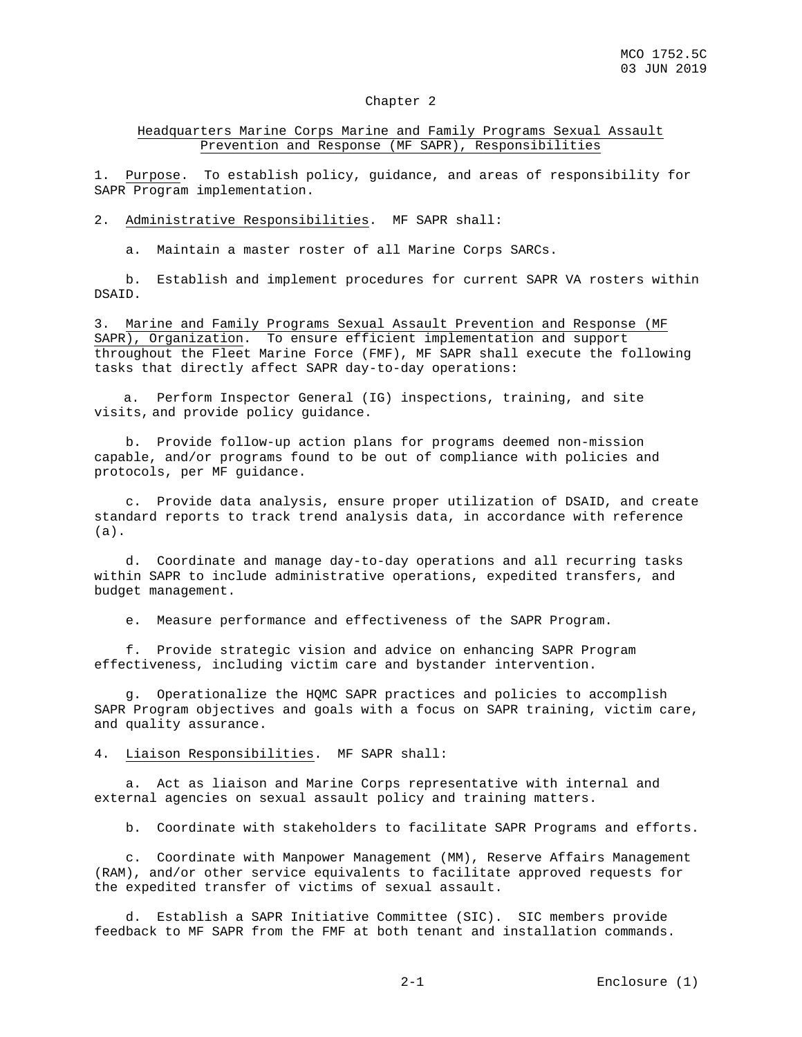# Chapter 2

## Headquarters Marine Corps Marine and Family Programs Sexual Assault Prevention and Response (MF SAPR), Responsibilities

1. Purpose. To establish policy, guidance, and areas of responsibility for SAPR Program implementation.

2. Administrative Responsibilities. MF SAPR shall:

   a. Maintain a master roster of all Marine Corps SARCs.

   b. Establish and implement procedures for current SAPR VA rosters within DSAID.

3. Marine and Family Programs Sexual Assault Prevention and Response (MF SAPR), Organization. To ensure efficient implementation and support throughout the Fleet Marine Force (FMF), MF SAPR shall execute the following tasks that directly affect SAPR day-to-day operations:

   a. Perform Inspector General (IG) inspections, training, and site visits, and provide policy guidance.

   b. Provide follow-up action plans for programs deemed non-mission capable, and/or programs found to be out of compliance with policies and protocols, per MF guidance.

   c. Provide data analysis, ensure proper utilization of DSAID, and create standard reports to track trend analysis data, in accordance with reference (a).

   d. Coordinate and manage day-to-day operations and all recurring tasks within SAPR to include administrative operations, expedited transfers, and budget management.

   e. Measure performance and effectiveness of the SAPR Program.

   f. Provide strategic vision and advice on enhancing SAPR Program effectiveness, including victim care and bystander intervention.

   g. Operationalize the HQMC SAPR practices and policies to accomplish SAPR Program objectives and goals with a focus on SAPR training, victim care, and quality assurance.

4. Liaison Responsibilities. MF SAPR shall:

   a. Act as liaison and Marine Corps representative with internal and external agencies on sexual assault policy and training matters.

   b. Coordinate with stakeholders to facilitate SAPR Programs and efforts.

   c. Coordinate with Manpower Management (MM), Reserve Affairs Management (RAM), and/or other service equivalents to facilitate approved requests for the expedited transfer of victims of sexual assault.

   d. Establish a SAPR Initiative Committee (SIC). SIC members provide feedback to MF SAPR from the FMF at both tenant and installation commands.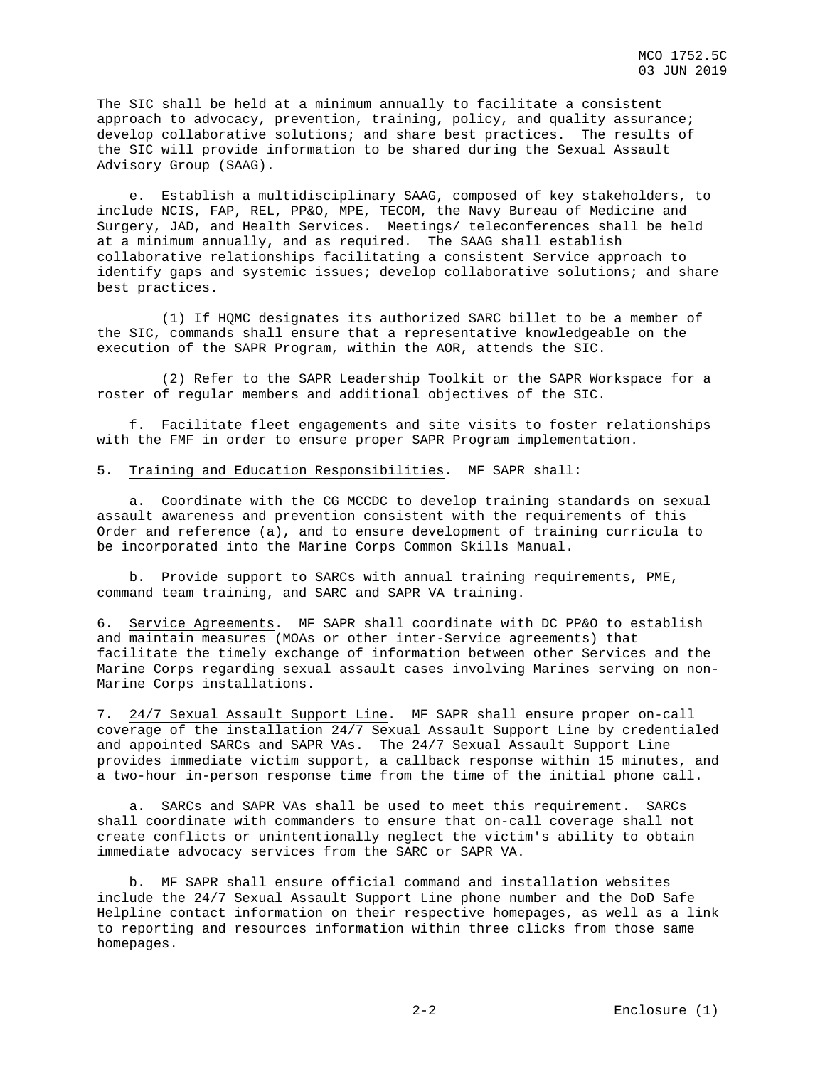The SIC shall be held at a minimum annually to facilitate a consistent approach to advocacy, prevention, training, policy, and quality assurance; develop collaborative solutions; and share best practices. The results of the SIC will provide information to be shared during the Sexual Assault Advisory Group (SAAG).

e. Establish a multidisciplinary SAAG, composed of key stakeholders, to include NCIS, FAP, REL, PP&O, MPE, TECOM, the Navy Bureau of Medicine and Surgery, JAD, and Health Services. Meetings/ teleconferences shall be held at a minimum annually, and as required. The SAAG shall establish collaborative relationships facilitating a consistent Service approach to identify gaps and systemic issues; develop collaborative solutions; and share best practices.

(1) If HQMC designates its authorized SARC billet to be a member of the SIC, commands shall ensure that a representative knowledgeable on the execution of the SAPR Program, within the AOR, attends the SIC.

(2) Refer to the SAPR Leadership Toolkit or the SAPR Workspace for a roster of regular members and additional objectives of the SIC.

f. Facilitate fleet engagements and site visits to foster relationships with the FMF in order to ensure proper SAPR Program implementation.

5. Training and Education Responsibilities. MF SAPR shall:

a. Coordinate with the CG MCCDC to develop training standards on sexual assault awareness and prevention consistent with the requirements of this Order and reference (a), and to ensure development of training curricula to be incorporated into the Marine Corps Common Skills Manual.

b. Provide support to SARCs with annual training requirements, PME, command team training, and SARC and SAPR VA training.

6. Service Agreements. MF SAPR shall coordinate with DC PP&O to establish and maintain measures (MOAs or other inter-Service agreements) that facilitate the timely exchange of information between other Services and the Marine Corps regarding sexual assault cases involving Marines serving on non-Marine Corps installations.

7. 24/7 Sexual Assault Support Line. MF SAPR shall ensure proper on-call coverage of the installation 24/7 Sexual Assault Support Line by credentialed and appointed SARCs and SAPR VAs. The 24/7 Sexual Assault Support Line provides immediate victim support, a callback response within 15 minutes, and a two-hour in-person response time from the time of the initial phone call.

a. SARCs and SAPR VAs shall be used to meet this requirement. SARCs shall coordinate with commanders to ensure that on-call coverage shall not create conflicts or unintentionally neglect the victim's ability to obtain immediate advocacy services from the SARC or SAPR VA.

b. MF SAPR shall ensure official command and installation websites include the 24/7 Sexual Assault Support Line phone number and the DoD Safe Helpline contact information on their respective homepages, as well as a link to reporting and resources information within three clicks from those same homepages.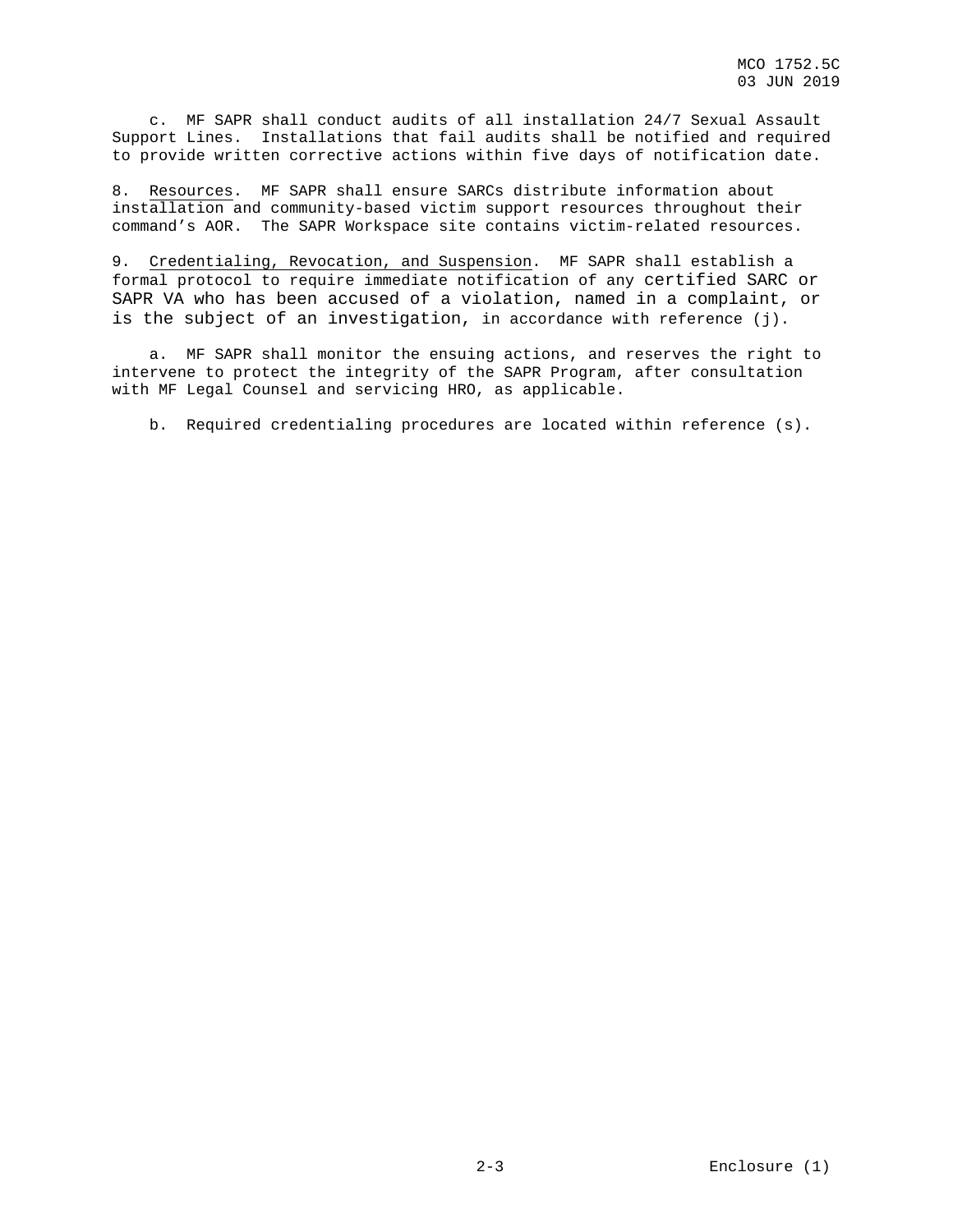c. MF SAPR shall conduct audits of all installation 24/7 Sexual Assault Support Lines. Installations that fail audits shall be notified and required to provide written corrective actions within five days of notification date.

8. Resources. MF SAPR shall ensure SARCs distribute information about installation and community-based victim support resources throughout their command's AOR. The SAPR Workspace site contains victim-related resources.

9. Credentialing, Revocation, and Suspension. MF SAPR shall establish a formal protocol to require immediate notification of any certified SARC or SAPR VA who has been accused of a violation, named in a complaint, or is the subject of an investigation, in accordance with reference (j).

a. MF SAPR shall monitor the ensuing actions, and reserves the right to intervene to protect the integrity of the SAPR Program, after consultation with MF Legal Counsel and servicing HRO, as applicable.

b. Required credentialing procedures are located within reference (s).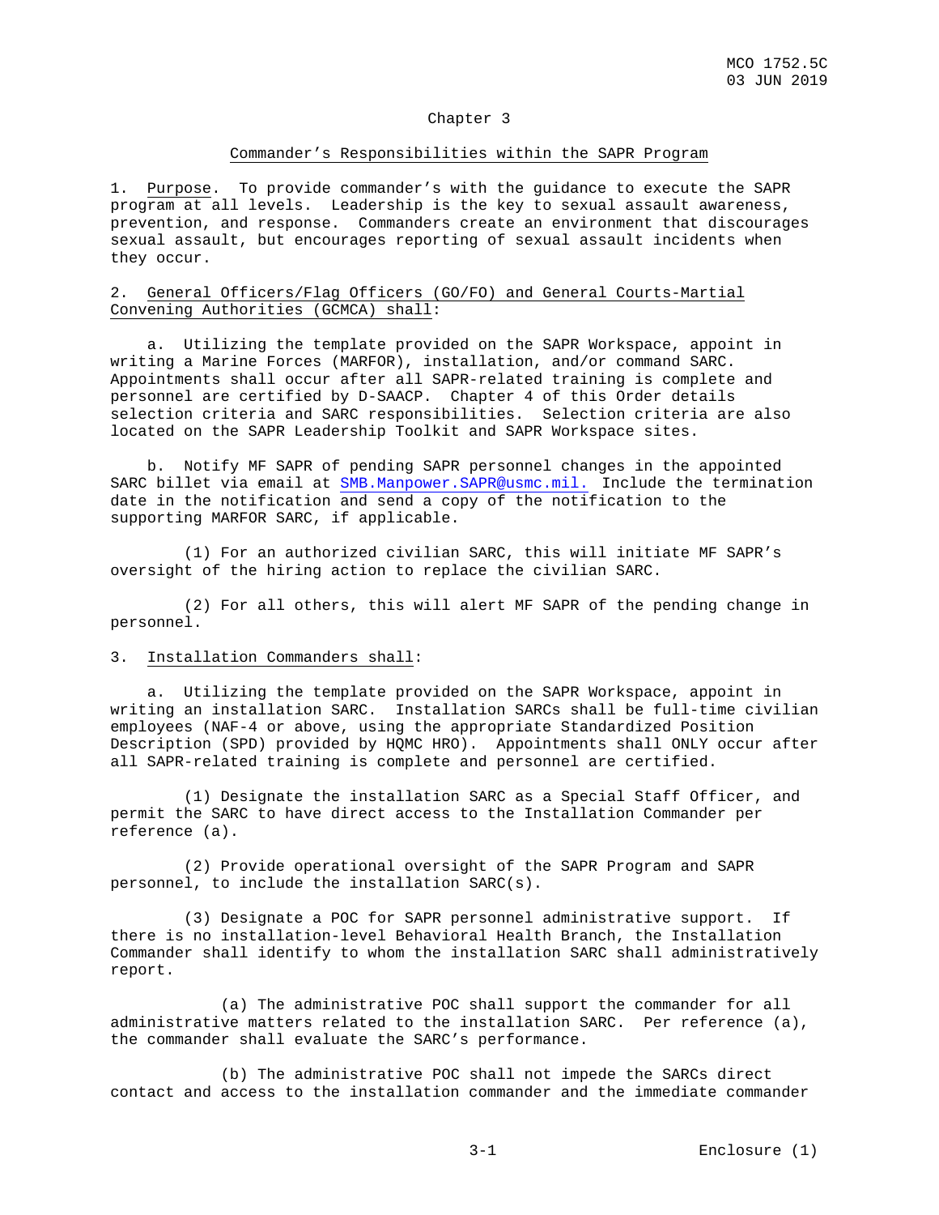# Chapter 3

## Commander's Responsibilities within the SAPR Program

1. Purpose. To provide commander's with the guidance to execute the SAPR program at all levels. Leadership is the key to sexual assault awareness, prevention, and response. Commanders create an environment that discourages sexual assault, but encourages reporting of sexual assault incidents when they occur.

2. General Officers/Flag Officers (GO/FO) and General Courts-Martial Convening Authorities (GCMCA) shall:

a. Utilizing the template provided on the SAPR Workspace, appoint in writing a Marine Forces (MARFOR), installation, and/or command SARC. Appointments shall occur after all SAPR-related training is complete and personnel are certified by D-SAACP. Chapter 4 of this Order details selection criteria and SARC responsibilities. Selection criteria are also located on the SAPR Leadership Toolkit and SAPR Workspace sites.

b. Notify MF SAPR of pending SAPR personnel changes in the appointed SARC billet via email at SMB.Manpower.SAPR@usmc.mil. Include the termination date in the notification and send a copy of the notification to the supporting MARFOR SARC, if applicable.

(1) For an authorized civilian SARC, this will initiate MF SAPR's oversight of the hiring action to replace the civilian SARC.

(2) For all others, this will alert MF SAPR of the pending change in personnel.

3. Installation Commanders shall:

a. Utilizing the template provided on the SAPR Workspace, appoint in writing an installation SARC. Installation SARCs shall be full-time civilian employees (NAF-4 or above, using the appropriate Standardized Position Description (SPD) provided by HQMC HRO). Appointments shall ONLY occur after all SAPR-related training is complete and personnel are certified.

(1) Designate the installation SARC as a Special Staff Officer, and permit the SARC to have direct access to the Installation Commander per reference (a).

(2) Provide operational oversight of the SAPR Program and SAPR personnel, to include the installation SARC(s).

(3) Designate a POC for SAPR personnel administrative support. If there is no installation-level Behavioral Health Branch, the Installation Commander shall identify to whom the installation SARC shall administratively report.

(a) The administrative POC shall support the commander for all administrative matters related to the installation SARC. Per reference (a), the commander shall evaluate the SARC's performance.

(b) The administrative POC shall not impede the SARCs direct contact and access to the installation commander and the immediate commander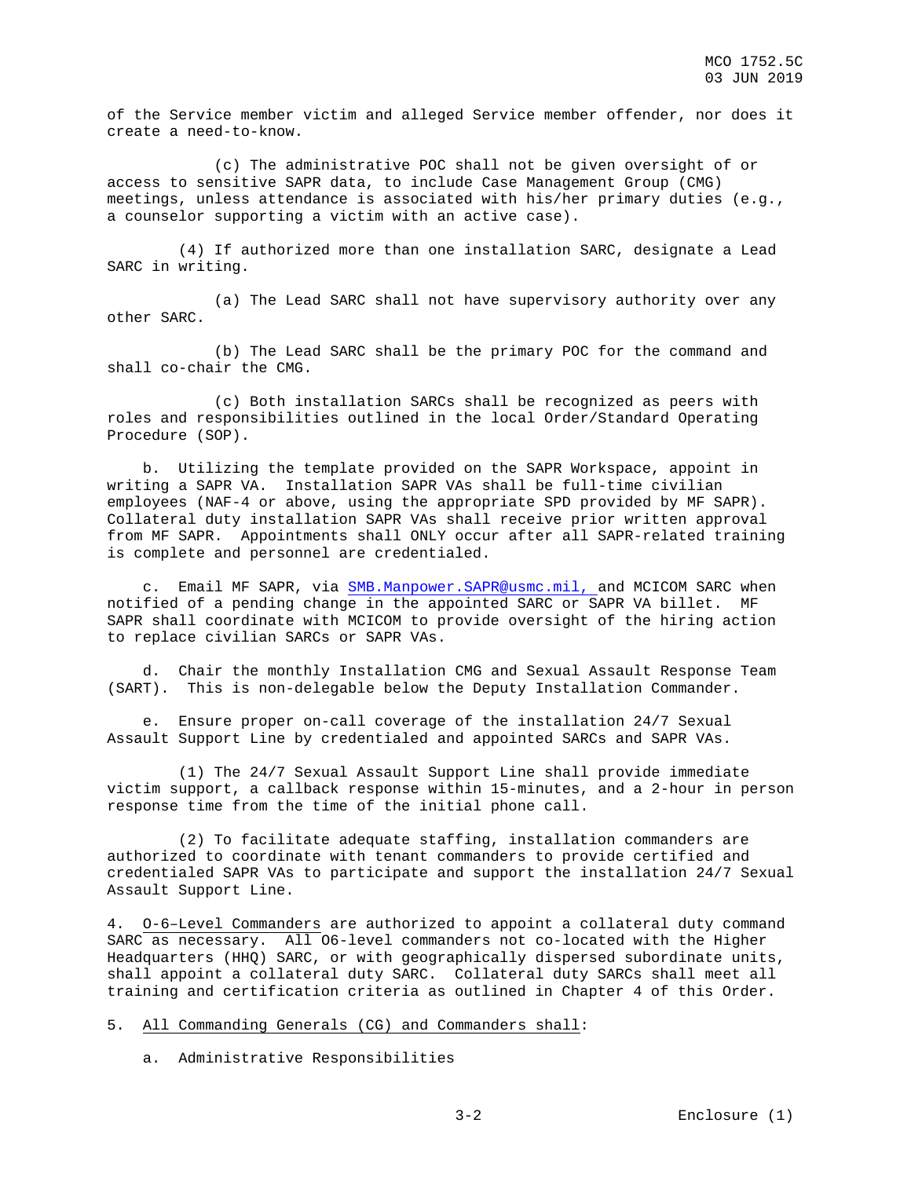of the Service member victim and alleged Service member offender, nor does it create a need-to-know.

(c) The administrative POC shall not be given oversight of or access to sensitive SAPR data, to include Case Management Group (CMG) meetings, unless attendance is associated with his/her primary duties (e.g., a counselor supporting a victim with an active case).

(4) If authorized more than one installation SARC, designate a Lead SARC in writing.

(a) The Lead SARC shall not have supervisory authority over any other SARC.

(b) The Lead SARC shall be the primary POC for the command and shall co-chair the CMG.

(c) Both installation SARCs shall be recognized as peers with roles and responsibilities outlined in the local Order/Standard Operating Procedure (SOP).

b. Utilizing the template provided on the SAPR Workspace, appoint in writing a SAPR VA. Installation SAPR VAs shall be full-time civilian employees (NAF-4 or above, using the appropriate SPD provided by MF SAPR). Collateral duty installation SAPR VAs shall receive prior written approval from MF SAPR. Appointments shall ONLY occur after all SAPR-related training is complete and personnel are credentialed.

c. Email MF SAPR, via SMB.Manpower.SAPR@usmc.mil, and MCICOM SARC when notified of a pending change in the appointed SARC or SAPR VA billet. MF SAPR shall coordinate with MCICOM to provide oversight of the hiring action to replace civilian SARCs or SAPR VAs.

d. Chair the monthly Installation CMG and Sexual Assault Response Team (SART). This is non-delegable below the Deputy Installation Commander.

e. Ensure proper on-call coverage of the installation 24/7 Sexual Assault Support Line by credentialed and appointed SARCs and SAPR VAs.

(1) The 24/7 Sexual Assault Support Line shall provide immediate victim support, a callback response within 15-minutes, and a 2-hour in person response time from the time of the initial phone call.

(2) To facilitate adequate staffing, installation commanders are authorized to coordinate with tenant commanders to provide certified and credentialed SAPR VAs to participate and support the installation 24/7 Sexual Assault Support Line.

4. O-6–Level Commanders are authorized to appoint a collateral duty command SARC as necessary. All O6-level commanders not co-located with the Higher Headquarters (HHQ) SARC, or with geographically dispersed subordinate units, shall appoint a collateral duty SARC. Collateral duty SARCs shall meet all training and certification criteria as outlined in Chapter 4 of this Order.

5. All Commanding Generals (CG) and Commanders shall:

a. Administrative Responsibilities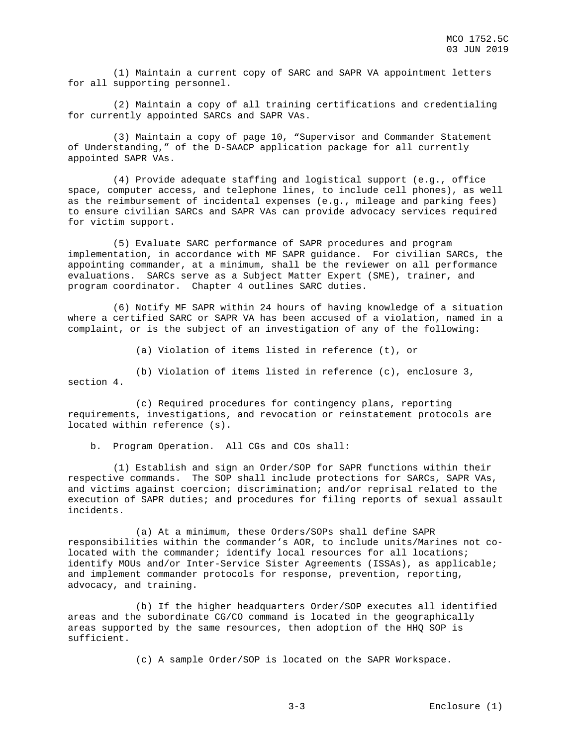(1) Maintain a current copy of SARC and SAPR VA appointment letters for all supporting personnel.

(2) Maintain a copy of all training certifications and credentialing for currently appointed SARCs and SAPR VAs.

(3) Maintain a copy of page 10, "Supervisor and Commander Statement of Understanding," of the D-SAACP application package for all currently appointed SAPR VAs.

(4) Provide adequate staffing and logistical support (e.g., office space, computer access, and telephone lines, to include cell phones), as well as the reimbursement of incidental expenses (e.g., mileage and parking fees) to ensure civilian SARCs and SAPR VAs can provide advocacy services required for victim support.

(5) Evaluate SARC performance of SAPR procedures and program implementation, in accordance with MF SAPR guidance. For civilian SARCs, the appointing commander, at a minimum, shall be the reviewer on all performance evaluations. SARCs serve as a Subject Matter Expert (SME), trainer, and program coordinator. Chapter 4 outlines SARC duties.

(6) Notify MF SAPR within 24 hours of having knowledge of a situation where a certified SARC or SAPR VA has been accused of a violation, named in a complaint, or is the subject of an investigation of any of the following:

(a) Violation of items listed in reference (t), or

(b) Violation of items listed in reference (c), enclosure 3, section 4.

(c) Required procedures for contingency plans, reporting requirements, investigations, and revocation or reinstatement protocols are located within reference (s).

b. Program Operation. All CGs and COs shall:

(1) Establish and sign an Order/SOP for SAPR functions within their respective commands. The SOP shall include protections for SARCs, SAPR VAs, and victims against coercion; discrimination; and/or reprisal related to the execution of SAPR duties; and procedures for filing reports of sexual assault incidents.

(a) At a minimum, these Orders/SOPs shall define SAPR responsibilities within the commander's AOR, to include units/Marines not co-located with the commander; identify local resources for all locations; identify MOUs and/or Inter-Service Sister Agreements (ISSAs), as applicable; and implement commander protocols for response, prevention, reporting, advocacy, and training.

(b) If the higher headquarters Order/SOP executes all identified areas and the subordinate CG/CO command is located in the geographically areas supported by the same resources, then adoption of the HHQ SOP is sufficient.

(c) A sample Order/SOP is located on the SAPR Workspace.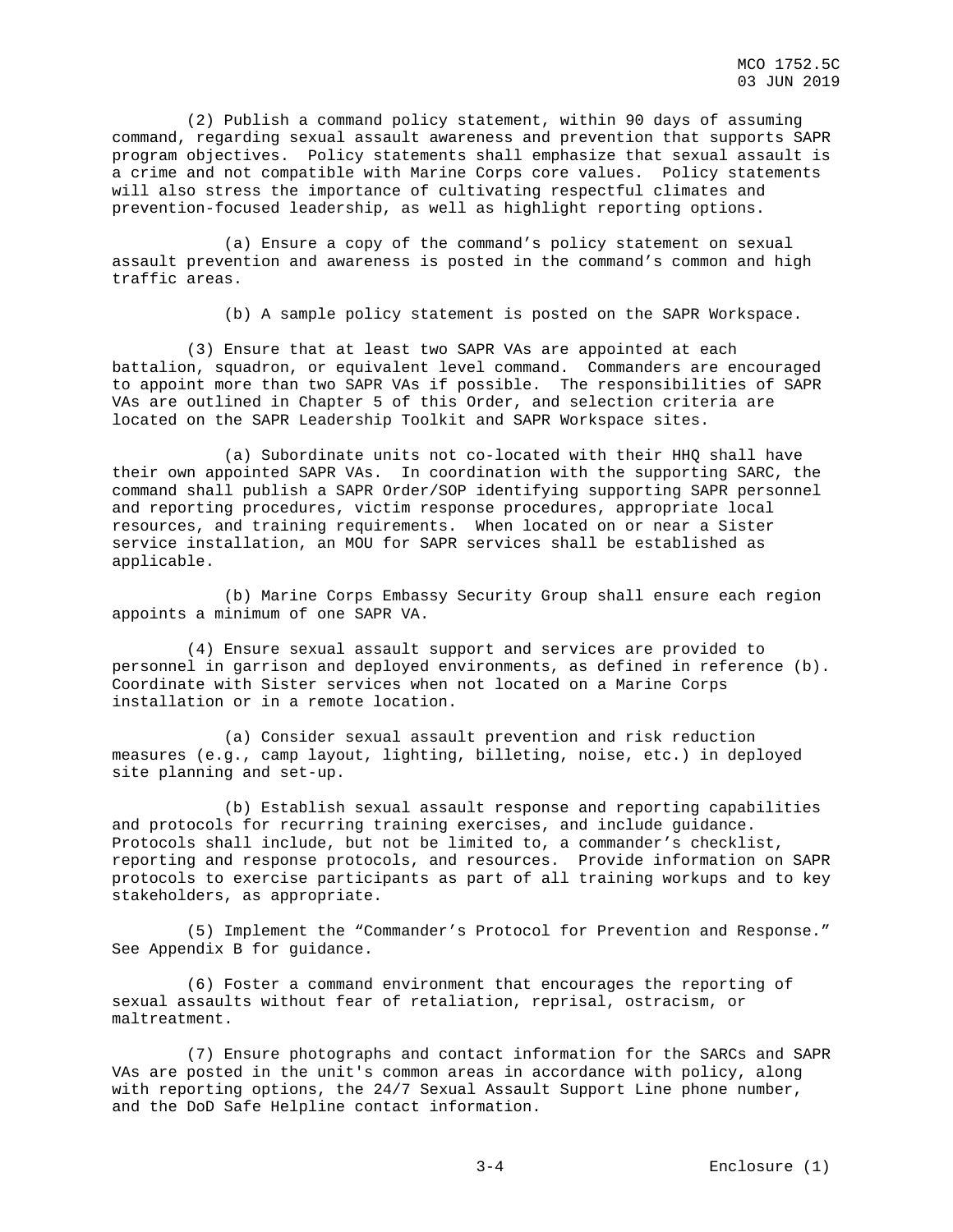(2) Publish a command policy statement, within 90 days of assuming command, regarding sexual assault awareness and prevention that supports SAPR program objectives. Policy statements shall emphasize that sexual assault is a crime and not compatible with Marine Corps core values. Policy statements will also stress the importance of cultivating respectful climates and prevention-focused leadership, as well as highlight reporting options.

(a) Ensure a copy of the command's policy statement on sexual assault prevention and awareness is posted in the command's common and high traffic areas.

(b) A sample policy statement is posted on the SAPR Workspace.

(3) Ensure that at least two SAPR VAs are appointed at each battalion, squadron, or equivalent level command. Commanders are encouraged to appoint more than two SAPR VAs if possible. The responsibilities of SAPR VAs are outlined in Chapter 5 of this Order, and selection criteria are located on the SAPR Leadership Toolkit and SAPR Workspace sites.

(a) Subordinate units not co-located with their HHQ shall have their own appointed SAPR VAs. In coordination with the supporting SARC, the command shall publish a SAPR Order/SOP identifying supporting SAPR personnel and reporting procedures, victim response procedures, appropriate local resources, and training requirements. When located on or near a Sister service installation, an MOU for SAPR services shall be established as applicable.

(b) Marine Corps Embassy Security Group shall ensure each region appoints a minimum of one SAPR VA.

(4) Ensure sexual assault support and services are provided to personnel in garrison and deployed environments, as defined in reference (b). Coordinate with Sister services when not located on a Marine Corps installation or in a remote location.

(a) Consider sexual assault prevention and risk reduction measures (e.g., camp layout, lighting, billeting, noise, etc.) in deployed site planning and set-up.

(b) Establish sexual assault response and reporting capabilities and protocols for recurring training exercises, and include guidance. Protocols shall include, but not be limited to, a commander's checklist, reporting and response protocols, and resources. Provide information on SAPR protocols to exercise participants as part of all training workups and to key stakeholders, as appropriate.

(5) Implement the "Commander's Protocol for Prevention and Response." See Appendix B for guidance.

(6) Foster a command environment that encourages the reporting of sexual assaults without fear of retaliation, reprisal, ostracism, or maltreatment.

(7) Ensure photographs and contact information for the SARCs and SAPR VAs are posted in the unit's common areas in accordance with policy, along with reporting options, the 24/7 Sexual Assault Support Line phone number, and the DoD Safe Helpline contact information.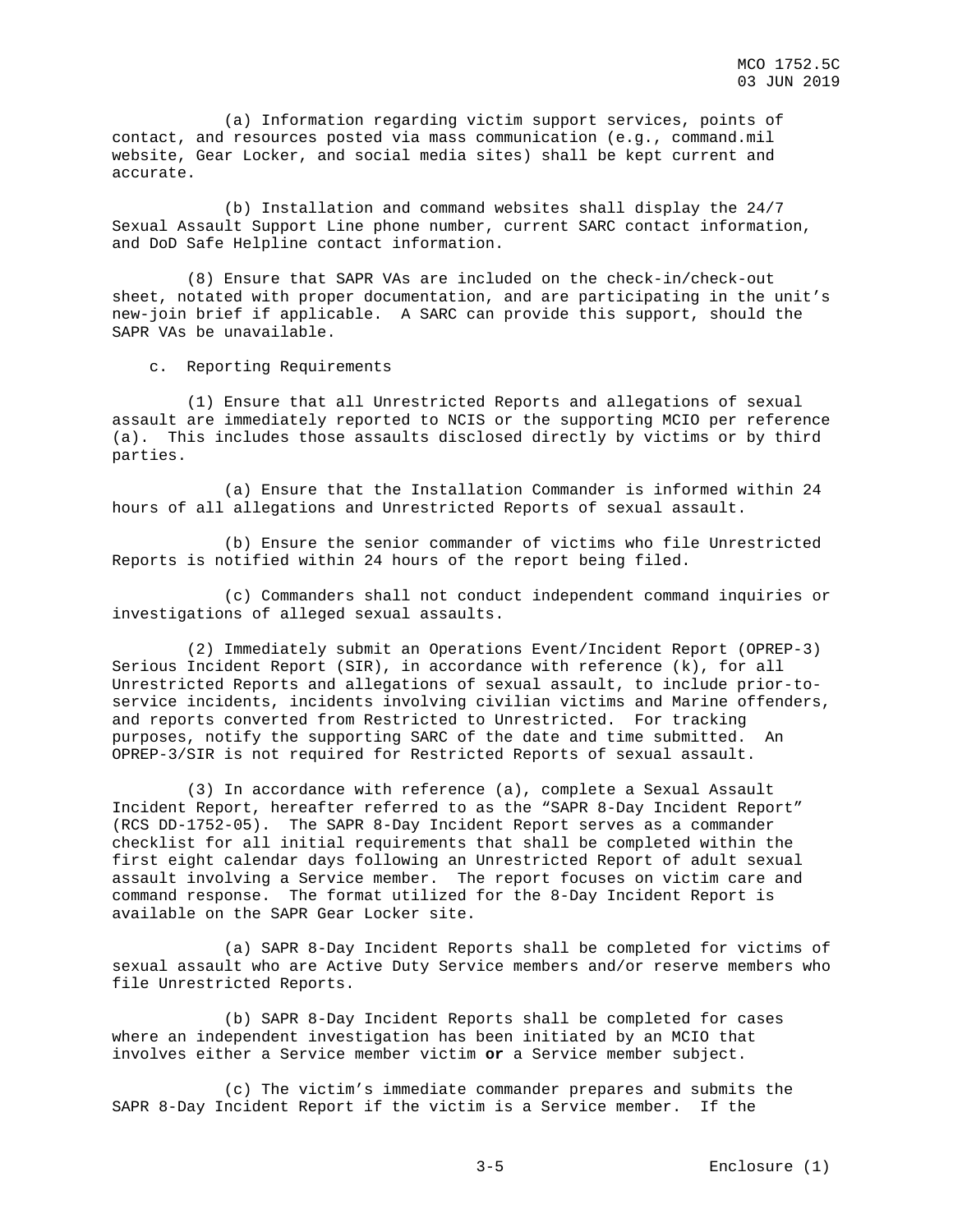(a) Information regarding victim support services, points of contact, and resources posted via mass communication (e.g., command.mil website, Gear Locker, and social media sites) shall be kept current and accurate.

(b) Installation and command websites shall display the 24/7 Sexual Assault Support Line phone number, current SARC contact information, and DoD Safe Helpline contact information.

(8) Ensure that SAPR VAs are included on the check-in/check-out sheet, notated with proper documentation, and are participating in the unit's new-join brief if applicable. A SARC can provide this support, should the SAPR VAs be unavailable.

c. Reporting Requirements

(1) Ensure that all Unrestricted Reports and allegations of sexual assault are immediately reported to NCIS or the supporting MCIO per reference (a). This includes those assaults disclosed directly by victims or by third parties.

(a) Ensure that the Installation Commander is informed within 24 hours of all allegations and Unrestricted Reports of sexual assault.

(b) Ensure the senior commander of victims who file Unrestricted Reports is notified within 24 hours of the report being filed.

(c) Commanders shall not conduct independent command inquiries or investigations of alleged sexual assaults.

(2) Immediately submit an Operations Event/Incident Report (OPREP-3) Serious Incident Report (SIR), in accordance with reference (k), for all Unrestricted Reports and allegations of sexual assault, to include prior-to-service incidents, incidents involving civilian victims and Marine offenders, and reports converted from Restricted to Unrestricted. For tracking purposes, notify the supporting SARC of the date and time submitted. An OPREP-3/SIR is not required for Restricted Reports of sexual assault.

(3) In accordance with reference (a), complete a Sexual Assault Incident Report, hereafter referred to as the "SAPR 8-Day Incident Report" (RCS DD-1752-05). The SAPR 8-Day Incident Report serves as a commander checklist for all initial requirements that shall be completed within the first eight calendar days following an Unrestricted Report of adult sexual assault involving a Service member. The report focuses on victim care and command response. The format utilized for the 8-Day Incident Report is available on the SAPR Gear Locker site.

(a) SAPR 8-Day Incident Reports shall be completed for victims of sexual assault who are Active Duty Service members and/or reserve members who file Unrestricted Reports.

(b) SAPR 8-Day Incident Reports shall be completed for cases where an independent investigation has been initiated by an MCIO that involves either a Service member victim **or** a Service member subject.

(c) The victim's immediate commander prepares and submits the SAPR 8-Day Incident Report if the victim is a Service member. If the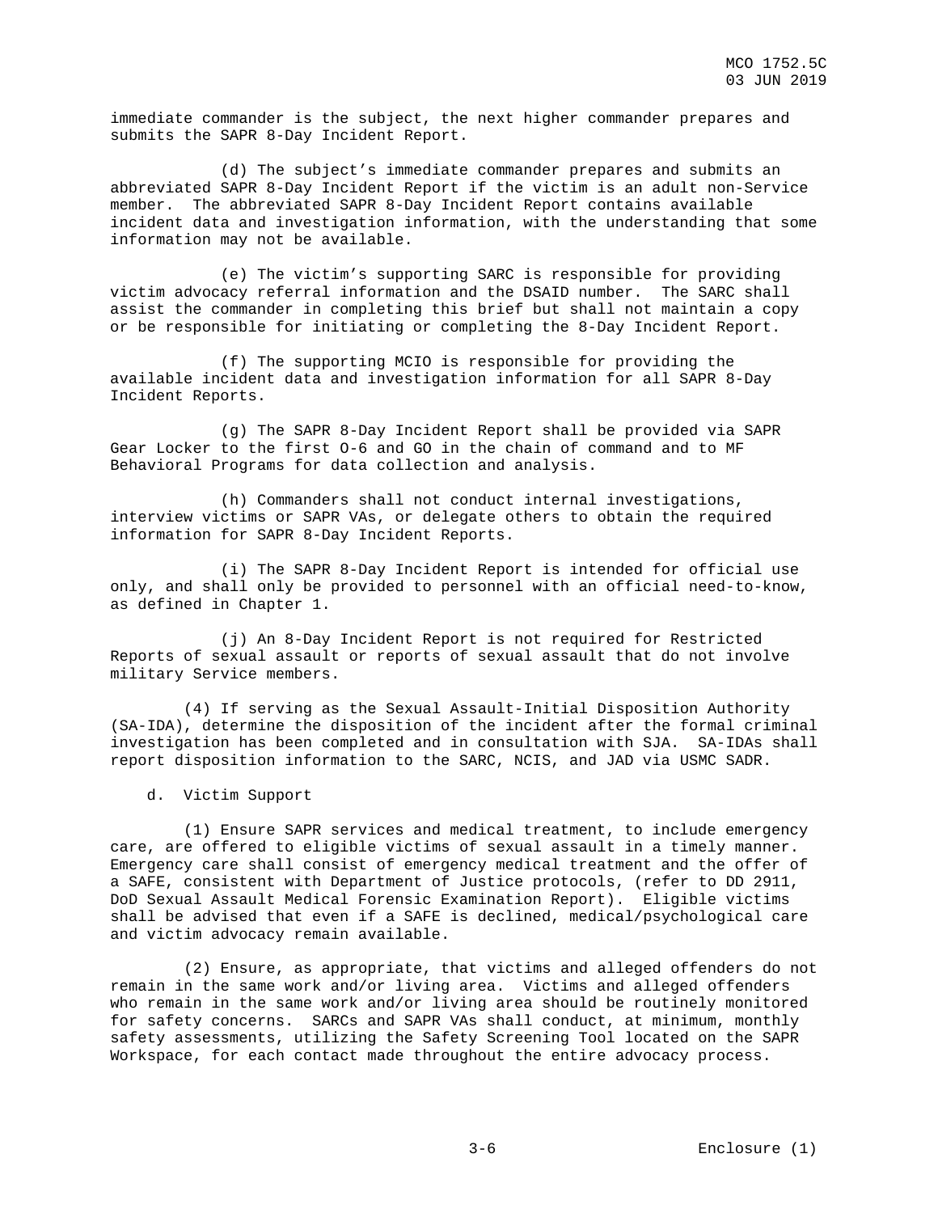immediate commander is the subject, the next higher commander prepares and submits the SAPR 8-Day Incident Report.

(d) The subject's immediate commander prepares and submits an abbreviated SAPR 8-Day Incident Report if the victim is an adult non-Service member. The abbreviated SAPR 8-Day Incident Report contains available incident data and investigation information, with the understanding that some information may not be available.

(e) The victim's supporting SARC is responsible for providing victim advocacy referral information and the DSAID number. The SARC shall assist the commander in completing this brief but shall not maintain a copy or be responsible for initiating or completing the 8-Day Incident Report.

(f) The supporting MCIO is responsible for providing the available incident data and investigation information for all SAPR 8-Day Incident Reports.

(g) The SAPR 8-Day Incident Report shall be provided via SAPR Gear Locker to the first O-6 and GO in the chain of command and to MF Behavioral Programs for data collection and analysis.

(h) Commanders shall not conduct internal investigations, interview victims or SAPR VAs, or delegate others to obtain the required information for SAPR 8-Day Incident Reports.

(i) The SAPR 8-Day Incident Report is intended for official use only, and shall only be provided to personnel with an official need-to-know, as defined in Chapter 1.

(j) An 8-Day Incident Report is not required for Restricted Reports of sexual assault or reports of sexual assault that do not involve military Service members.

(4) If serving as the Sexual Assault-Initial Disposition Authority (SA-IDA), determine the disposition of the incident after the formal criminal investigation has been completed and in consultation with SJA. SA-IDAs shall report disposition information to the SARC, NCIS, and JAD via USMC SADR.

d. Victim Support

(1) Ensure SAPR services and medical treatment, to include emergency care, are offered to eligible victims of sexual assault in a timely manner. Emergency care shall consist of emergency medical treatment and the offer of a SAFE, consistent with Department of Justice protocols, (refer to DD 2911, DoD Sexual Assault Medical Forensic Examination Report). Eligible victims shall be advised that even if a SAFE is declined, medical/psychological care and victim advocacy remain available.

(2) Ensure, as appropriate, that victims and alleged offenders do not remain in the same work and/or living area. Victims and alleged offenders who remain in the same work and/or living area should be routinely monitored for safety concerns. SARCs and SAPR VAs shall conduct, at minimum, monthly safety assessments, utilizing the Safety Screening Tool located on the SAPR Workspace, for each contact made throughout the entire advocacy process.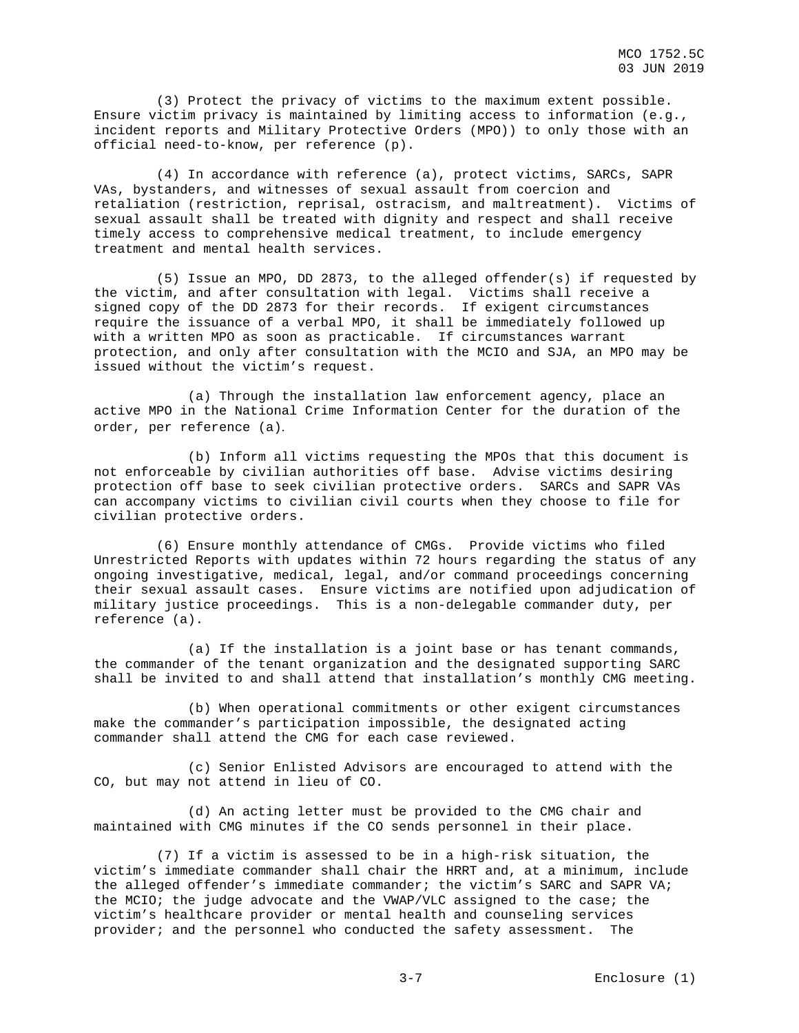(3) Protect the privacy of victims to the maximum extent possible. Ensure victim privacy is maintained by limiting access to information (e.g., incident reports and Military Protective Orders (MPO)) to only those with an official need-to-know, per reference (p).

(4) In accordance with reference (a), protect victims, SARCs, SAPR VAs, bystanders, and witnesses of sexual assault from coercion and retaliation (restriction, reprisal, ostracism, and maltreatment). Victims of sexual assault shall be treated with dignity and respect and shall receive timely access to comprehensive medical treatment, to include emergency treatment and mental health services.

(5) Issue an MPO, DD 2873, to the alleged offender(s) if requested by the victim, and after consultation with legal. Victims shall receive a signed copy of the DD 2873 for their records. If exigent circumstances require the issuance of a verbal MPO, it shall be immediately followed up with a written MPO as soon as practicable. If circumstances warrant protection, and only after consultation with the MCIO and SJA, an MPO may be issued without the victim's request.

(a) Through the installation law enforcement agency, place an active MPO in the National Crime Information Center for the duration of the order, per reference (a).

(b) Inform all victims requesting the MPOs that this document is not enforceable by civilian authorities off base. Advise victims desiring protection off base to seek civilian protective orders. SARCs and SAPR VAs can accompany victims to civilian civil courts when they choose to file for civilian protective orders.

(6) Ensure monthly attendance of CMGs. Provide victims who filed Unrestricted Reports with updates within 72 hours regarding the status of any ongoing investigative, medical, legal, and/or command proceedings concerning their sexual assault cases. Ensure victims are notified upon adjudication of military justice proceedings. This is a non-delegable commander duty, per reference (a).

(a) If the installation is a joint base or has tenant commands, the commander of the tenant organization and the designated supporting SARC shall be invited to and shall attend that installation's monthly CMG meeting.

(b) When operational commitments or other exigent circumstances make the commander's participation impossible, the designated acting commander shall attend the CMG for each case reviewed.

(c) Senior Enlisted Advisors are encouraged to attend with the CO, but may not attend in lieu of CO.

(d) An acting letter must be provided to the CMG chair and maintained with CMG minutes if the CO sends personnel in their place.

(7) If a victim is assessed to be in a high-risk situation, the victim's immediate commander shall chair the HRRT and, at a minimum, include the alleged offender's immediate commander; the victim's SARC and SAPR VA; the MCIO; the judge advocate and the VWAP/VLC assigned to the case; the victim's healthcare provider or mental health and counseling services provider; and the personnel who conducted the safety assessment. The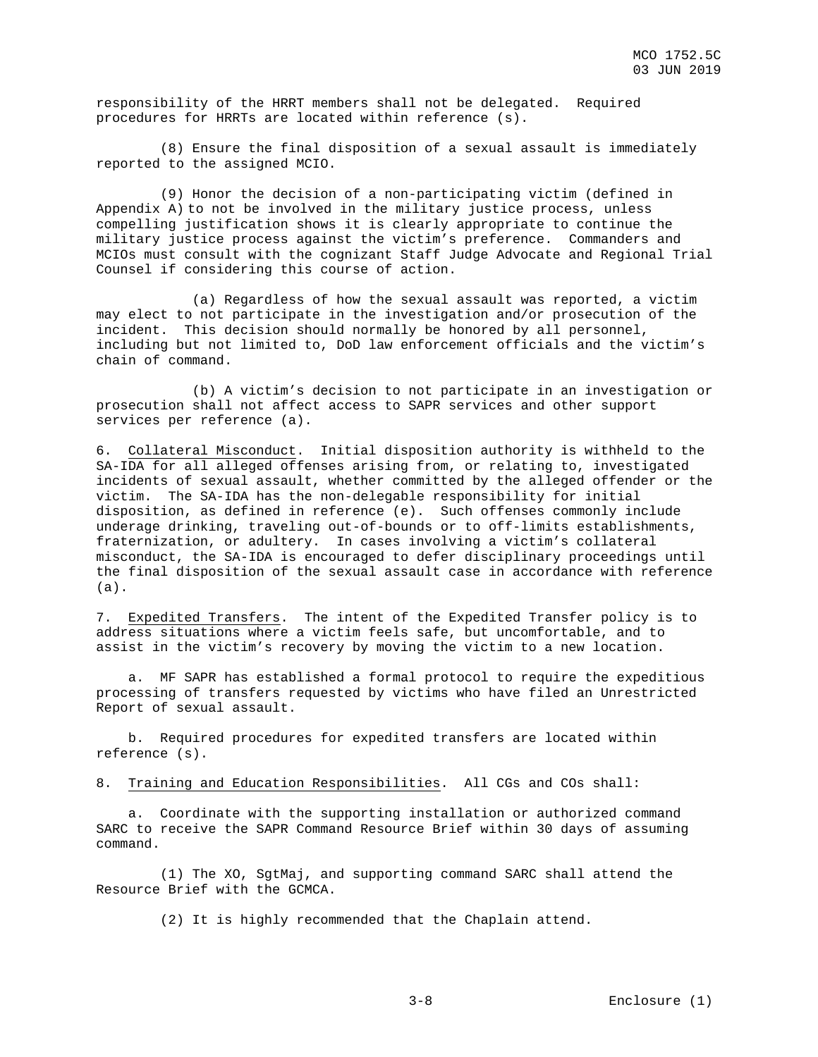responsibility of the HRRT members shall not be delegated. Required procedures for HRRTs are located within reference (s).

(8) Ensure the final disposition of a sexual assault is immediately reported to the assigned MCIO.

(9) Honor the decision of a non-participating victim (defined in Appendix A) to not be involved in the military justice process, unless compelling justification shows it is clearly appropriate to continue the military justice process against the victim's preference. Commanders and MCIOs must consult with the cognizant Staff Judge Advocate and Regional Trial Counsel if considering this course of action.

(a) Regardless of how the sexual assault was reported, a victim may elect to not participate in the investigation and/or prosecution of the incident. This decision should normally be honored by all personnel, including but not limited to, DoD law enforcement officials and the victim's chain of command.

(b) A victim's decision to not participate in an investigation or prosecution shall not affect access to SAPR services and other support services per reference (a).

6. Collateral Misconduct. Initial disposition authority is withheld to the SA-IDA for all alleged offenses arising from, or relating to, investigated incidents of sexual assault, whether committed by the alleged offender or the victim. The SA-IDA has the non-delegable responsibility for initial disposition, as defined in reference (e). Such offenses commonly include underage drinking, traveling out-of-bounds or to off-limits establishments, fraternization, or adultery. In cases involving a victim's collateral misconduct, the SA-IDA is encouraged to defer disciplinary proceedings until the final disposition of the sexual assault case in accordance with reference (a).

7. Expedited Transfers. The intent of the Expedited Transfer policy is to address situations where a victim feels safe, but uncomfortable, and to assist in the victim's recovery by moving the victim to a new location.

a. MF SAPR has established a formal protocol to require the expeditious processing of transfers requested by victims who have filed an Unrestricted Report of sexual assault.

b. Required procedures for expedited transfers are located within reference (s).

8. Training and Education Responsibilities. All CGs and COs shall:

a. Coordinate with the supporting installation or authorized command SARC to receive the SAPR Command Resource Brief within 30 days of assuming command.

(1) The XO, SgtMaj, and supporting command SARC shall attend the Resource Brief with the GCMCA.

(2) It is highly recommended that the Chaplain attend.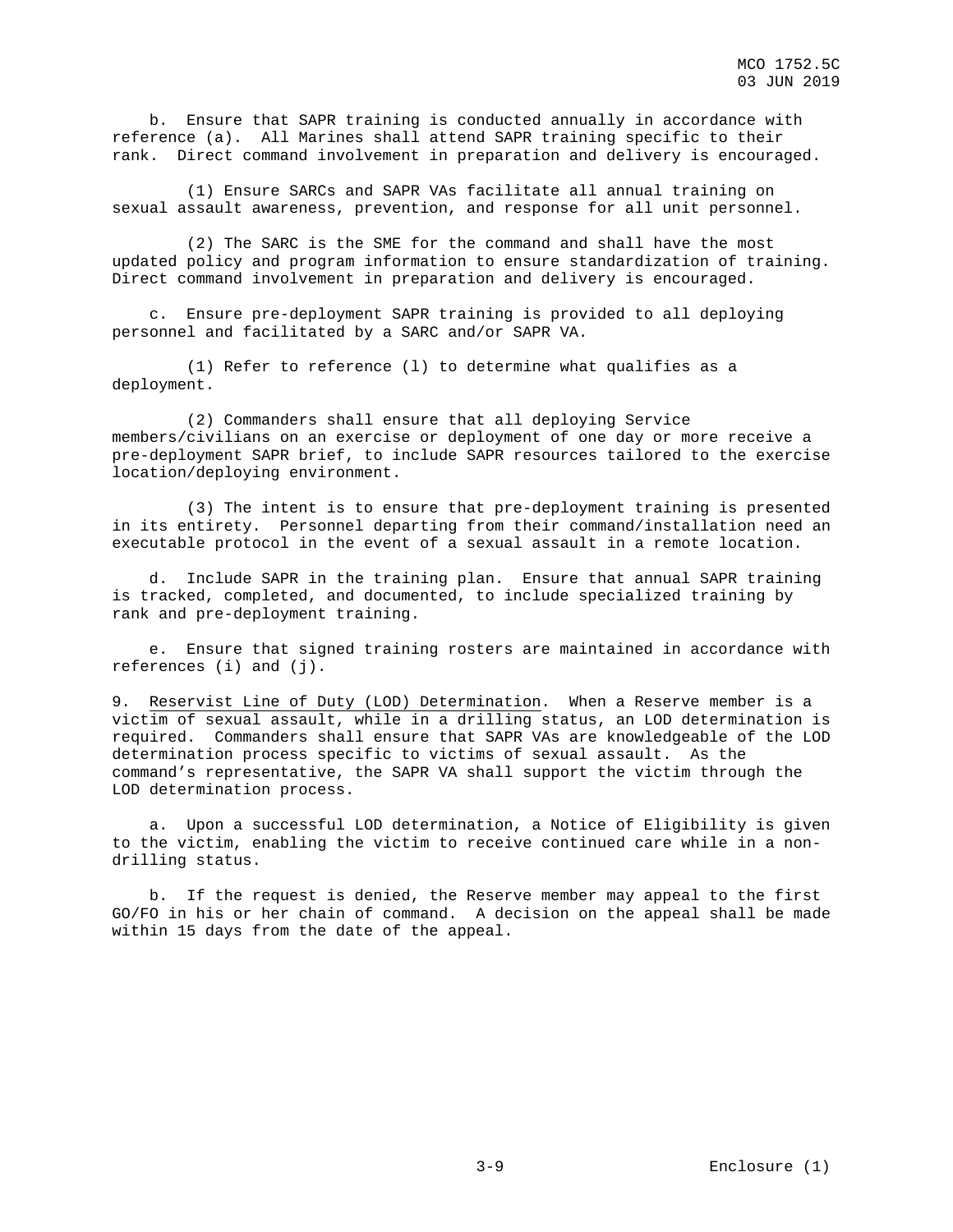b. Ensure that SAPR training is conducted annually in accordance with reference (a). All Marines shall attend SAPR training specific to their rank. Direct command involvement in preparation and delivery is encouraged.

(1) Ensure SARCs and SAPR VAs facilitate all annual training on sexual assault awareness, prevention, and response for all unit personnel.

(2) The SARC is the SME for the command and shall have the most updated policy and program information to ensure standardization of training. Direct command involvement in preparation and delivery is encouraged.

c. Ensure pre-deployment SAPR training is provided to all deploying personnel and facilitated by a SARC and/or SAPR VA.

(1) Refer to reference (l) to determine what qualifies as a deployment.

(2) Commanders shall ensure that all deploying Service members/civilians on an exercise or deployment of one day or more receive a pre-deployment SAPR brief, to include SAPR resources tailored to the exercise location/deploying environment.

(3) The intent is to ensure that pre-deployment training is presented in its entirety. Personnel departing from their command/installation need an executable protocol in the event of a sexual assault in a remote location.

d. Include SAPR in the training plan. Ensure that annual SAPR training is tracked, completed, and documented, to include specialized training by rank and pre-deployment training.

e. Ensure that signed training rosters are maintained in accordance with references (i) and (j).

9. Reservist Line of Duty (LOD) Determination. When a Reserve member is a victim of sexual assault, while in a drilling status, an LOD determination is required. Commanders shall ensure that SAPR VAs are knowledgeable of the LOD determination process specific to victims of sexual assault. As the command's representative, the SAPR VA shall support the victim through the LOD determination process.

a. Upon a successful LOD determination, a Notice of Eligibility is given to the victim, enabling the victim to receive continued care while in a non-drilling status.

b. If the request is denied, the Reserve member may appeal to the first GO/FO in his or her chain of command. A decision on the appeal shall be made within 15 days from the date of the appeal.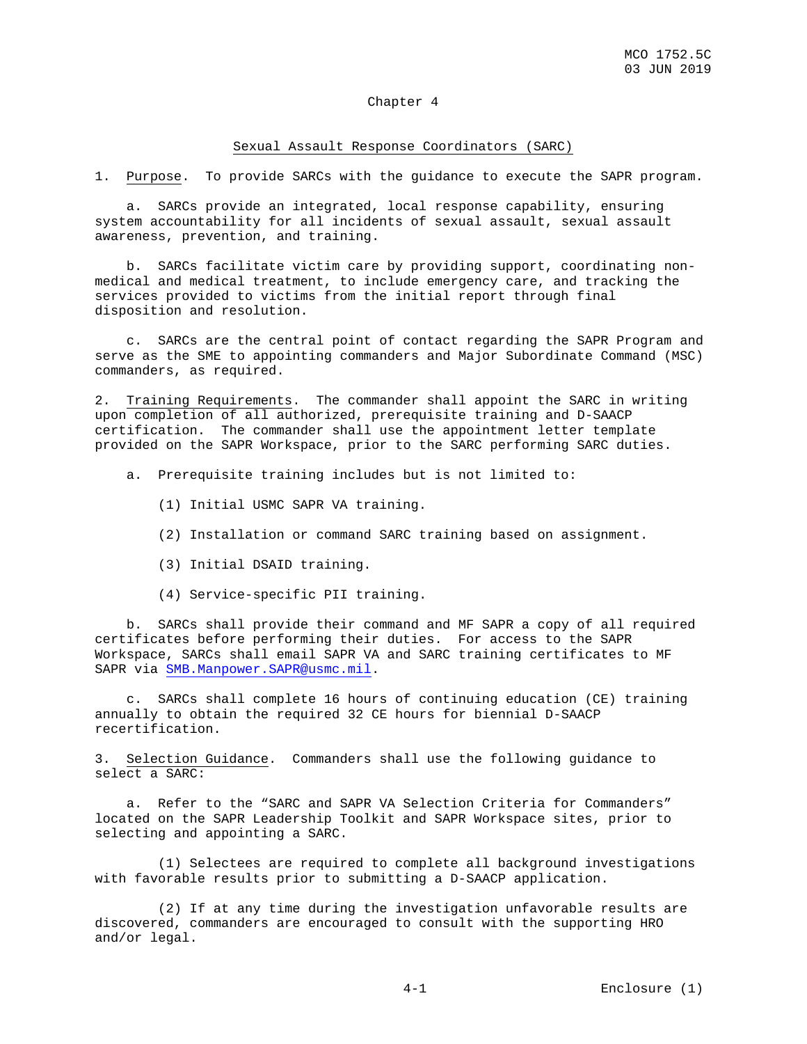# Chapter 4

## Sexual Assault Response Coordinators (SARC)

1. Purpose. To provide SARCs with the guidance to execute the SAPR program.

   a. SARCs provide an integrated, local response capability, ensuring system accountability for all incidents of sexual assault, sexual assault awareness, prevention, and training.

   b. SARCs facilitate victim care by providing support, coordinating non-medical and medical treatment, to include emergency care, and tracking the services provided to victims from the initial report through final disposition and resolution.

   c. SARCs are the central point of contact regarding the SAPR Program and serve as the SME to appointing commanders and Major Subordinate Command (MSC) commanders, as required.

2. Training Requirements. The commander shall appoint the SARC in writing upon completion of all authorized, prerequisite training and D-SAACP certification. The commander shall use the appointment letter template provided on the SAPR Workspace, prior to the SARC performing SARC duties.

   a. Prerequisite training includes but is not limited to:

      (1) Initial USMC SAPR VA training.

      (2) Installation or command SARC training based on assignment.

      (3) Initial DSAID training.

      (4) Service-specific PII training.

   b. SARCs shall provide their command and MF SAPR a copy of all required certificates before performing their duties. For access to the SAPR Workspace, SARCs shall email SAPR VA and SARC training certificates to MF SAPR via SMB.Manpower.SAPR@usmc.mil.

   c. SARCs shall complete 16 hours of continuing education (CE) training annually to obtain the required 32 CE hours for biennial D-SAACP recertification.

3. Selection Guidance. Commanders shall use the following guidance to select a SARC:

   a. Refer to the “SARC and SAPR VA Selection Criteria for Commanders” located on the SAPR Leadership Toolkit and SAPR Workspace sites, prior to selecting and appointing a SARC.

      (1) Selectees are required to complete all background investigations with favorable results prior to submitting a D-SAACP application.

      (2) If at any time during the investigation unfavorable results are discovered, commanders are encouraged to consult with the supporting HRO and/or legal.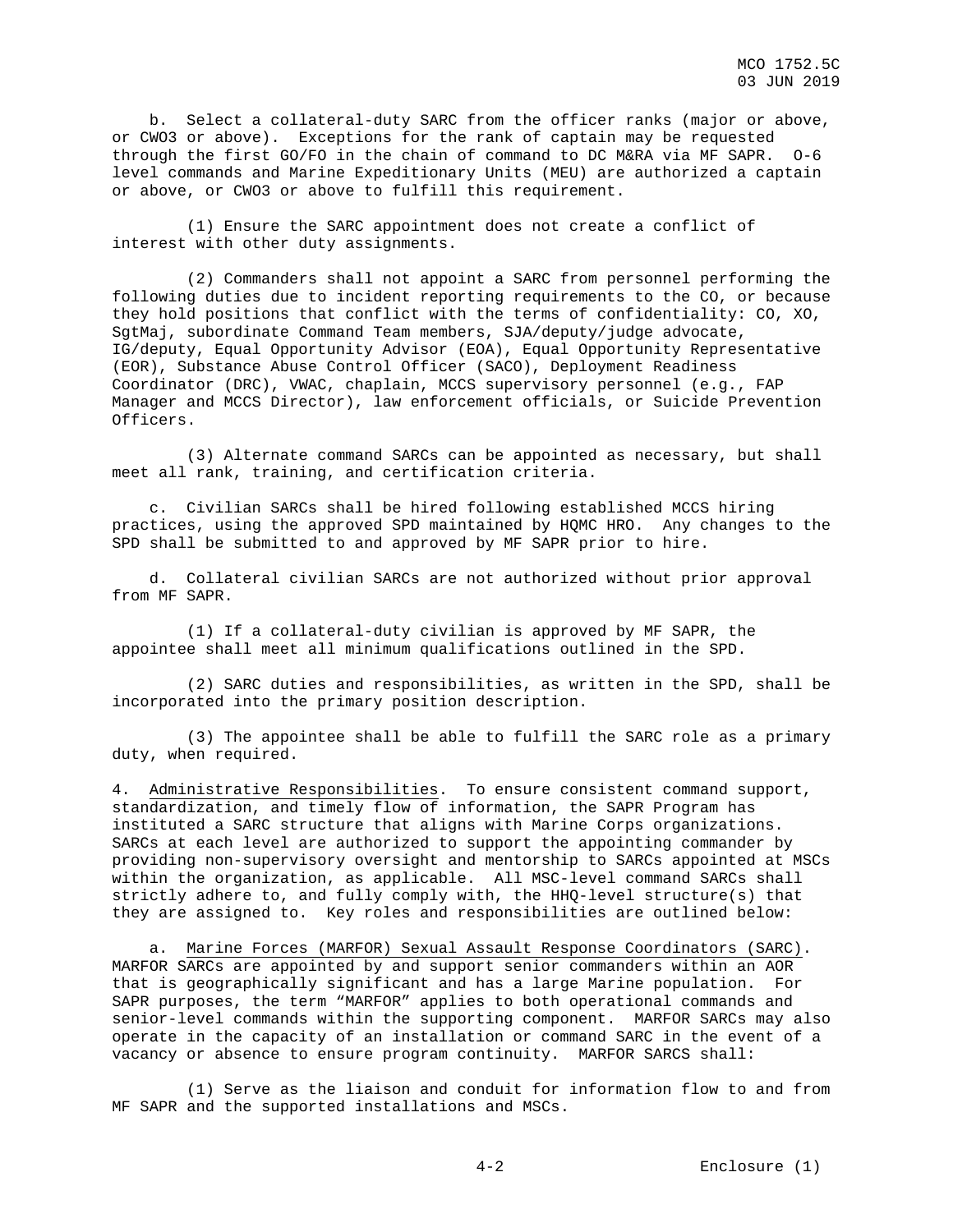b. Select a collateral-duty SARC from the officer ranks (major or above, or CWO3 or above). Exceptions for the rank of captain may be requested through the first GO/FO in the chain of command to DC M&RA via MF SAPR. O-6 level commands and Marine Expeditionary Units (MEU) are authorized a captain or above, or CWO3 or above to fulfill this requirement.

(1) Ensure the SARC appointment does not create a conflict of interest with other duty assignments.

(2) Commanders shall not appoint a SARC from personnel performing the following duties due to incident reporting requirements to the CO, or because they hold positions that conflict with the terms of confidentiality: CO, XO, SgtMaj, subordinate Command Team members, SJA/deputy/judge advocate, IG/deputy, Equal Opportunity Advisor (EOA), Equal Opportunity Representative (EOR), Substance Abuse Control Officer (SACO), Deployment Readiness Coordinator (DRC), VWAC, chaplain, MCCS supervisory personnel (e.g., FAP Manager and MCCS Director), law enforcement officials, or Suicide Prevention Officers.

(3) Alternate command SARCs can be appointed as necessary, but shall meet all rank, training, and certification criteria.

c. Civilian SARCs shall be hired following established MCCS hiring practices, using the approved SPD maintained by HQMC HRO. Any changes to the SPD shall be submitted to and approved by MF SAPR prior to hire.

d. Collateral civilian SARCs are not authorized without prior approval from MF SAPR.

(1) If a collateral-duty civilian is approved by MF SAPR, the appointee shall meet all minimum qualifications outlined in the SPD.

(2) SARC duties and responsibilities, as written in the SPD, shall be incorporated into the primary position description.

(3) The appointee shall be able to fulfill the SARC role as a primary duty, when required.

4. Administrative Responsibilities. To ensure consistent command support, standardization, and timely flow of information, the SAPR Program has instituted a SARC structure that aligns with Marine Corps organizations. SARCs at each level are authorized to support the appointing commander by providing non-supervisory oversight and mentorship to SARCs appointed at MSCs within the organization, as applicable. All MSC-level command SARCs shall strictly adhere to, and fully comply with, the HHQ-level structure(s) that they are assigned to. Key roles and responsibilities are outlined below:

a. Marine Forces (MARFOR) Sexual Assault Response Coordinators (SARC). MARFOR SARCs are appointed by and support senior commanders within an AOR that is geographically significant and has a large Marine population. For SAPR purposes, the term "MARFOR" applies to both operational commands and senior-level commands within the supporting component. MARFOR SARCs may also operate in the capacity of an installation or command SARC in the event of a vacancy or absence to ensure program continuity. MARFOR SARCS shall:

(1) Serve as the liaison and conduit for information flow to and from MF SAPR and the supported installations and MSCs.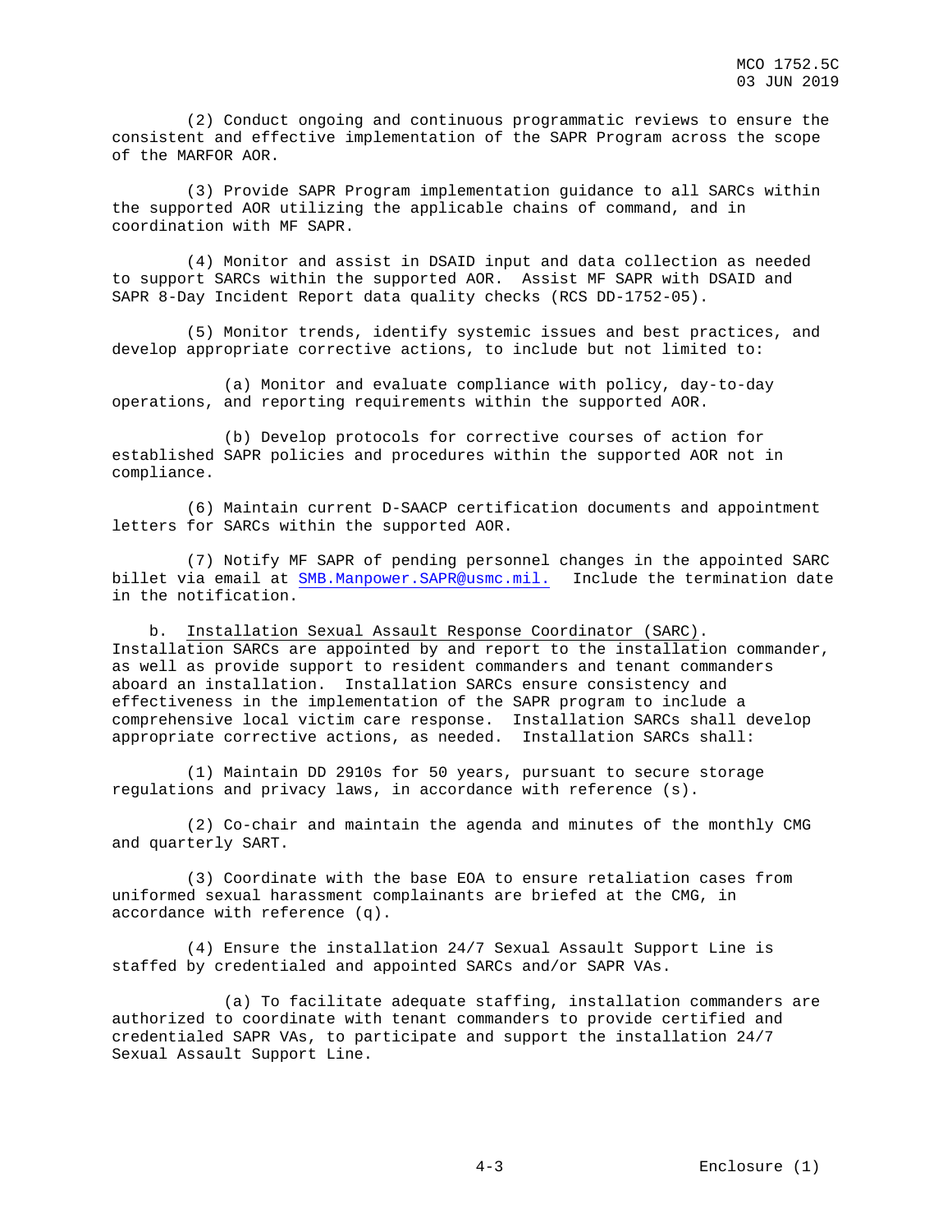(2) Conduct ongoing and continuous programmatic reviews to ensure the consistent and effective implementation of the SAPR Program across the scope of the MARFOR AOR.

(3) Provide SAPR Program implementation guidance to all SARCs within the supported AOR utilizing the applicable chains of command, and in coordination with MF SAPR.

(4) Monitor and assist in DSAID input and data collection as needed to support SARCs within the supported AOR. Assist MF SAPR with DSAID and SAPR 8-Day Incident Report data quality checks (RCS DD-1752-05).

(5) Monitor trends, identify systemic issues and best practices, and develop appropriate corrective actions, to include but not limited to:

(a) Monitor and evaluate compliance with policy, day-to-day operations, and reporting requirements within the supported AOR.

(b) Develop protocols for corrective courses of action for established SAPR policies and procedures within the supported AOR not in compliance.

(6) Maintain current D-SAACP certification documents and appointment letters for SARCs within the supported AOR.

(7) Notify MF SAPR of pending personnel changes in the appointed SARC billet via email at SMB.Manpower.SAPR@usmc.mil. Include the termination date in the notification.

b. Installation Sexual Assault Response Coordinator (SARC). Installation SARCs are appointed by and report to the installation commander, as well as provide support to resident commanders and tenant commanders aboard an installation. Installation SARCs ensure consistency and effectiveness in the implementation of the SAPR program to include a comprehensive local victim care response. Installation SARCs shall develop appropriate corrective actions, as needed. Installation SARCs shall:

(1) Maintain DD 2910s for 50 years, pursuant to secure storage regulations and privacy laws, in accordance with reference (s).

(2) Co-chair and maintain the agenda and minutes of the monthly CMG and quarterly SART.

(3) Coordinate with the base EOA to ensure retaliation cases from uniformed sexual harassment complainants are briefed at the CMG, in accordance with reference (q).

(4) Ensure the installation 24/7 Sexual Assault Support Line is staffed by credentialed and appointed SARCs and/or SAPR VAs.

(a) To facilitate adequate staffing, installation commanders are authorized to coordinate with tenant commanders to provide certified and credentialed SAPR VAs, to participate and support the installation 24/7 Sexual Assault Support Line.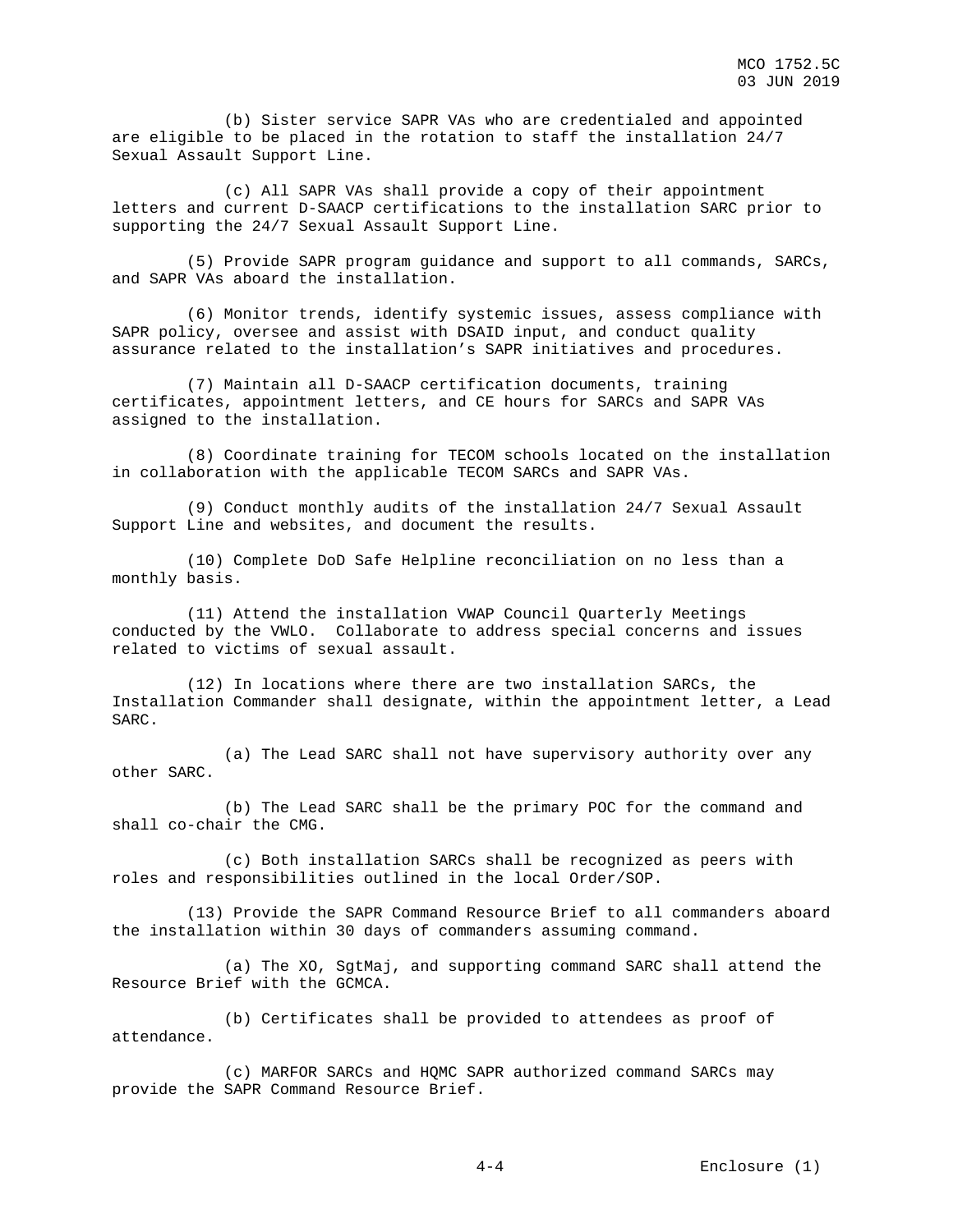(b) Sister service SAPR VAs who are credentialed and appointed are eligible to be placed in the rotation to staff the installation 24/7 Sexual Assault Support Line.

(c) All SAPR VAs shall provide a copy of their appointment letters and current D-SAACP certifications to the installation SARC prior to supporting the 24/7 Sexual Assault Support Line.

(5) Provide SAPR program guidance and support to all commands, SARCs, and SAPR VAs aboard the installation.

(6) Monitor trends, identify systemic issues, assess compliance with SAPR policy, oversee and assist with DSAID input, and conduct quality assurance related to the installation's SAPR initiatives and procedures.

(7) Maintain all D-SAACP certification documents, training certificates, appointment letters, and CE hours for SARCs and SAPR VAs assigned to the installation.

(8) Coordinate training for TECOM schools located on the installation in collaboration with the applicable TECOM SARCs and SAPR VAs.

(9) Conduct monthly audits of the installation 24/7 Sexual Assault Support Line and websites, and document the results.

(10) Complete DoD Safe Helpline reconciliation on no less than a monthly basis.

(11) Attend the installation VWAP Council Quarterly Meetings conducted by the VWLO. Collaborate to address special concerns and issues related to victims of sexual assault.

(12) In locations where there are two installation SARCs, the Installation Commander shall designate, within the appointment letter, a Lead SARC.

(a) The Lead SARC shall not have supervisory authority over any other SARC.

(b) The Lead SARC shall be the primary POC for the command and shall co-chair the CMG.

(c) Both installation SARCs shall be recognized as peers with roles and responsibilities outlined in the local Order/SOP.

(13) Provide the SAPR Command Resource Brief to all commanders aboard the installation within 30 days of commanders assuming command.

(a) The XO, SgtMaj, and supporting command SARC shall attend the Resource Brief with the GCMCA.

(b) Certificates shall be provided to attendees as proof of attendance.

(c) MARFOR SARCs and HQMC SAPR authorized command SARCs may provide the SAPR Command Resource Brief.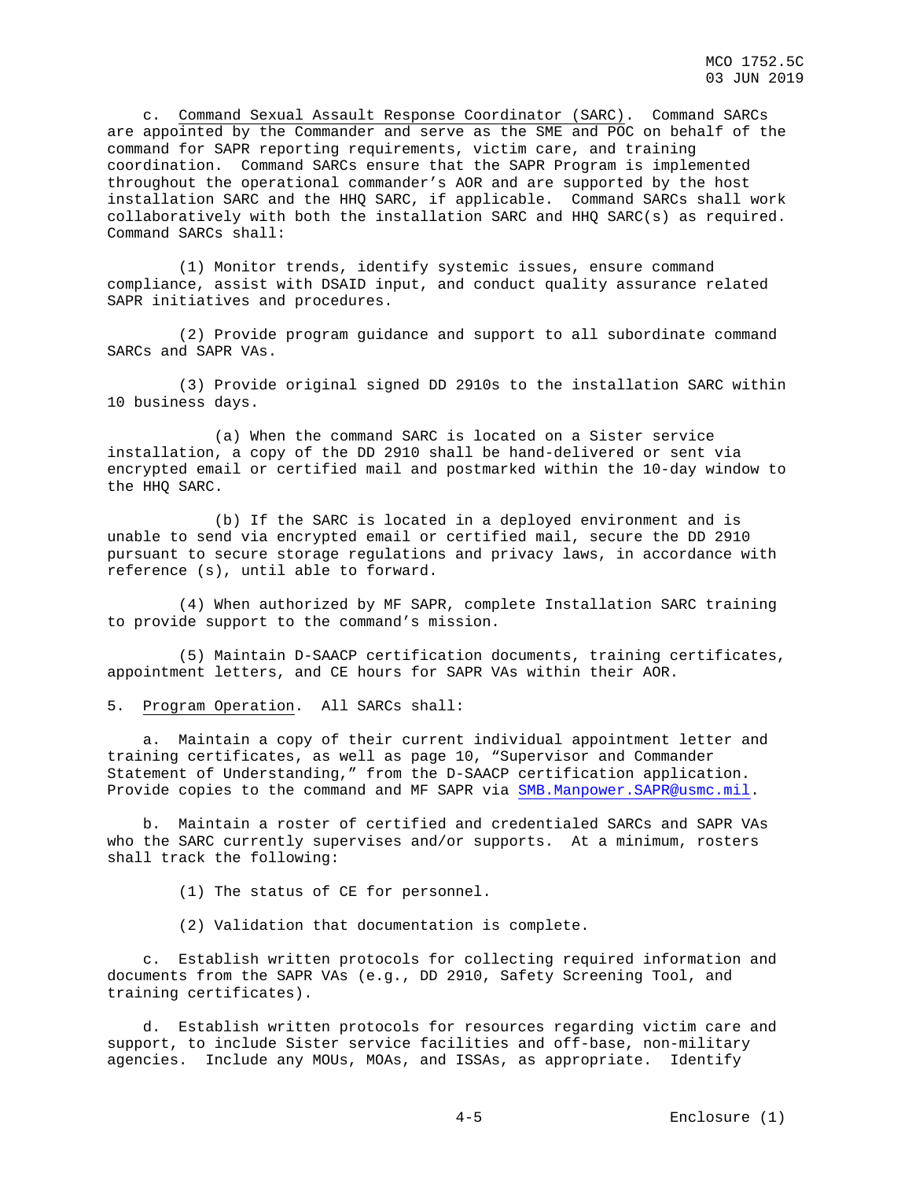c. Command Sexual Assault Response Coordinator (SARC). Command SARCs are appointed by the Commander and serve as the SME and POC on behalf of the command for SAPR reporting requirements, victim care, and training coordination. Command SARCs ensure that the SAPR Program is implemented throughout the operational commander's AOR and are supported by the host installation SARC and the HHQ SARC, if applicable. Command SARCs shall work collaboratively with both the installation SARC and HHQ SARC(s) as required. Command SARCs shall:

(1) Monitor trends, identify systemic issues, ensure command compliance, assist with DSAID input, and conduct quality assurance related SAPR initiatives and procedures.

(2) Provide program guidance and support to all subordinate command SARCs and SAPR VAs.

(3) Provide original signed DD 2910s to the installation SARC within 10 business days.

(a) When the command SARC is located on a Sister service installation, a copy of the DD 2910 shall be hand-delivered or sent via encrypted email or certified mail and postmarked within the 10-day window to the HHQ SARC.

(b) If the SARC is located in a deployed environment and is unable to send via encrypted email or certified mail, secure the DD 2910 pursuant to secure storage regulations and privacy laws, in accordance with reference (s), until able to forward.

(4) When authorized by MF SAPR, complete Installation SARC training to provide support to the command's mission.

(5) Maintain D-SAACP certification documents, training certificates, appointment letters, and CE hours for SAPR VAs within their AOR.

5. Program Operation. All SARCs shall:

a. Maintain a copy of their current individual appointment letter and training certificates, as well as page 10, "Supervisor and Commander Statement of Understanding," from the D-SAACP certification application. Provide copies to the command and MF SAPR via SMB.Manpower.SAPR@usmc.mil.

b. Maintain a roster of certified and credentialed SARCs and SAPR VAs who the SARC currently supervises and/or supports. At a minimum, rosters shall track the following:

(1) The status of CE for personnel.

(2) Validation that documentation is complete.

c. Establish written protocols for collecting required information and documents from the SAPR VAs (e.g., DD 2910, Safety Screening Tool, and training certificates).

d. Establish written protocols for resources regarding victim care and support, to include Sister service facilities and off-base, non-military agencies. Include any MOUs, MOAs, and ISSAs, as appropriate. Identify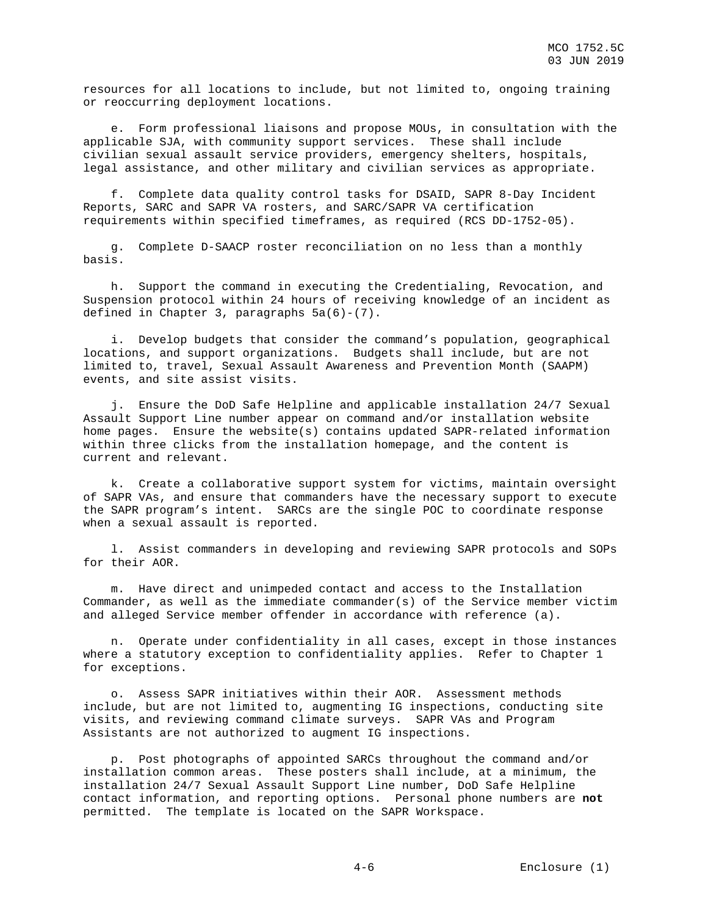resources for all locations to include, but not limited to, ongoing training or reoccurring deployment locations.

e. Form professional liaisons and propose MOUs, in consultation with the applicable SJA, with community support services. These shall include civilian sexual assault service providers, emergency shelters, hospitals, legal assistance, and other military and civilian services as appropriate.

f. Complete data quality control tasks for DSAID, SAPR 8-Day Incident Reports, SARC and SAPR VA rosters, and SARC/SAPR VA certification requirements within specified timeframes, as required (RCS DD-1752-05).

g. Complete D-SAACP roster reconciliation on no less than a monthly basis.

h. Support the command in executing the Credentialing, Revocation, and Suspension protocol within 24 hours of receiving knowledge of an incident as defined in Chapter 3, paragraphs 5a(6)-(7).

i. Develop budgets that consider the command's population, geographical locations, and support organizations. Budgets shall include, but are not limited to, travel, Sexual Assault Awareness and Prevention Month (SAAPM) events, and site assist visits.

j. Ensure the DoD Safe Helpline and applicable installation 24/7 Sexual Assault Support Line number appear on command and/or installation website home pages. Ensure the website(s) contains updated SAPR-related information within three clicks from the installation homepage, and the content is current and relevant.

k. Create a collaborative support system for victims, maintain oversight of SAPR VAs, and ensure that commanders have the necessary support to execute the SAPR program's intent. SARCs are the single POC to coordinate response when a sexual assault is reported.

l. Assist commanders in developing and reviewing SAPR protocols and SOPs for their AOR.

m. Have direct and unimpeded contact and access to the Installation Commander, as well as the immediate commander(s) of the Service member victim and alleged Service member offender in accordance with reference (a).

n. Operate under confidentiality in all cases, except in those instances where a statutory exception to confidentiality applies. Refer to Chapter 1 for exceptions.

o. Assess SAPR initiatives within their AOR. Assessment methods include, but are not limited to, augmenting IG inspections, conducting site visits, and reviewing command climate surveys. SAPR VAs and Program Assistants are not authorized to augment IG inspections.

p. Post photographs of appointed SARCs throughout the command and/or installation common areas. These posters shall include, at a minimum, the installation 24/7 Sexual Assault Support Line number, DoD Safe Helpline contact information, and reporting options. Personal phone numbers are **not** permitted. The template is located on the SAPR Workspace.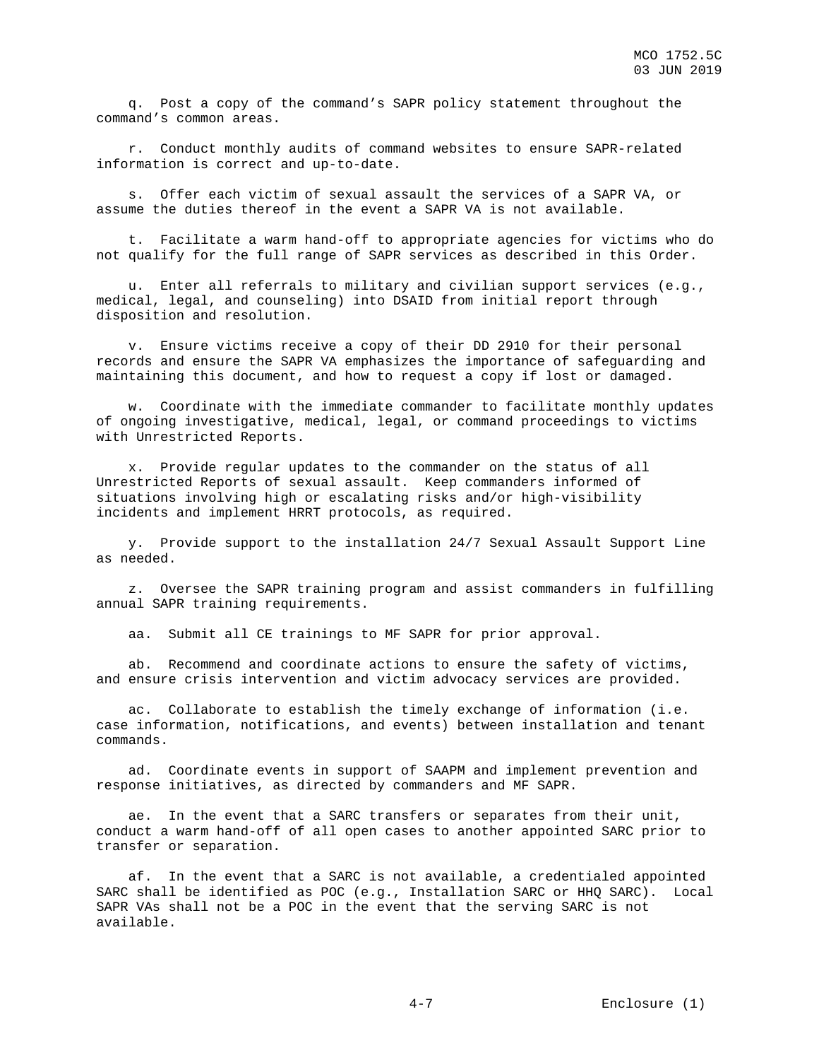q. Post a copy of the command's SAPR policy statement throughout the command's common areas.

r. Conduct monthly audits of command websites to ensure SAPR-related information is correct and up-to-date.

s. Offer each victim of sexual assault the services of a SAPR VA, or assume the duties thereof in the event a SAPR VA is not available.

t. Facilitate a warm hand-off to appropriate agencies for victims who do not qualify for the full range of SAPR services as described in this Order.

u. Enter all referrals to military and civilian support services (e.g., medical, legal, and counseling) into DSAID from initial report through disposition and resolution.

v. Ensure victims receive a copy of their DD 2910 for their personal records and ensure the SAPR VA emphasizes the importance of safeguarding and maintaining this document, and how to request a copy if lost or damaged.

w. Coordinate with the immediate commander to facilitate monthly updates of ongoing investigative, medical, legal, or command proceedings to victims with Unrestricted Reports.

x. Provide regular updates to the commander on the status of all Unrestricted Reports of sexual assault. Keep commanders informed of situations involving high or escalating risks and/or high-visibility incidents and implement HRRT protocols, as required.

y. Provide support to the installation 24/7 Sexual Assault Support Line as needed.

z. Oversee the SAPR training program and assist commanders in fulfilling annual SAPR training requirements.

aa. Submit all CE trainings to MF SAPR for prior approval.

ab. Recommend and coordinate actions to ensure the safety of victims, and ensure crisis intervention and victim advocacy services are provided.

ac. Collaborate to establish the timely exchange of information (i.e. case information, notifications, and events) between installation and tenant commands.

ad. Coordinate events in support of SAAPM and implement prevention and response initiatives, as directed by commanders and MF SAPR.

ae. In the event that a SARC transfers or separates from their unit, conduct a warm hand-off of all open cases to another appointed SARC prior to transfer or separation.

af. In the event that a SARC is not available, a credentialed appointed SARC shall be identified as POC (e.g., Installation SARC or HHQ SARC). Local SAPR VAs shall not be a POC in the event that the serving SARC is not available.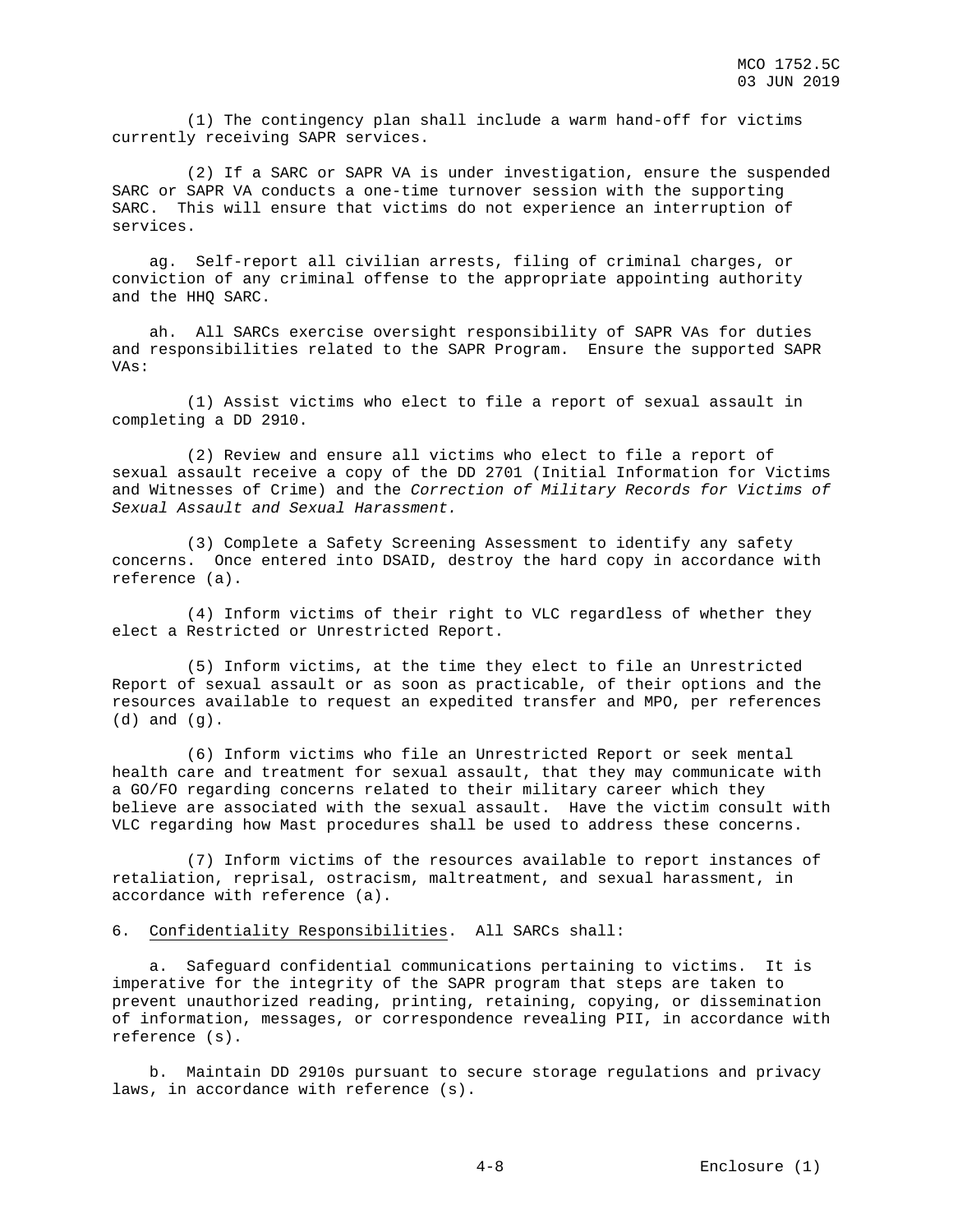(1) The contingency plan shall include a warm hand-off for victims currently receiving SAPR services.

(2) If a SARC or SAPR VA is under investigation, ensure the suspended SARC or SAPR VA conducts a one-time turnover session with the supporting SARC. This will ensure that victims do not experience an interruption of services.

ag. Self-report all civilian arrests, filing of criminal charges, or conviction of any criminal offense to the appropriate appointing authority and the HHQ SARC.

ah. All SARCs exercise oversight responsibility of SAPR VAs for duties and responsibilities related to the SAPR Program. Ensure the supported SAPR VAs:

(1) Assist victims who elect to file a report of sexual assault in completing a DD 2910.

(2) Review and ensure all victims who elect to file a report of sexual assault receive a copy of the DD 2701 (Initial Information for Victims and Witnesses of Crime) and the *Correction of Military Records for Victims of Sexual Assault and Sexual Harassment.*

(3) Complete a Safety Screening Assessment to identify any safety concerns. Once entered into DSAID, destroy the hard copy in accordance with reference (a).

(4) Inform victims of their right to VLC regardless of whether they elect a Restricted or Unrestricted Report.

(5) Inform victims, at the time they elect to file an Unrestricted Report of sexual assault or as soon as practicable, of their options and the resources available to request an expedited transfer and MPO, per references (d) and (g).

(6) Inform victims who file an Unrestricted Report or seek mental health care and treatment for sexual assault, that they may communicate with a GO/FO regarding concerns related to their military career which they believe are associated with the sexual assault. Have the victim consult with VLC regarding how Mast procedures shall be used to address these concerns.

(7) Inform victims of the resources available to report instances of retaliation, reprisal, ostracism, maltreatment, and sexual harassment, in accordance with reference (a).

6. Confidentiality Responsibilities. All SARCs shall:

a. Safeguard confidential communications pertaining to victims. It is imperative for the integrity of the SAPR program that steps are taken to prevent unauthorized reading, printing, retaining, copying, or dissemination of information, messages, or correspondence revealing PII, in accordance with reference (s).

b. Maintain DD 2910s pursuant to secure storage regulations and privacy laws, in accordance with reference (s).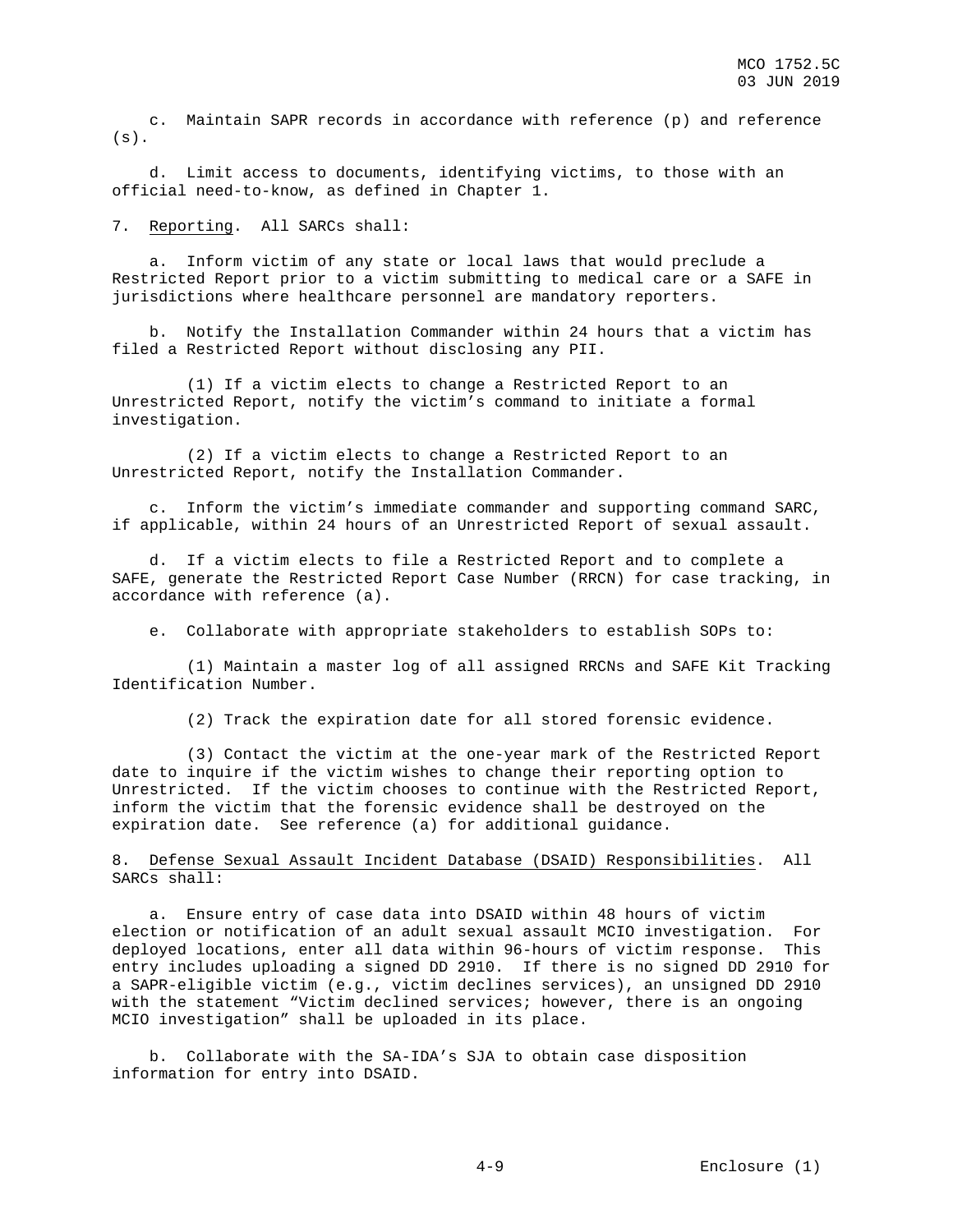c. Maintain SAPR records in accordance with reference (p) and reference (s).

d. Limit access to documents, identifying victims, to those with an official need-to-know, as defined in Chapter 1.

7. Reporting. All SARCs shall:

a. Inform victim of any state or local laws that would preclude a Restricted Report prior to a victim submitting to medical care or a SAFE in jurisdictions where healthcare personnel are mandatory reporters.

b. Notify the Installation Commander within 24 hours that a victim has filed a Restricted Report without disclosing any PII.

(1) If a victim elects to change a Restricted Report to an Unrestricted Report, notify the victim's command to initiate a formal investigation.

(2) If a victim elects to change a Restricted Report to an Unrestricted Report, notify the Installation Commander.

c. Inform the victim's immediate commander and supporting command SARC, if applicable, within 24 hours of an Unrestricted Report of sexual assault.

d. If a victim elects to file a Restricted Report and to complete a SAFE, generate the Restricted Report Case Number (RRCN) for case tracking, in accordance with reference (a).

e. Collaborate with appropriate stakeholders to establish SOPs to:

(1) Maintain a master log of all assigned RRCNs and SAFE Kit Tracking Identification Number.

(2) Track the expiration date for all stored forensic evidence.

(3) Contact the victim at the one-year mark of the Restricted Report date to inquire if the victim wishes to change their reporting option to Unrestricted. If the victim chooses to continue with the Restricted Report, inform the victim that the forensic evidence shall be destroyed on the expiration date. See reference (a) for additional guidance.

8. Defense Sexual Assault Incident Database (DSAID) Responsibilities. All SARCs shall:

a. Ensure entry of case data into DSAID within 48 hours of victim election or notification of an adult sexual assault MCIO investigation. For deployed locations, enter all data within 96-hours of victim response. This entry includes uploading a signed DD 2910. If there is no signed DD 2910 for a SAPR-eligible victim (e.g., victim declines services), an unsigned DD 2910 with the statement "Victim declined services; however, there is an ongoing MCIO investigation" shall be uploaded in its place.

b. Collaborate with the SA-IDA's SJA to obtain case disposition information for entry into DSAID.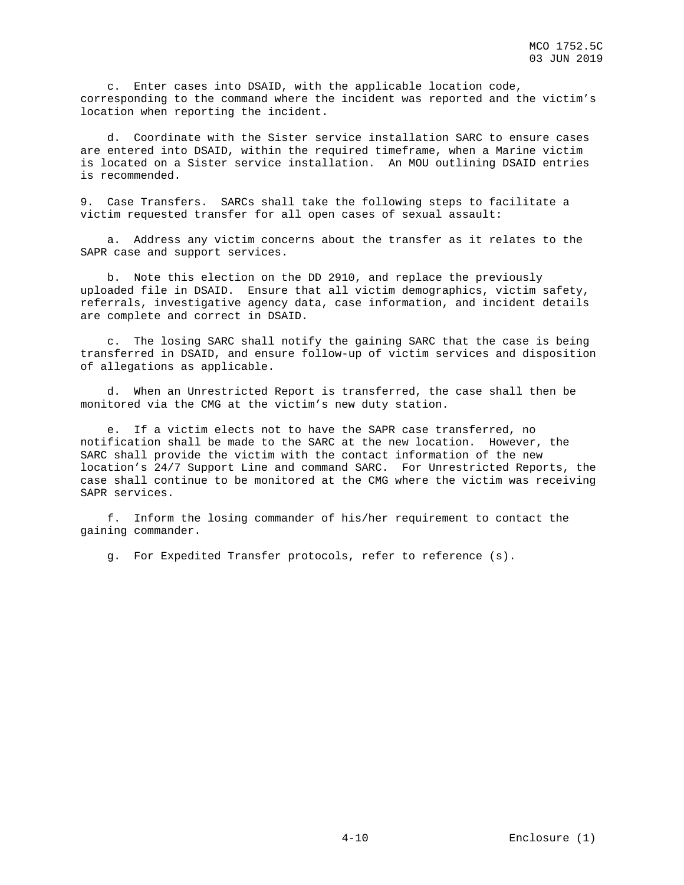c. Enter cases into DSAID, with the applicable location code, corresponding to the command where the incident was reported and the victim's location when reporting the incident.

d. Coordinate with the Sister service installation SARC to ensure cases are entered into DSAID, within the required timeframe, when a Marine victim is located on a Sister service installation. An MOU outlining DSAID entries is recommended.

9. Case Transfers. SARCs shall take the following steps to facilitate a victim requested transfer for all open cases of sexual assault:

a. Address any victim concerns about the transfer as it relates to the SAPR case and support services.

b. Note this election on the DD 2910, and replace the previously uploaded file in DSAID. Ensure that all victim demographics, victim safety, referrals, investigative agency data, case information, and incident details are complete and correct in DSAID.

c. The losing SARC shall notify the gaining SARC that the case is being transferred in DSAID, and ensure follow-up of victim services and disposition of allegations as applicable.

d. When an Unrestricted Report is transferred, the case shall then be monitored via the CMG at the victim's new duty station.

e. If a victim elects not to have the SAPR case transferred, no notification shall be made to the SARC at the new location. However, the SARC shall provide the victim with the contact information of the new location's 24/7 Support Line and command SARC. For Unrestricted Reports, the case shall continue to be monitored at the CMG where the victim was receiving SAPR services.

f. Inform the losing commander of his/her requirement to contact the gaining commander.

g. For Expedited Transfer protocols, refer to reference (s).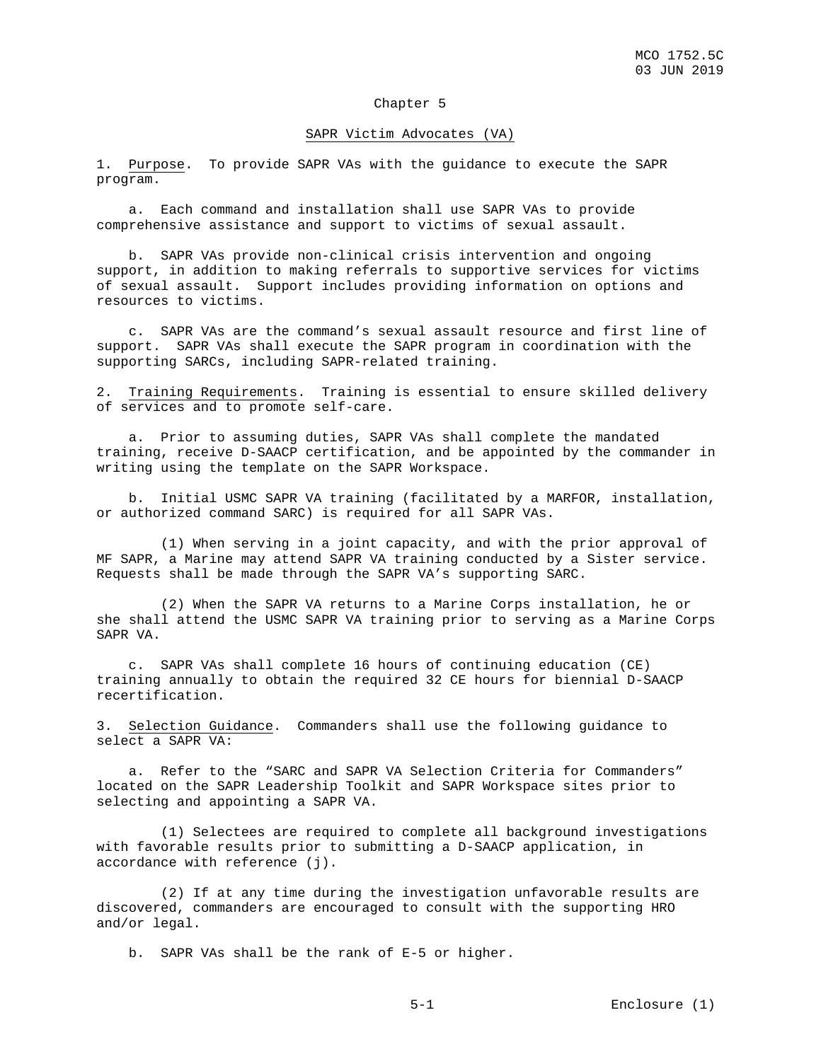# Chapter 5

## SAPR Victim Advocates (VA)

1. Purpose. To provide SAPR VAs with the guidance to execute the SAPR program.

   a. Each command and installation shall use SAPR VAs to provide comprehensive assistance and support to victims of sexual assault.

   b. SAPR VAs provide non-clinical crisis intervention and ongoing support, in addition to making referrals to supportive services for victims of sexual assault. Support includes providing information on options and resources to victims.

   c. SAPR VAs are the command's sexual assault resource and first line of support. SAPR VAs shall execute the SAPR program in coordination with the supporting SARCs, including SAPR-related training.

2. Training Requirements. Training is essential to ensure skilled delivery of services and to promote self-care.

   a. Prior to assuming duties, SAPR VAs shall complete the mandated training, receive D-SAACP certification, and be appointed by the commander in writing using the template on the SAPR Workspace.

   b. Initial USMC SAPR VA training (facilitated by a MARFOR, installation, or authorized command SARC) is required for all SAPR VAs.

      (1) When serving in a joint capacity, and with the prior approval of MF SAPR, a Marine may attend SAPR VA training conducted by a Sister service. Requests shall be made through the SAPR VA's supporting SARC.

      (2) When the SAPR VA returns to a Marine Corps installation, he or she shall attend the USMC SAPR VA training prior to serving as a Marine Corps SAPR VA.

   c. SAPR VAs shall complete 16 hours of continuing education (CE) training annually to obtain the required 32 CE hours for biennial D-SAACP recertification.

3. Selection Guidance. Commanders shall use the following guidance to select a SAPR VA:

   a. Refer to the "SARC and SAPR VA Selection Criteria for Commanders" located on the SAPR Leadership Toolkit and SAPR Workspace sites prior to selecting and appointing a SAPR VA.

      (1) Selectees are required to complete all background investigations with favorable results prior to submitting a D-SAACP application, in accordance with reference (j).

      (2) If at any time during the investigation unfavorable results are discovered, commanders are encouraged to consult with the supporting HRO and/or legal.

   b. SAPR VAs shall be the rank of E-5 or higher.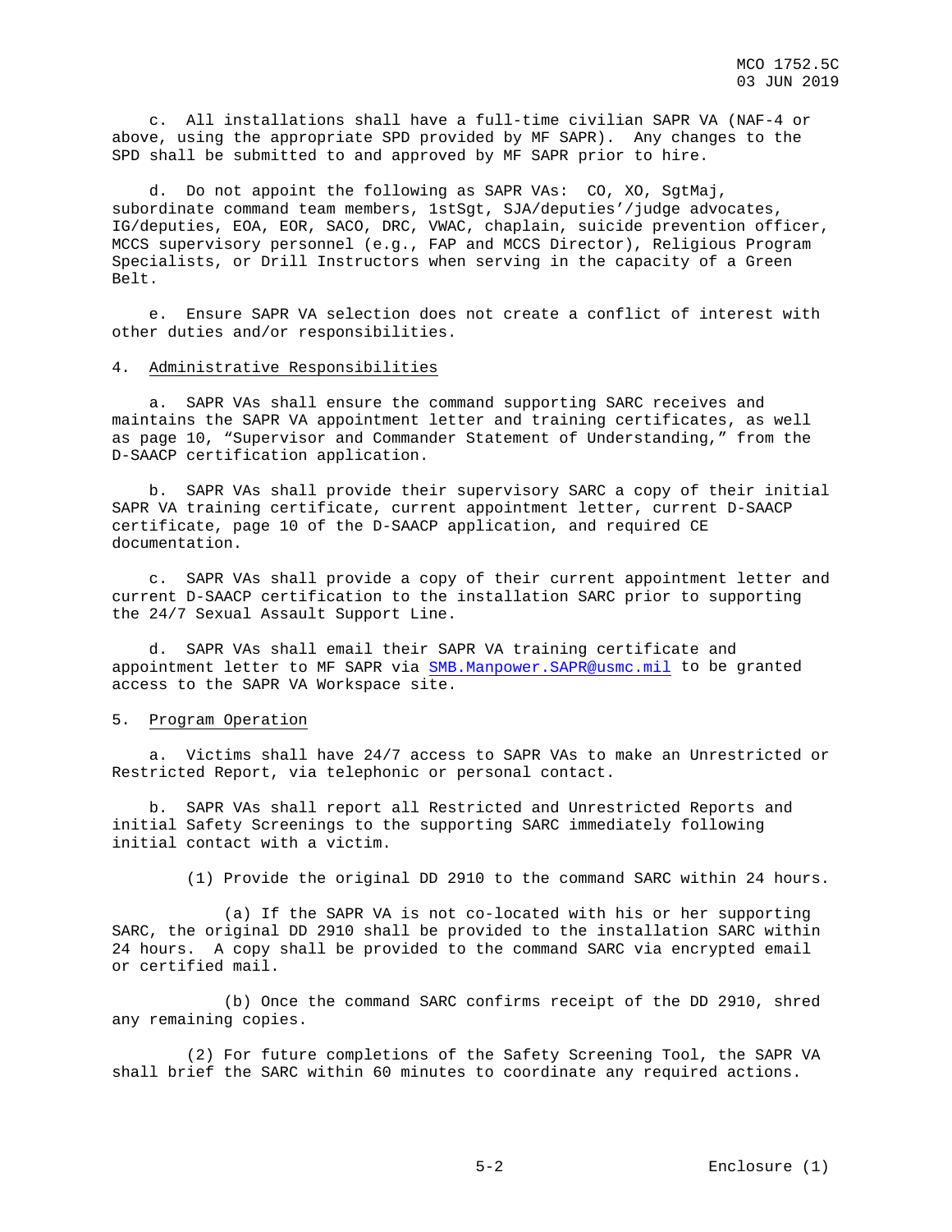c. All installations shall have a full-time civilian SAPR VA (NAF-4 or above, using the appropriate SPD provided by MF SAPR). Any changes to the SPD shall be submitted to and approved by MF SAPR prior to hire.

d. Do not appoint the following as SAPR VAs: CO, XO, SgtMaj, subordinate command team members, 1stSgt, SJA/deputies'/judge advocates, IG/deputies, EOA, EOR, SACO, DRC, VWAC, chaplain, suicide prevention officer, MCCS supervisory personnel (e.g., FAP and MCCS Director), Religious Program Specialists, or Drill Instructors when serving in the capacity of a Green Belt.

e. Ensure SAPR VA selection does not create a conflict of interest with other duties and/or responsibilities.

4. Administrative Responsibilities

a. SAPR VAs shall ensure the command supporting SARC receives and maintains the SAPR VA appointment letter and training certificates, as well as page 10, "Supervisor and Commander Statement of Understanding," from the D-SAACP certification application.

b. SAPR VAs shall provide their supervisory SARC a copy of their initial SAPR VA training certificate, current appointment letter, current D-SAACP certificate, page 10 of the D-SAACP application, and required CE documentation.

c. SAPR VAs shall provide a copy of their current appointment letter and current D-SAACP certification to the installation SARC prior to supporting the 24/7 Sexual Assault Support Line.

d. SAPR VAs shall email their SAPR VA training certificate and appointment letter to MF SAPR via SMB.Manpower.SAPR@usmc.mil to be granted access to the SAPR VA Workspace site.

5. Program Operation

a. Victims shall have 24/7 access to SAPR VAs to make an Unrestricted or Restricted Report, via telephonic or personal contact.

b. SAPR VAs shall report all Restricted and Unrestricted Reports and initial Safety Screenings to the supporting SARC immediately following initial contact with a victim.

(1) Provide the original DD 2910 to the command SARC within 24 hours.

(a) If the SAPR VA is not co-located with his or her supporting SARC, the original DD 2910 shall be provided to the installation SARC within 24 hours. A copy shall be provided to the command SARC via encrypted email or certified mail.

(b) Once the command SARC confirms receipt of the DD 2910, shred any remaining copies.

(2) For future completions of the Safety Screening Tool, the SAPR VA shall brief the SARC within 60 minutes to coordinate any required actions.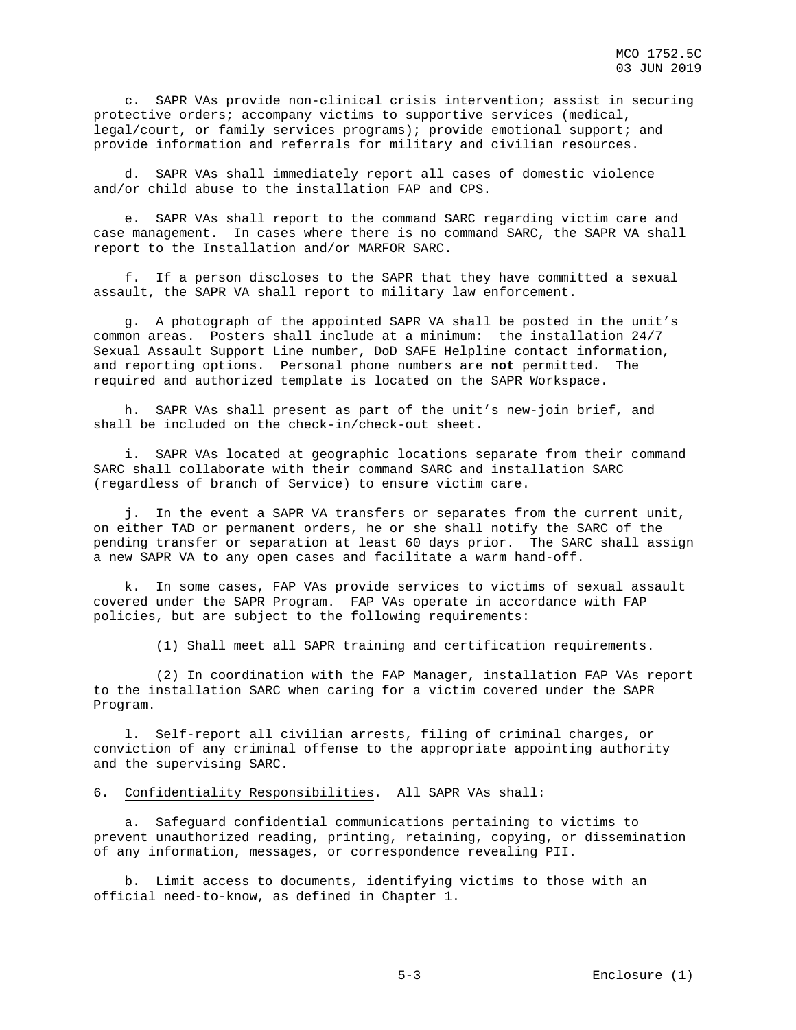c. SAPR VAs provide non-clinical crisis intervention; assist in securing protective orders; accompany victims to supportive services (medical, legal/court, or family services programs); provide emotional support; and provide information and referrals for military and civilian resources.

d. SAPR VAs shall immediately report all cases of domestic violence and/or child abuse to the installation FAP and CPS.

e. SAPR VAs shall report to the command SARC regarding victim care and case management. In cases where there is no command SARC, the SAPR VA shall report to the Installation and/or MARFOR SARC.

f. If a person discloses to the SAPR that they have committed a sexual assault, the SAPR VA shall report to military law enforcement.

g. A photograph of the appointed SAPR VA shall be posted in the unit's common areas. Posters shall include at a minimum: the installation 24/7 Sexual Assault Support Line number, DoD SAFE Helpline contact information, and reporting options. Personal phone numbers are **not** permitted. The required and authorized template is located on the SAPR Workspace.

h. SAPR VAs shall present as part of the unit's new-join brief, and shall be included on the check-in/check-out sheet.

i. SAPR VAs located at geographic locations separate from their command SARC shall collaborate with their command SARC and installation SARC (regardless of branch of Service) to ensure victim care.

j. In the event a SAPR VA transfers or separates from the current unit, on either TAD or permanent orders, he or she shall notify the SARC of the pending transfer or separation at least 60 days prior. The SARC shall assign a new SAPR VA to any open cases and facilitate a warm hand-off.

k. In some cases, FAP VAs provide services to victims of sexual assault covered under the SAPR Program. FAP VAs operate in accordance with FAP policies, but are subject to the following requirements:

(1) Shall meet all SAPR training and certification requirements.

(2) In coordination with the FAP Manager, installation FAP VAs report to the installation SARC when caring for a victim covered under the SAPR Program.

l. Self-report all civilian arrests, filing of criminal charges, or conviction of any criminal offense to the appropriate appointing authority and the supervising SARC.

6. Confidentiality Responsibilities. All SAPR VAs shall:

a. Safeguard confidential communications pertaining to victims to prevent unauthorized reading, printing, retaining, copying, or dissemination of any information, messages, or correspondence revealing PII.

b. Limit access to documents, identifying victims to those with an official need-to-know, as defined in Chapter 1.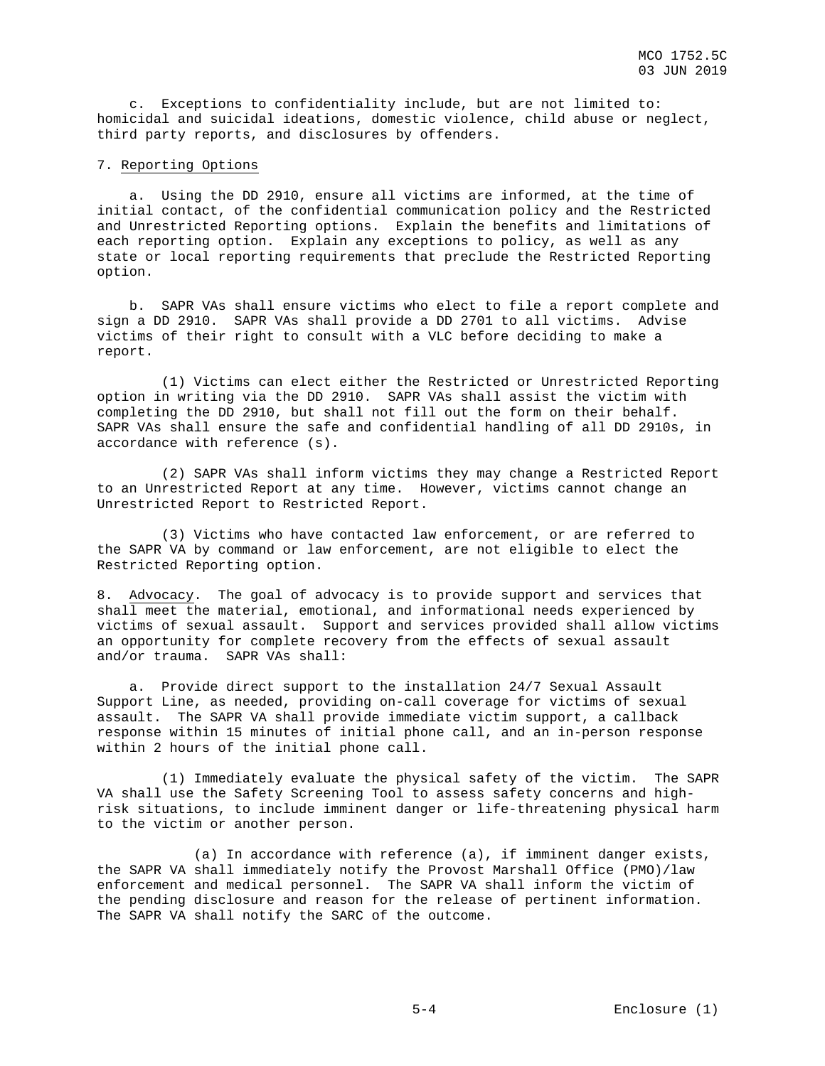c. Exceptions to confidentiality include, but are not limited to: homicidal and suicidal ideations, domestic violence, child abuse or neglect, third party reports, and disclosures by offenders.

7. Reporting Options

a. Using the DD 2910, ensure all victims are informed, at the time of initial contact, of the confidential communication policy and the Restricted and Unrestricted Reporting options. Explain the benefits and limitations of each reporting option. Explain any exceptions to policy, as well as any state or local reporting requirements that preclude the Restricted Reporting option.

b. SAPR VAs shall ensure victims who elect to file a report complete and sign a DD 2910. SAPR VAs shall provide a DD 2701 to all victims. Advise victims of their right to consult with a VLC before deciding to make a report.

(1) Victims can elect either the Restricted or Unrestricted Reporting option in writing via the DD 2910. SAPR VAs shall assist the victim with completing the DD 2910, but shall not fill out the form on their behalf. SAPR VAs shall ensure the safe and confidential handling of all DD 2910s, in accordance with reference (s).

(2) SAPR VAs shall inform victims they may change a Restricted Report to an Unrestricted Report at any time. However, victims cannot change an Unrestricted Report to Restricted Report.

(3) Victims who have contacted law enforcement, or are referred to the SAPR VA by command or law enforcement, are not eligible to elect the Restricted Reporting option.

8. Advocacy. The goal of advocacy is to provide support and services that shall meet the material, emotional, and informational needs experienced by victims of sexual assault. Support and services provided shall allow victims an opportunity for complete recovery from the effects of sexual assault and/or trauma. SAPR VAs shall:

a. Provide direct support to the installation 24/7 Sexual Assault Support Line, as needed, providing on-call coverage for victims of sexual assault. The SAPR VA shall provide immediate victim support, a callback response within 15 minutes of initial phone call, and an in-person response within 2 hours of the initial phone call.

(1) Immediately evaluate the physical safety of the victim. The SAPR VA shall use the Safety Screening Tool to assess safety concerns and high-risk situations, to include imminent danger or life-threatening physical harm to the victim or another person.

(a) In accordance with reference (a), if imminent danger exists, the SAPR VA shall immediately notify the Provost Marshall Office (PMO)/law enforcement and medical personnel. The SAPR VA shall inform the victim of the pending disclosure and reason for the release of pertinent information. The SAPR VA shall notify the SARC of the outcome.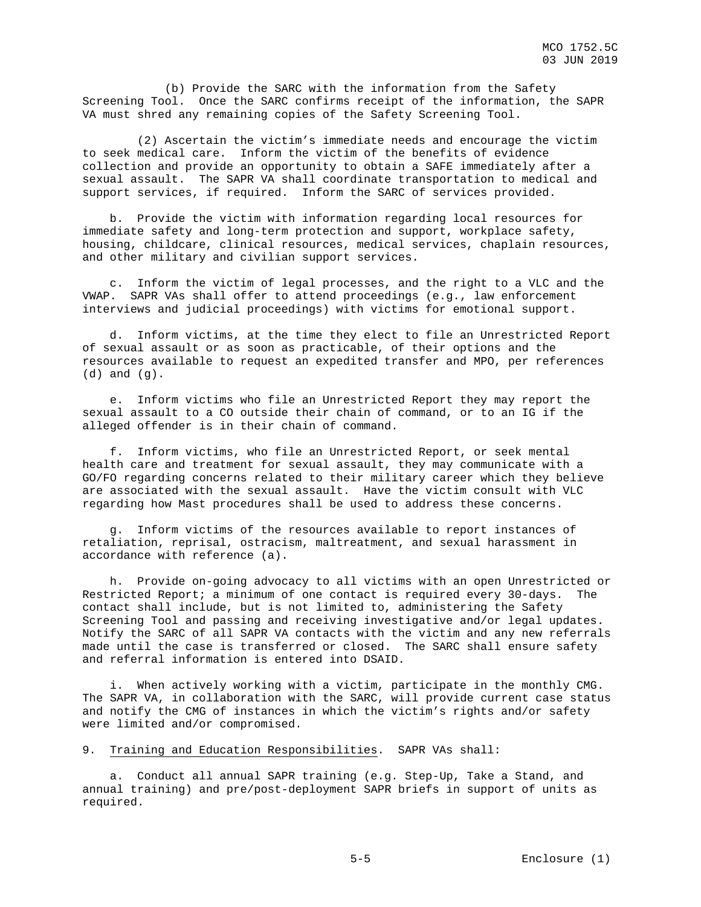(b) Provide the SARC with the information from the Safety Screening Tool. Once the SARC confirms receipt of the information, the SAPR VA must shred any remaining copies of the Safety Screening Tool.

(2) Ascertain the victim's immediate needs and encourage the victim to seek medical care. Inform the victim of the benefits of evidence collection and provide an opportunity to obtain a SAFE immediately after a sexual assault. The SAPR VA shall coordinate transportation to medical and support services, if required. Inform the SARC of services provided.

b. Provide the victim with information regarding local resources for immediate safety and long-term protection and support, workplace safety, housing, childcare, clinical resources, medical services, chaplain resources, and other military and civilian support services.

c. Inform the victim of legal processes, and the right to a VLC and the VWAP. SAPR VAs shall offer to attend proceedings (e.g., law enforcement interviews and judicial proceedings) with victims for emotional support.

d. Inform victims, at the time they elect to file an Unrestricted Report of sexual assault or as soon as practicable, of their options and the resources available to request an expedited transfer and MPO, per references (d) and (g).

e. Inform victims who file an Unrestricted Report they may report the sexual assault to a CO outside their chain of command, or to an IG if the alleged offender is in their chain of command.

f. Inform victims, who file an Unrestricted Report, or seek mental health care and treatment for sexual assault, they may communicate with a GO/FO regarding concerns related to their military career which they believe are associated with the sexual assault. Have the victim consult with VLC regarding how Mast procedures shall be used to address these concerns.

g. Inform victims of the resources available to report instances of retaliation, reprisal, ostracism, maltreatment, and sexual harassment in accordance with reference (a).

h. Provide on-going advocacy to all victims with an open Unrestricted or Restricted Report; a minimum of one contact is required every 30-days. The contact shall include, but is not limited to, administering the Safety Screening Tool and passing and receiving investigative and/or legal updates. Notify the SARC of all SAPR VA contacts with the victim and any new referrals made until the case is transferred or closed. The SARC shall ensure safety and referral information is entered into DSAID.

i. When actively working with a victim, participate in the monthly CMG. The SAPR VA, in collaboration with the SARC, will provide current case status and notify the CMG of instances in which the victim's rights and/or safety were limited and/or compromised.

9. Training and Education Responsibilities. SAPR VAs shall:

a. Conduct all annual SAPR training (e.g. Step-Up, Take a Stand, and annual training) and pre/post-deployment SAPR briefs in support of units as required.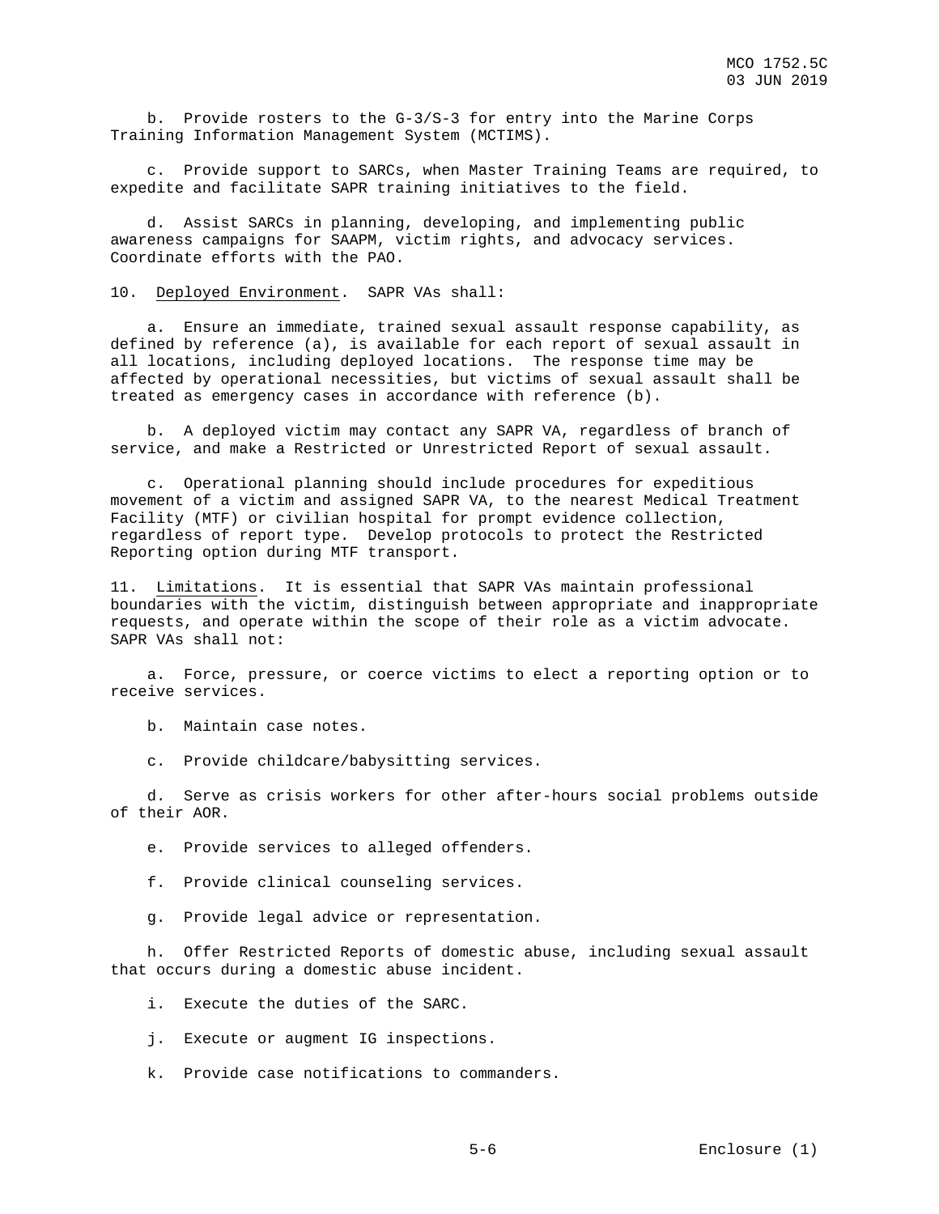b. Provide rosters to the G-3/S-3 for entry into the Marine Corps Training Information Management System (MCTIMS).

c. Provide support to SARCs, when Master Training Teams are required, to expedite and facilitate SAPR training initiatives to the field.

d. Assist SARCs in planning, developing, and implementing public awareness campaigns for SAAPM, victim rights, and advocacy services. Coordinate efforts with the PAO.

10. Deployed Environment. SAPR VAs shall:

a. Ensure an immediate, trained sexual assault response capability, as defined by reference (a), is available for each report of sexual assault in all locations, including deployed locations. The response time may be affected by operational necessities, but victims of sexual assault shall be treated as emergency cases in accordance with reference (b).

b. A deployed victim may contact any SAPR VA, regardless of branch of service, and make a Restricted or Unrestricted Report of sexual assault.

c. Operational planning should include procedures for expeditious movement of a victim and assigned SAPR VA, to the nearest Medical Treatment Facility (MTF) or civilian hospital for prompt evidence collection, regardless of report type. Develop protocols to protect the Restricted Reporting option during MTF transport.

11. Limitations. It is essential that SAPR VAs maintain professional boundaries with the victim, distinguish between appropriate and inappropriate requests, and operate within the scope of their role as a victim advocate. SAPR VAs shall not:

a. Force, pressure, or coerce victims to elect a reporting option or to receive services.

b. Maintain case notes.

c. Provide childcare/babysitting services.

d. Serve as crisis workers for other after-hours social problems outside of their AOR.

e. Provide services to alleged offenders.

f. Provide clinical counseling services.

g. Provide legal advice or representation.

h. Offer Restricted Reports of domestic abuse, including sexual assault that occurs during a domestic abuse incident.

i. Execute the duties of the SARC.

j. Execute or augment IG inspections.

k. Provide case notifications to commanders.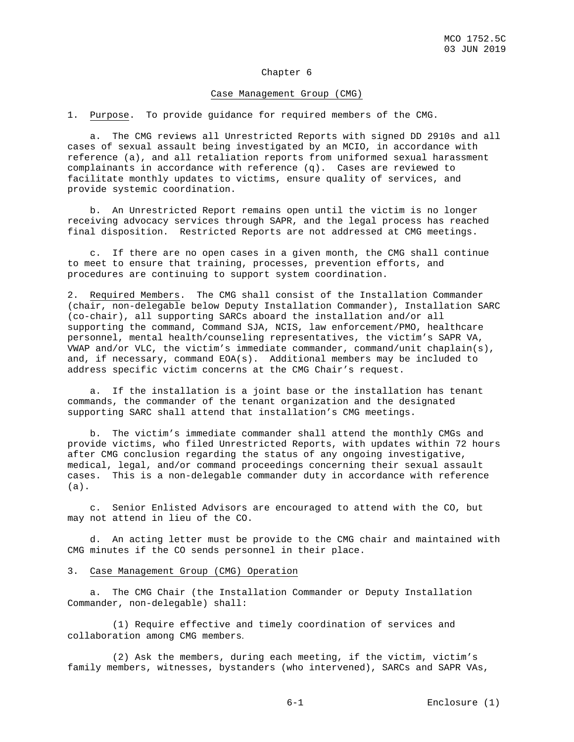## Chapter 6

### Case Management Group (CMG)

1. Purpose. To provide guidance for required members of the CMG.

a. The CMG reviews all Unrestricted Reports with signed DD 2910s and all cases of sexual assault being investigated by an MCIO, in accordance with reference (a), and all retaliation reports from uniformed sexual harassment complainants in accordance with reference (q). Cases are reviewed to facilitate monthly updates to victims, ensure quality of services, and provide systemic coordination.

b. An Unrestricted Report remains open until the victim is no longer receiving advocacy services through SAPR, and the legal process has reached final disposition. Restricted Reports are not addressed at CMG meetings.

c. If there are no open cases in a given month, the CMG shall continue to meet to ensure that training, processes, prevention efforts, and procedures are continuing to support system coordination.

2. Required Members. The CMG shall consist of the Installation Commander (chair, non-delegable below Deputy Installation Commander), Installation SARC (co-chair), all supporting SARCs aboard the installation and/or all supporting the command, Command SJA, NCIS, law enforcement/PMO, healthcare personnel, mental health/counseling representatives, the victim's SAPR VA, VWAP and/or VLC, the victim's immediate commander, command/unit chaplain(s), and, if necessary, command EOA(s). Additional members may be included to address specific victim concerns at the CMG Chair's request.

a. If the installation is a joint base or the installation has tenant commands, the commander of the tenant organization and the designated supporting SARC shall attend that installation's CMG meetings.

b. The victim's immediate commander shall attend the monthly CMGs and provide victims, who filed Unrestricted Reports, with updates within 72 hours after CMG conclusion regarding the status of any ongoing investigative, medical, legal, and/or command proceedings concerning their sexual assault cases. This is a non-delegable commander duty in accordance with reference (a).

c. Senior Enlisted Advisors are encouraged to attend with the CO, but may not attend in lieu of the CO.

d. An acting letter must be provide to the CMG chair and maintained with CMG minutes if the CO sends personnel in their place.

3. Case Management Group (CMG) Operation

a. The CMG Chair (the Installation Commander or Deputy Installation Commander, non-delegable) shall:

(1) Require effective and timely coordination of services and collaboration among CMG members.

(2) Ask the members, during each meeting, if the victim, victim's family members, witnesses, bystanders (who intervened), SARCs and SAPR VAs,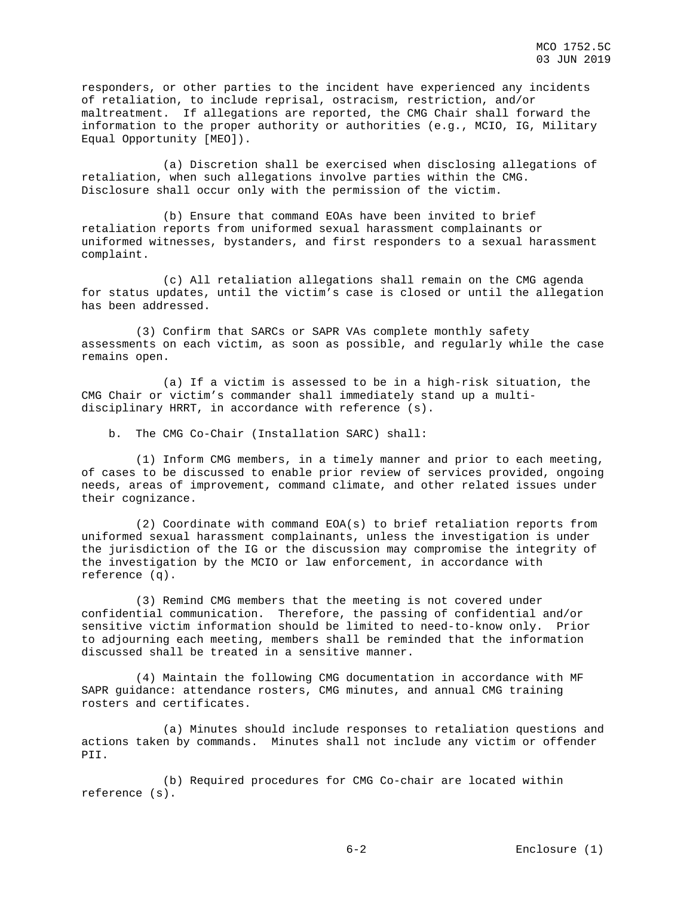responders, or other parties to the incident have experienced any incidents of retaliation, to include reprisal, ostracism, restriction, and/or maltreatment. If allegations are reported, the CMG Chair shall forward the information to the proper authority or authorities (e.g., MCIO, IG, Military Equal Opportunity [MEO]).

(a) Discretion shall be exercised when disclosing allegations of retaliation, when such allegations involve parties within the CMG. Disclosure shall occur only with the permission of the victim.

(b) Ensure that command EOAs have been invited to brief retaliation reports from uniformed sexual harassment complainants or uniformed witnesses, bystanders, and first responders to a sexual harassment complaint.

(c) All retaliation allegations shall remain on the CMG agenda for status updates, until the victim's case is closed or until the allegation has been addressed.

(3) Confirm that SARCs or SAPR VAs complete monthly safety assessments on each victim, as soon as possible, and regularly while the case remains open.

(a) If a victim is assessed to be in a high-risk situation, the CMG Chair or victim's commander shall immediately stand up a multi-disciplinary HRRT, in accordance with reference (s).

b. The CMG Co-Chair (Installation SARC) shall:

(1) Inform CMG members, in a timely manner and prior to each meeting, of cases to be discussed to enable prior review of services provided, ongoing needs, areas of improvement, command climate, and other related issues under their cognizance.

(2) Coordinate with command EOA(s) to brief retaliation reports from uniformed sexual harassment complainants, unless the investigation is under the jurisdiction of the IG or the discussion may compromise the integrity of the investigation by the MCIO or law enforcement, in accordance with reference (q).

(3) Remind CMG members that the meeting is not covered under confidential communication. Therefore, the passing of confidential and/or sensitive victim information should be limited to need-to-know only. Prior to adjourning each meeting, members shall be reminded that the information discussed shall be treated in a sensitive manner.

(4) Maintain the following CMG documentation in accordance with MF SAPR guidance: attendance rosters, CMG minutes, and annual CMG training rosters and certificates.

(a) Minutes should include responses to retaliation questions and actions taken by commands. Minutes shall not include any victim or offender PII.

(b) Required procedures for CMG Co-chair are located within reference (s).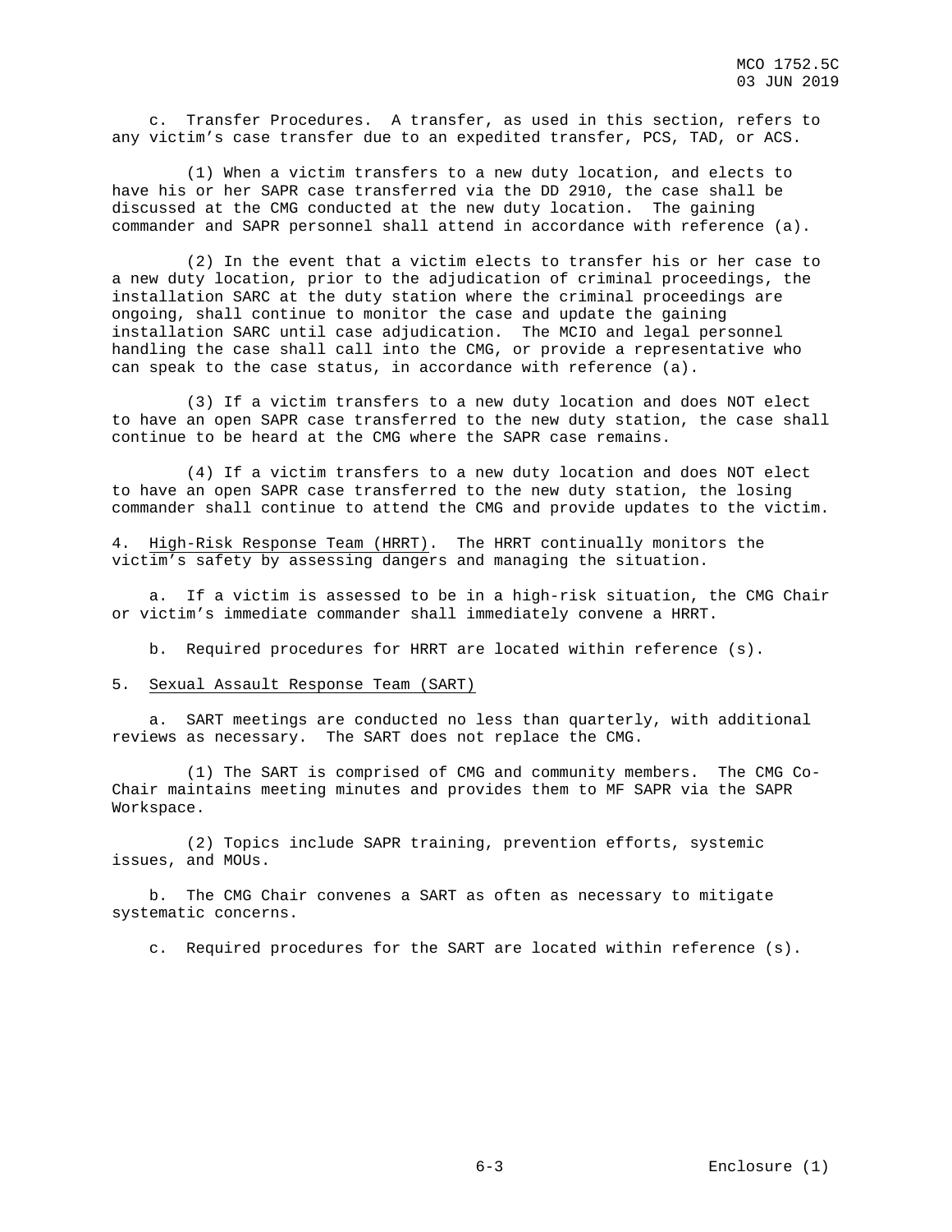c. Transfer Procedures. A transfer, as used in this section, refers to any victim's case transfer due to an expedited transfer, PCS, TAD, or ACS.

(1) When a victim transfers to a new duty location, and elects to have his or her SAPR case transferred via the DD 2910, the case shall be discussed at the CMG conducted at the new duty location. The gaining commander and SAPR personnel shall attend in accordance with reference (a).

(2) In the event that a victim elects to transfer his or her case to a new duty location, prior to the adjudication of criminal proceedings, the installation SARC at the duty station where the criminal proceedings are ongoing, shall continue to monitor the case and update the gaining installation SARC until case adjudication. The MCIO and legal personnel handling the case shall call into the CMG, or provide a representative who can speak to the case status, in accordance with reference (a).

(3) If a victim transfers to a new duty location and does NOT elect to have an open SAPR case transferred to the new duty station, the case shall continue to be heard at the CMG where the SAPR case remains.

(4) If a victim transfers to a new duty location and does NOT elect to have an open SAPR case transferred to the new duty station, the losing commander shall continue to attend the CMG and provide updates to the victim.

4. High-Risk Response Team (HRRT). The HRRT continually monitors the victim's safety by assessing dangers and managing the situation.

a. If a victim is assessed to be in a high-risk situation, the CMG Chair or victim's immediate commander shall immediately convene a HRRT.

b. Required procedures for HRRT are located within reference (s).

5. Sexual Assault Response Team (SART)

a. SART meetings are conducted no less than quarterly, with additional reviews as necessary. The SART does not replace the CMG.

(1) The SART is comprised of CMG and community members. The CMG Co-Chair maintains meeting minutes and provides them to MF SAPR via the SAPR Workspace.

(2) Topics include SAPR training, prevention efforts, systemic issues, and MOUs.

b. The CMG Chair convenes a SART as often as necessary to mitigate systematic concerns.

c. Required procedures for the SART are located within reference (s).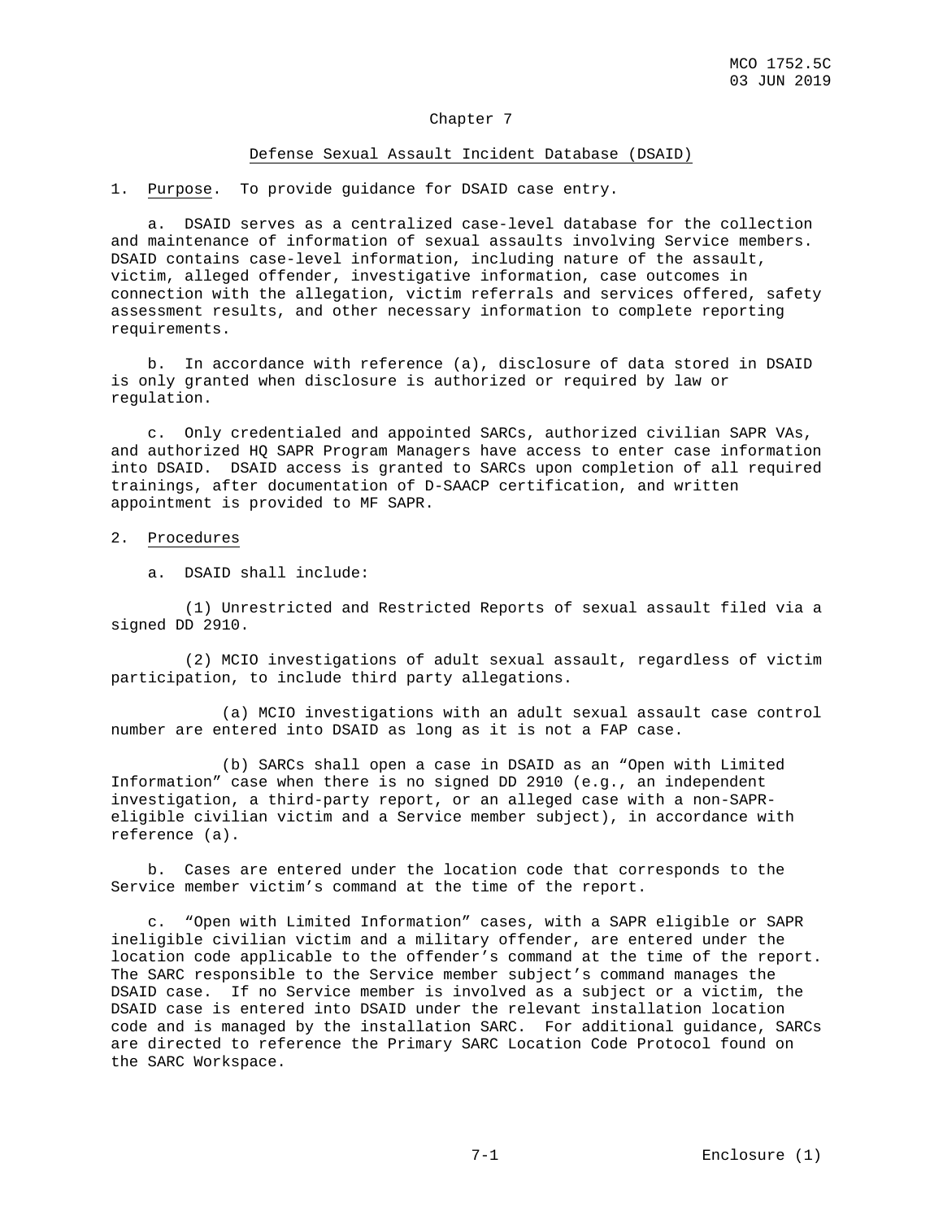# Chapter 7

## Defense Sexual Assault Incident Database (DSAID)

1. Purpose. To provide guidance for DSAID case entry.

    a. DSAID serves as a centralized case-level database for the collection and maintenance of information of sexual assaults involving Service members. DSAID contains case-level information, including nature of the assault, victim, alleged offender, investigative information, case outcomes in connection with the allegation, victim referrals and services offered, safety assessment results, and other necessary information to complete reporting requirements.

    b. In accordance with reference (a), disclosure of data stored in DSAID is only granted when disclosure is authorized or required by law or regulation.

    c. Only credentialed and appointed SARCs, authorized civilian SAPR VAs, and authorized HQ SAPR Program Managers have access to enter case information into DSAID. DSAID access is granted to SARCs upon completion of all required trainings, after documentation of D-SAACP certification, and written appointment is provided to MF SAPR.

2. Procedures

    a. DSAID shall include:

        (1) Unrestricted and Restricted Reports of sexual assault filed via a signed DD 2910.

        (2) MCIO investigations of adult sexual assault, regardless of victim participation, to include third party allegations.

            (a) MCIO investigations with an adult sexual assault case control number are entered into DSAID as long as it is not a FAP case.

            (b) SARCs shall open a case in DSAID as an "Open with Limited Information" case when there is no signed DD 2910 (e.g., an independent investigation, a third-party report, or an alleged case with a non-SAPR-eligible civilian victim and a Service member subject), in accordance with reference (a).

    b. Cases are entered under the location code that corresponds to the Service member victim's command at the time of the report.

    c. "Open with Limited Information" cases, with a SAPR eligible or SAPR ineligible civilian victim and a military offender, are entered under the location code applicable to the offender's command at the time of the report. The SARC responsible to the Service member subject's command manages the DSAID case. If no Service member is involved as a subject or a victim, the DSAID case is entered into DSAID under the relevant installation location code and is managed by the installation SARC. For additional guidance, SARCs are directed to reference the Primary SARC Location Code Protocol found on the SARC Workspace.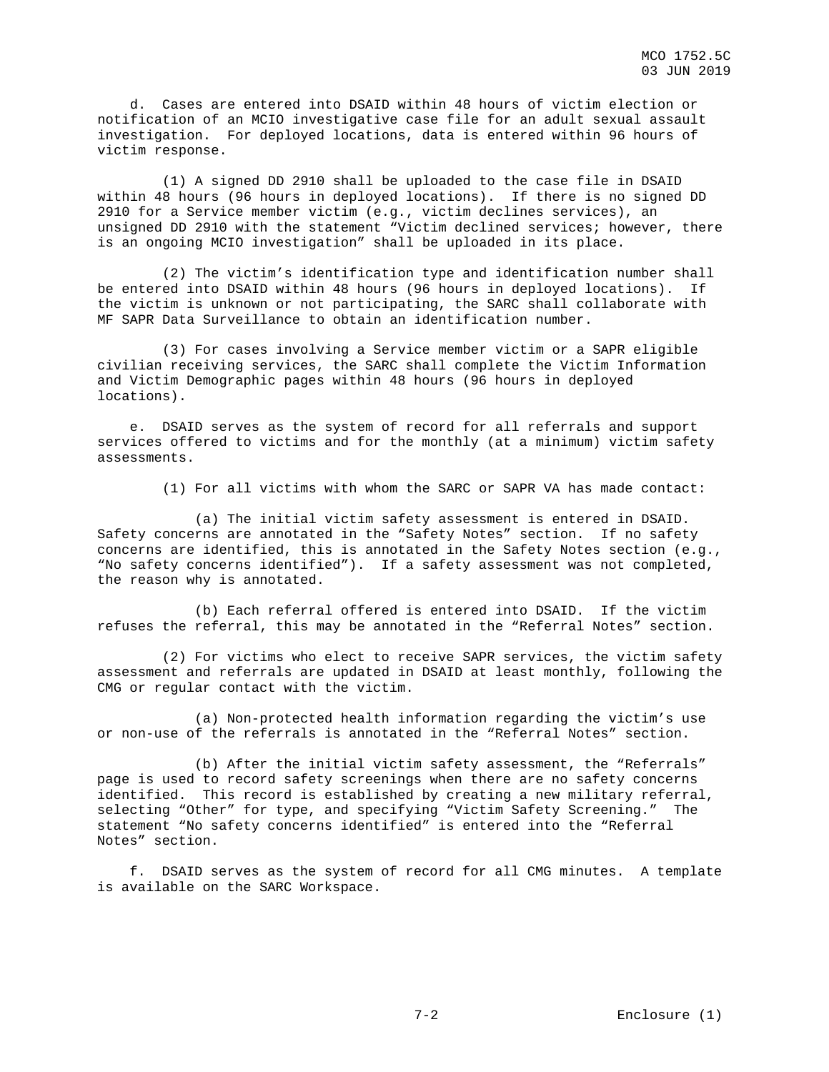d. Cases are entered into DSAID within 48 hours of victim election or notification of an MCIO investigative case file for an adult sexual assault investigation. For deployed locations, data is entered within 96 hours of victim response.

(1) A signed DD 2910 shall be uploaded to the case file in DSAID within 48 hours (96 hours in deployed locations). If there is no signed DD 2910 for a Service member victim (e.g., victim declines services), an unsigned DD 2910 with the statement "Victim declined services; however, there is an ongoing MCIO investigation" shall be uploaded in its place.

(2) The victim's identification type and identification number shall be entered into DSAID within 48 hours (96 hours in deployed locations). If the victim is unknown or not participating, the SARC shall collaborate with MF SAPR Data Surveillance to obtain an identification number.

(3) For cases involving a Service member victim or a SAPR eligible civilian receiving services, the SARC shall complete the Victim Information and Victim Demographic pages within 48 hours (96 hours in deployed locations).

e. DSAID serves as the system of record for all referrals and support services offered to victims and for the monthly (at a minimum) victim safety assessments.

(1) For all victims with whom the SARC or SAPR VA has made contact:

(a) The initial victim safety assessment is entered in DSAID. Safety concerns are annotated in the "Safety Notes" section. If no safety concerns are identified, this is annotated in the Safety Notes section (e.g., "No safety concerns identified"). If a safety assessment was not completed, the reason why is annotated.

(b) Each referral offered is entered into DSAID. If the victim refuses the referral, this may be annotated in the "Referral Notes" section.

(2) For victims who elect to receive SAPR services, the victim safety assessment and referrals are updated in DSAID at least monthly, following the CMG or regular contact with the victim.

(a) Non-protected health information regarding the victim's use or non-use of the referrals is annotated in the "Referral Notes" section.

(b) After the initial victim safety assessment, the "Referrals" page is used to record safety screenings when there are no safety concerns identified. This record is established by creating a new military referral, selecting "Other" for type, and specifying "Victim Safety Screening." The statement "No safety concerns identified" is entered into the "Referral Notes" section.

f. DSAID serves as the system of record for all CMG minutes. A template is available on the SARC Workspace.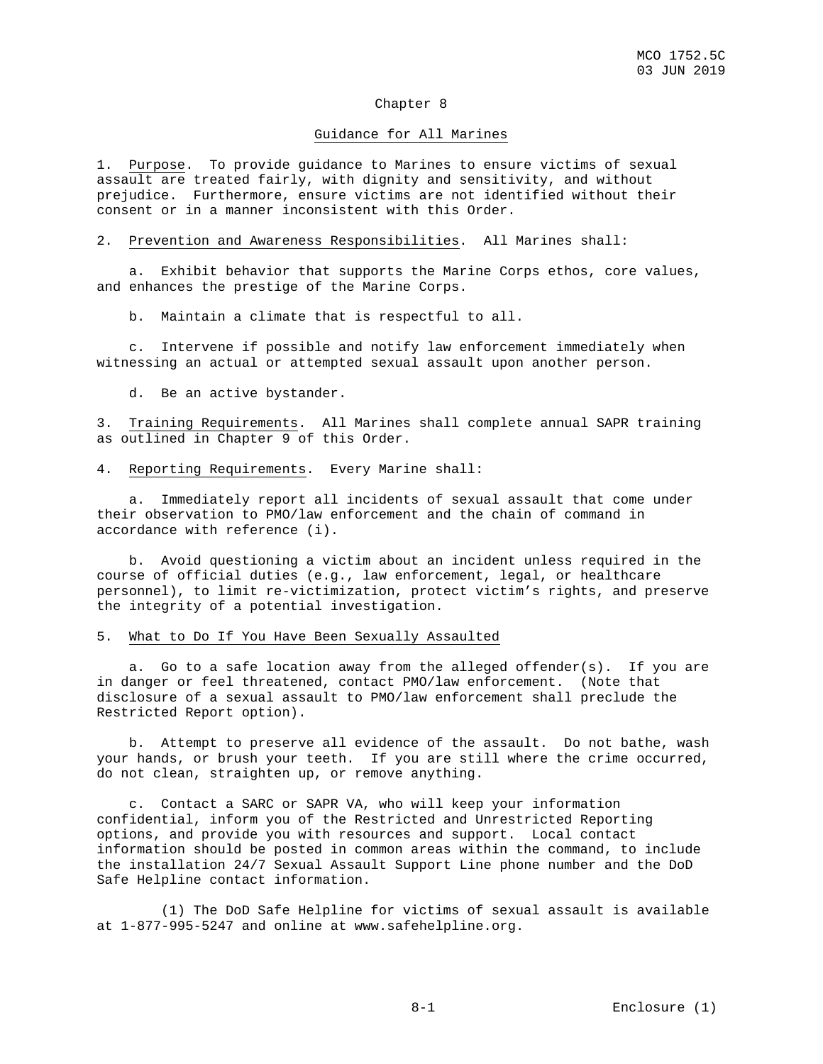# Chapter 8

## Guidance for All Marines

1. Purpose. To provide guidance to Marines to ensure victims of sexual assault are treated fairly, with dignity and sensitivity, and without prejudice. Furthermore, ensure victims are not identified without their consent or in a manner inconsistent with this Order.

2. Prevention and Awareness Responsibilities. All Marines shall:

    a. Exhibit behavior that supports the Marine Corps ethos, core values, and enhances the prestige of the Marine Corps.

    b. Maintain a climate that is respectful to all.

    c. Intervene if possible and notify law enforcement immediately when witnessing an actual or attempted sexual assault upon another person.

    d. Be an active bystander.

3. Training Requirements. All Marines shall complete annual SAPR training as outlined in Chapter 9 of this Order.

4. Reporting Requirements. Every Marine shall:

    a. Immediately report all incidents of sexual assault that come under their observation to PMO/law enforcement and the chain of command in accordance with reference (i).

    b. Avoid questioning a victim about an incident unless required in the course of official duties (e.g., law enforcement, legal, or healthcare personnel), to limit re-victimization, protect victim's rights, and preserve the integrity of a potential investigation.

5. What to Do If You Have Been Sexually Assaulted

    a. Go to a safe location away from the alleged offender(s). If you are in danger or feel threatened, contact PMO/law enforcement. (Note that disclosure of a sexual assault to PMO/law enforcement shall preclude the Restricted Report option).

    b. Attempt to preserve all evidence of the assault. Do not bathe, wash your hands, or brush your teeth. If you are still where the crime occurred, do not clean, straighten up, or remove anything.

    c. Contact a SARC or SAPR VA, who will keep your information confidential, inform you of the Restricted and Unrestricted Reporting options, and provide you with resources and support. Local contact information should be posted in common areas within the command, to include the installation 24/7 Sexual Assault Support Line phone number and the DoD Safe Helpline contact information.

        (1) The DoD Safe Helpline for victims of sexual assault is available at 1-877-995-5247 and online at www.safehelpline.org.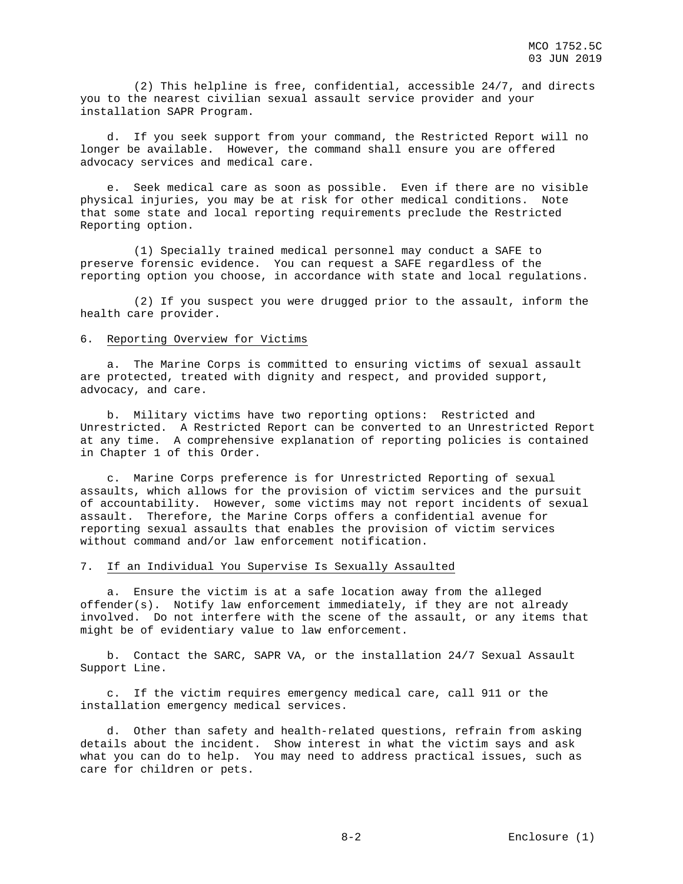(2) This helpline is free, confidential, accessible 24/7, and directs you to the nearest civilian sexual assault service provider and your installation SAPR Program.

d. If you seek support from your command, the Restricted Report will no longer be available. However, the command shall ensure you are offered advocacy services and medical care.

e. Seek medical care as soon as possible. Even if there are no visible physical injuries, you may be at risk for other medical conditions. Note that some state and local reporting requirements preclude the Restricted Reporting option.

(1) Specially trained medical personnel may conduct a SAFE to preserve forensic evidence. You can request a SAFE regardless of the reporting option you choose, in accordance with state and local regulations.

(2) If you suspect you were drugged prior to the assault, inform the health care provider.

6. Reporting Overview for Victims

a. The Marine Corps is committed to ensuring victims of sexual assault are protected, treated with dignity and respect, and provided support, advocacy, and care.

b. Military victims have two reporting options: Restricted and Unrestricted. A Restricted Report can be converted to an Unrestricted Report at any time. A comprehensive explanation of reporting policies is contained in Chapter 1 of this Order.

c. Marine Corps preference is for Unrestricted Reporting of sexual assaults, which allows for the provision of victim services and the pursuit of accountability. However, some victims may not report incidents of sexual assault. Therefore, the Marine Corps offers a confidential avenue for reporting sexual assaults that enables the provision of victim services without command and/or law enforcement notification.

7. If an Individual You Supervise Is Sexually Assaulted

a. Ensure the victim is at a safe location away from the alleged offender(s). Notify law enforcement immediately, if they are not already involved. Do not interfere with the scene of the assault, or any items that might be of evidentiary value to law enforcement.

b. Contact the SARC, SAPR VA, or the installation 24/7 Sexual Assault Support Line.

c. If the victim requires emergency medical care, call 911 or the installation emergency medical services.

d. Other than safety and health-related questions, refrain from asking details about the incident. Show interest in what the victim says and ask what you can do to help. You may need to address practical issues, such as care for children or pets.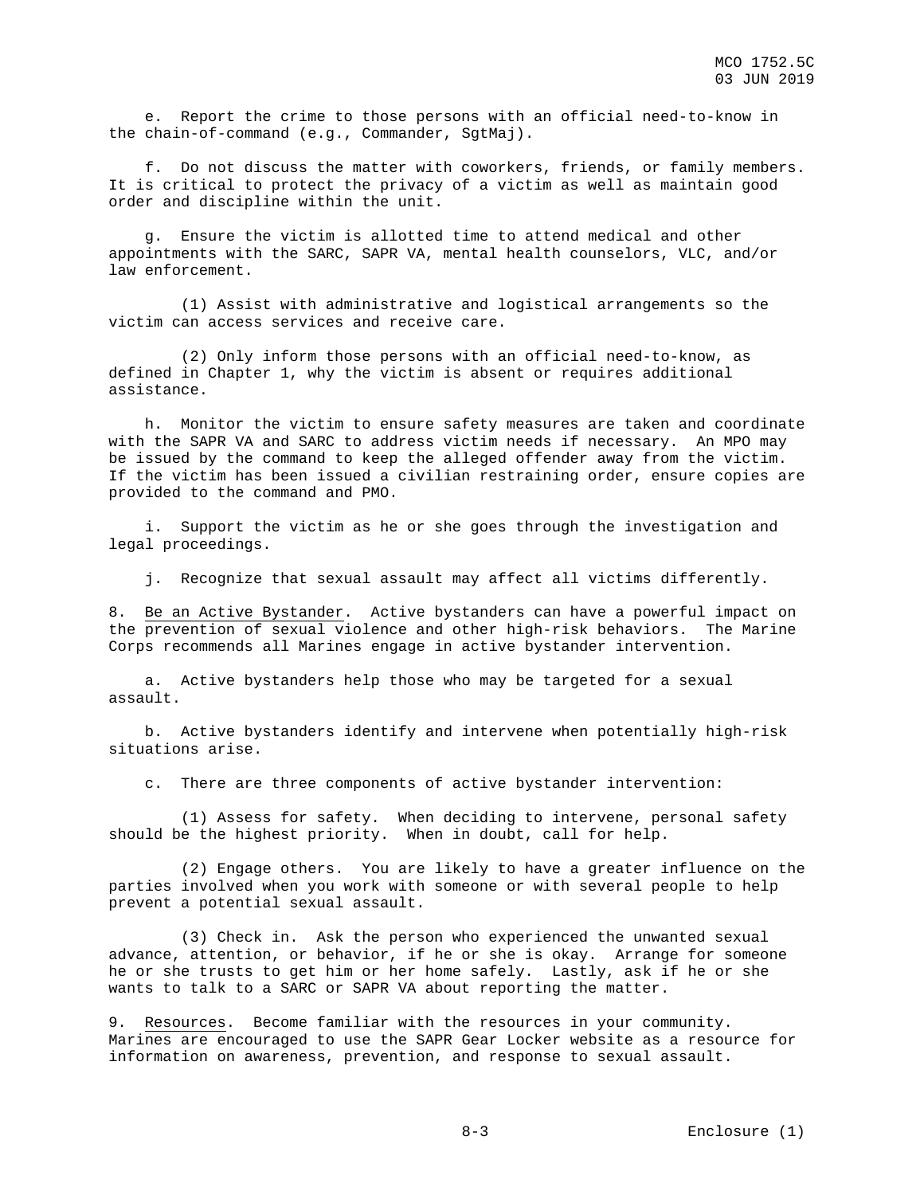e. Report the crime to those persons with an official need-to-know in the chain-of-command (e.g., Commander, SgtMaj).

f. Do not discuss the matter with coworkers, friends, or family members. It is critical to protect the privacy of a victim as well as maintain good order and discipline within the unit.

g. Ensure the victim is allotted time to attend medical and other appointments with the SARC, SAPR VA, mental health counselors, VLC, and/or law enforcement.

(1) Assist with administrative and logistical arrangements so the victim can access services and receive care.

(2) Only inform those persons with an official need-to-know, as defined in Chapter 1, why the victim is absent or requires additional assistance.

h. Monitor the victim to ensure safety measures are taken and coordinate with the SAPR VA and SARC to address victim needs if necessary. An MPO may be issued by the command to keep the alleged offender away from the victim. If the victim has been issued a civilian restraining order, ensure copies are provided to the command and PMO.

i. Support the victim as he or she goes through the investigation and legal proceedings.

j. Recognize that sexual assault may affect all victims differently.

8. Be an Active Bystander. Active bystanders can have a powerful impact on the prevention of sexual violence and other high-risk behaviors. The Marine Corps recommends all Marines engage in active bystander intervention.

a. Active bystanders help those who may be targeted for a sexual assault.

b. Active bystanders identify and intervene when potentially high-risk situations arise.

c. There are three components of active bystander intervention:

(1) Assess for safety. When deciding to intervene, personal safety should be the highest priority. When in doubt, call for help.

(2) Engage others. You are likely to have a greater influence on the parties involved when you work with someone or with several people to help prevent a potential sexual assault.

(3) Check in. Ask the person who experienced the unwanted sexual advance, attention, or behavior, if he or she is okay. Arrange for someone he or she trusts to get him or her home safely. Lastly, ask if he or she wants to talk to a SARC or SAPR VA about reporting the matter.

9. Resources. Become familiar with the resources in your community. Marines are encouraged to use the SAPR Gear Locker website as a resource for information on awareness, prevention, and response to sexual assault.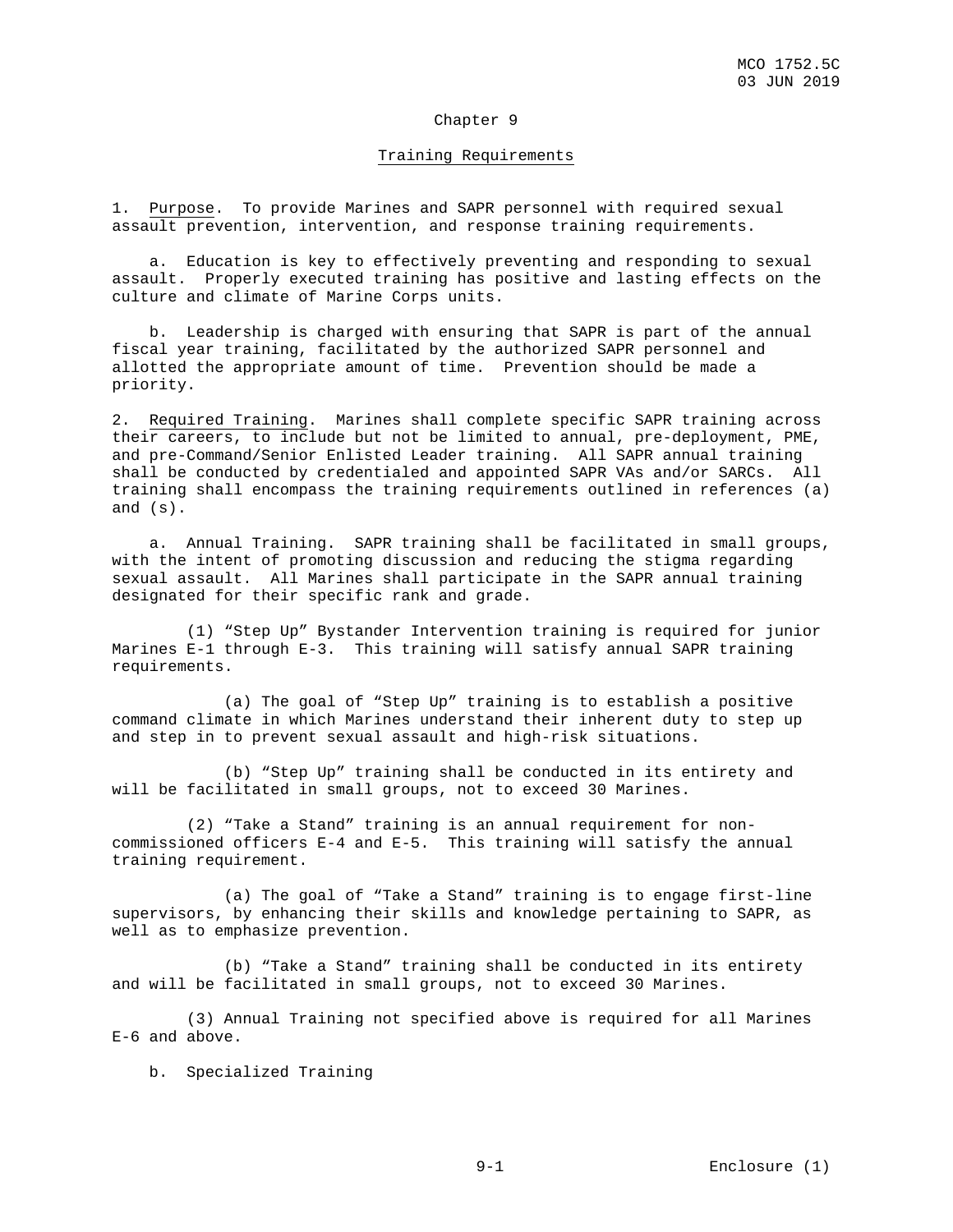# Chapter 9

## Training Requirements

1. Purpose. To provide Marines and SAPR personnel with required sexual assault prevention, intervention, and response training requirements.

    a. Education is key to effectively preventing and responding to sexual assault. Properly executed training has positive and lasting effects on the culture and climate of Marine Corps units.

    b. Leadership is charged with ensuring that SAPR is part of the annual fiscal year training, facilitated by the authorized SAPR personnel and allotted the appropriate amount of time. Prevention should be made a priority.

2. Required Training. Marines shall complete specific SAPR training across their careers, to include but not be limited to annual, pre-deployment, PME, and pre-Command/Senior Enlisted Leader training. All SAPR annual training shall be conducted by credentialed and appointed SAPR VAs and/or SARCs. All training shall encompass the training requirements outlined in references (a) and (s).

    a. Annual Training. SAPR training shall be facilitated in small groups, with the intent of promoting discussion and reducing the stigma regarding sexual assault. All Marines shall participate in the SAPR annual training designated for their specific rank and grade.

        (1) "Step Up" Bystander Intervention training is required for junior Marines E-1 through E-3. This training will satisfy annual SAPR training requirements.

            (a) The goal of "Step Up" training is to establish a positive command climate in which Marines understand their inherent duty to step up and step in to prevent sexual assault and high-risk situations.

            (b) "Step Up" training shall be conducted in its entirety and will be facilitated in small groups, not to exceed 30 Marines.

        (2) "Take a Stand" training is an annual requirement for non-commissioned officers E-4 and E-5. This training will satisfy the annual training requirement.

            (a) The goal of "Take a Stand" training is to engage first-line supervisors, by enhancing their skills and knowledge pertaining to SAPR, as well as to emphasize prevention.

            (b) "Take a Stand" training shall be conducted in its entirety and will be facilitated in small groups, not to exceed 30 Marines.

        (3) Annual Training not specified above is required for all Marines E-6 and above.

    b. Specialized Training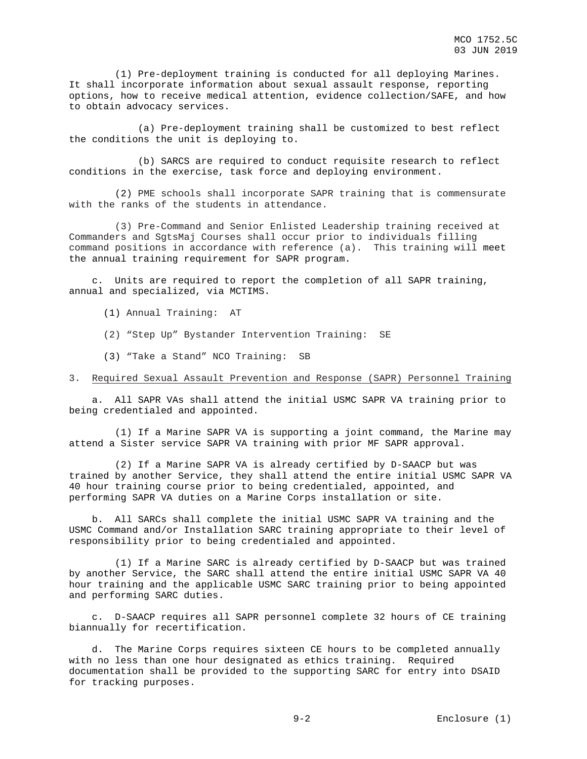(1) Pre-deployment training is conducted for all deploying Marines. It shall incorporate information about sexual assault response, reporting options, how to receive medical attention, evidence collection/SAFE, and how to obtain advocacy services.

(a) Pre-deployment training shall be customized to best reflect the conditions the unit is deploying to.

(b) SARCS are required to conduct requisite research to reflect conditions in the exercise, task force and deploying environment.

(2) PME schools shall incorporate SAPR training that is commensurate with the ranks of the students in attendance.

(3) Pre-Command and Senior Enlisted Leadership training received at Commanders and SgtsMaj Courses shall occur prior to individuals filling command positions in accordance with reference (a). This training will meet the annual training requirement for SAPR program.

c. Units are required to report the completion of all SAPR training, annual and specialized, via MCTIMS.

(1) Annual Training: AT

(2) “Step Up” Bystander Intervention Training: SE

(3) “Take a Stand” NCO Training: SB

3. <u>Required Sexual Assault Prevention and Response (SAPR) Personnel Training</u>

a. All SAPR VAs shall attend the initial USMC SAPR VA training prior to being credentialed and appointed.

(1) If a Marine SAPR VA is supporting a joint command, the Marine may attend a Sister service SAPR VA training with prior MF SAPR approval.

(2) If a Marine SAPR VA is already certified by D-SAACP but was trained by another Service, they shall attend the entire initial USMC SAPR VA 40 hour training course prior to being credentialed, appointed, and performing SAPR VA duties on a Marine Corps installation or site.

b. All SARCs shall complete the initial USMC SAPR VA training and the USMC Command and/or Installation SARC training appropriate to their level of responsibility prior to being credentialed and appointed.

(1) If a Marine SARC is already certified by D-SAACP but was trained by another Service, the SARC shall attend the entire initial USMC SAPR VA 40 hour training and the applicable USMC SARC training prior to being appointed and performing SARC duties.

c. D-SAACP requires all SAPR personnel complete 32 hours of CE training biannually for recertification.

d. The Marine Corps requires sixteen CE hours to be completed annually with no less than one hour designated as ethics training. Required documentation shall be provided to the supporting SARC for entry into DSAID for tracking purposes.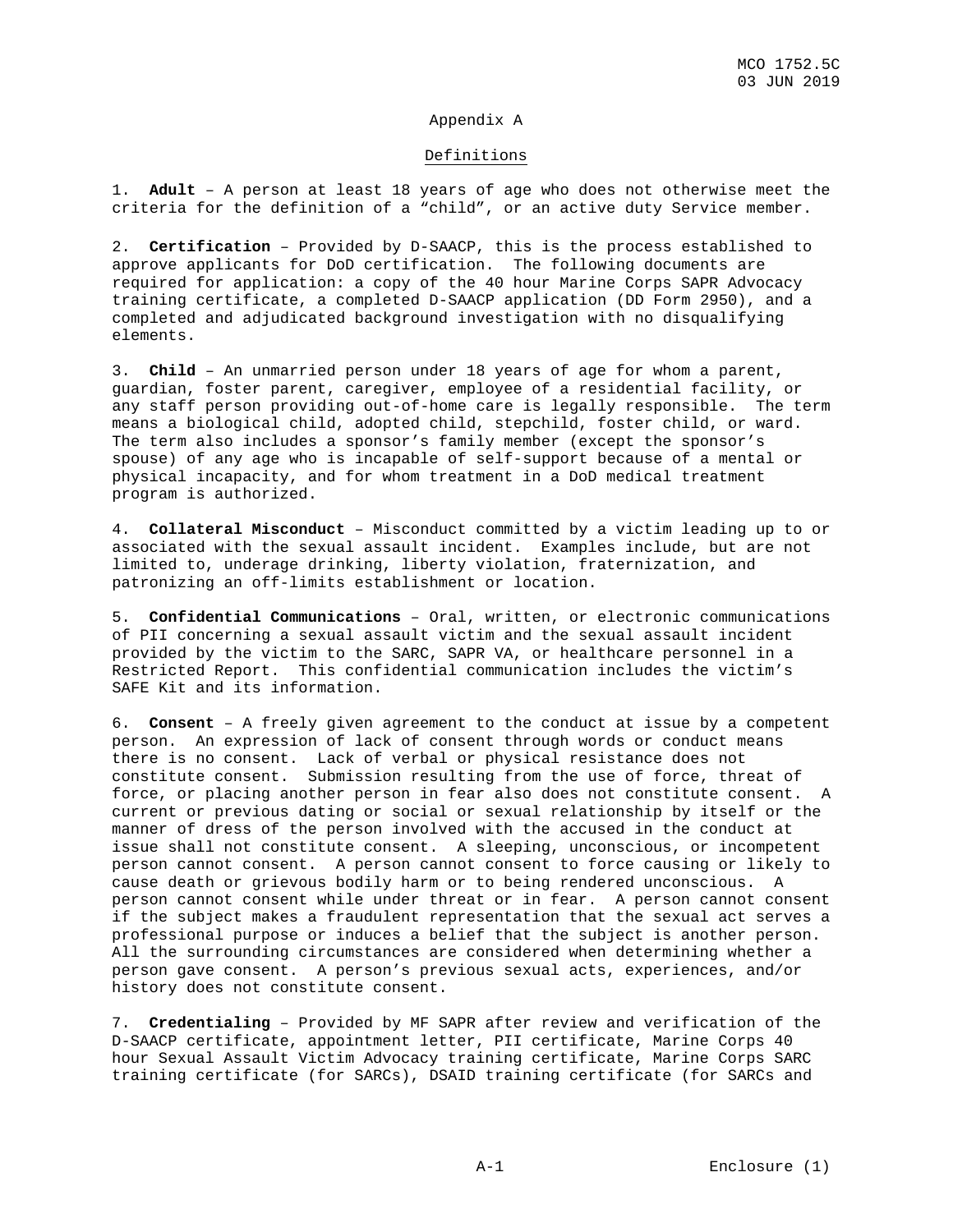## Appendix A

### Definitions

1. **Adult** – A person at least 18 years of age who does not otherwise meet the criteria for the definition of a "child", or an active duty Service member.

2. **Certification** – Provided by D-SAACP, this is the process established to approve applicants for DoD certification. The following documents are required for application: a copy of the 40 hour Marine Corps SAPR Advocacy training certificate, a completed D-SAACP application (DD Form 2950), and a completed and adjudicated background investigation with no disqualifying elements.

3. **Child** – An unmarried person under 18 years of age for whom a parent, guardian, foster parent, caregiver, employee of a residential facility, or any staff person providing out-of-home care is legally responsible. The term means a biological child, adopted child, stepchild, foster child, or ward. The term also includes a sponsor's family member (except the sponsor's spouse) of any age who is incapable of self-support because of a mental or physical incapacity, and for whom treatment in a DoD medical treatment program is authorized.

4. **Collateral Misconduct** – Misconduct committed by a victim leading up to or associated with the sexual assault incident. Examples include, but are not limited to, underage drinking, liberty violation, fraternization, and patronizing an off-limits establishment or location.

5. **Confidential Communications** – Oral, written, or electronic communications of PII concerning a sexual assault victim and the sexual assault incident provided by the victim to the SARC, SAPR VA, or healthcare personnel in a Restricted Report. This confidential communication includes the victim's SAFE Kit and its information.

6. **Consent** – A freely given agreement to the conduct at issue by a competent person. An expression of lack of consent through words or conduct means there is no consent. Lack of verbal or physical resistance does not constitute consent. Submission resulting from the use of force, threat of force, or placing another person in fear also does not constitute consent. A current or previous dating or social or sexual relationship by itself or the manner of dress of the person involved with the accused in the conduct at issue shall not constitute consent. A sleeping, unconscious, or incompetent person cannot consent. A person cannot consent to force causing or likely to cause death or grievous bodily harm or to being rendered unconscious. A person cannot consent while under threat or in fear. A person cannot consent if the subject makes a fraudulent representation that the sexual act serves a professional purpose or induces a belief that the subject is another person. All the surrounding circumstances are considered when determining whether a person gave consent. A person's previous sexual acts, experiences, and/or history does not constitute consent.

7. **Credentialing** – Provided by MF SAPR after review and verification of the D-SAACP certificate, appointment letter, PII certificate, Marine Corps 40 hour Sexual Assault Victim Advocacy training certificate, Marine Corps SARC training certificate (for SARCs), DSAID training certificate (for SARCs and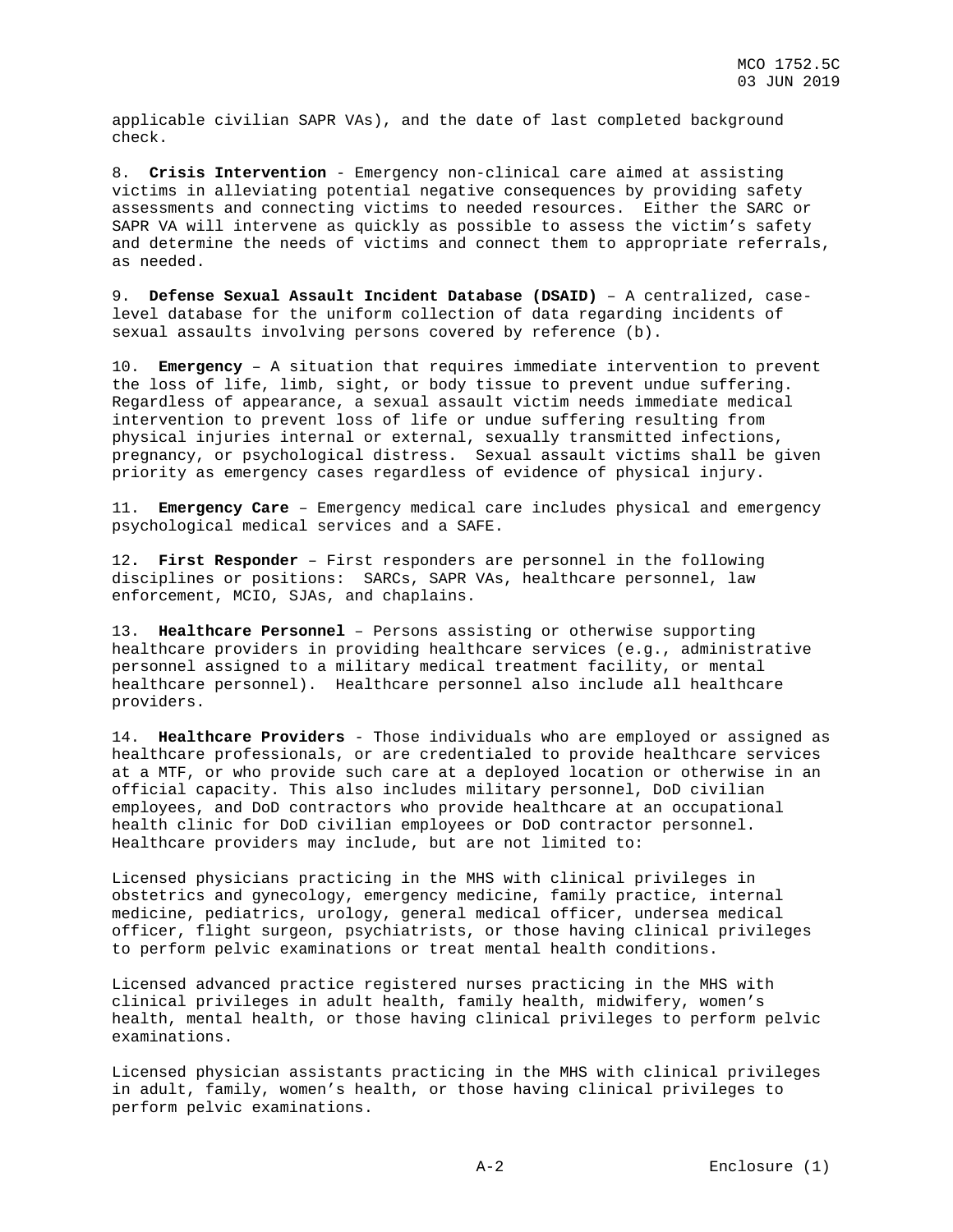applicable civilian SAPR VAs), and the date of last completed background check.

8. **Crisis Intervention** - Emergency non-clinical care aimed at assisting victims in alleviating potential negative consequences by providing safety assessments and connecting victims to needed resources. Either the SARC or SAPR VA will intervene as quickly as possible to assess the victim's safety and determine the needs of victims and connect them to appropriate referrals, as needed.

9. **Defense Sexual Assault Incident Database (DSAID)** – A centralized, case-level database for the uniform collection of data regarding incidents of sexual assaults involving persons covered by reference (b).

10. **Emergency** – A situation that requires immediate intervention to prevent the loss of life, limb, sight, or body tissue to prevent undue suffering. Regardless of appearance, a sexual assault victim needs immediate medical intervention to prevent loss of life or undue suffering resulting from physical injuries internal or external, sexually transmitted infections, pregnancy, or psychological distress. Sexual assault victims shall be given priority as emergency cases regardless of evidence of physical injury.

11. **Emergency Care** – Emergency medical care includes physical and emergency psychological medical services and a SAFE.

12. **First Responder** – First responders are personnel in the following disciplines or positions: SARCs, SAPR VAs, healthcare personnel, law enforcement, MCIO, SJAs, and chaplains.

13. **Healthcare Personnel** – Persons assisting or otherwise supporting healthcare providers in providing healthcare services (e.g., administrative personnel assigned to a military medical treatment facility, or mental healthcare personnel). Healthcare personnel also include all healthcare providers.

14. **Healthcare Providers** - Those individuals who are employed or assigned as healthcare professionals, or are credentialed to provide healthcare services at a MTF, or who provide such care at a deployed location or otherwise in an official capacity. This also includes military personnel, DoD civilian employees, and DoD contractors who provide healthcare at an occupational health clinic for DoD civilian employees or DoD contractor personnel. Healthcare providers may include, but are not limited to:

Licensed physicians practicing in the MHS with clinical privileges in obstetrics and gynecology, emergency medicine, family practice, internal medicine, pediatrics, urology, general medical officer, undersea medical officer, flight surgeon, psychiatrists, or those having clinical privileges to perform pelvic examinations or treat mental health conditions.

Licensed advanced practice registered nurses practicing in the MHS with clinical privileges in adult health, family health, midwifery, women's health, mental health, or those having clinical privileges to perform pelvic examinations.

Licensed physician assistants practicing in the MHS with clinical privileges in adult, family, women's health, or those having clinical privileges to perform pelvic examinations.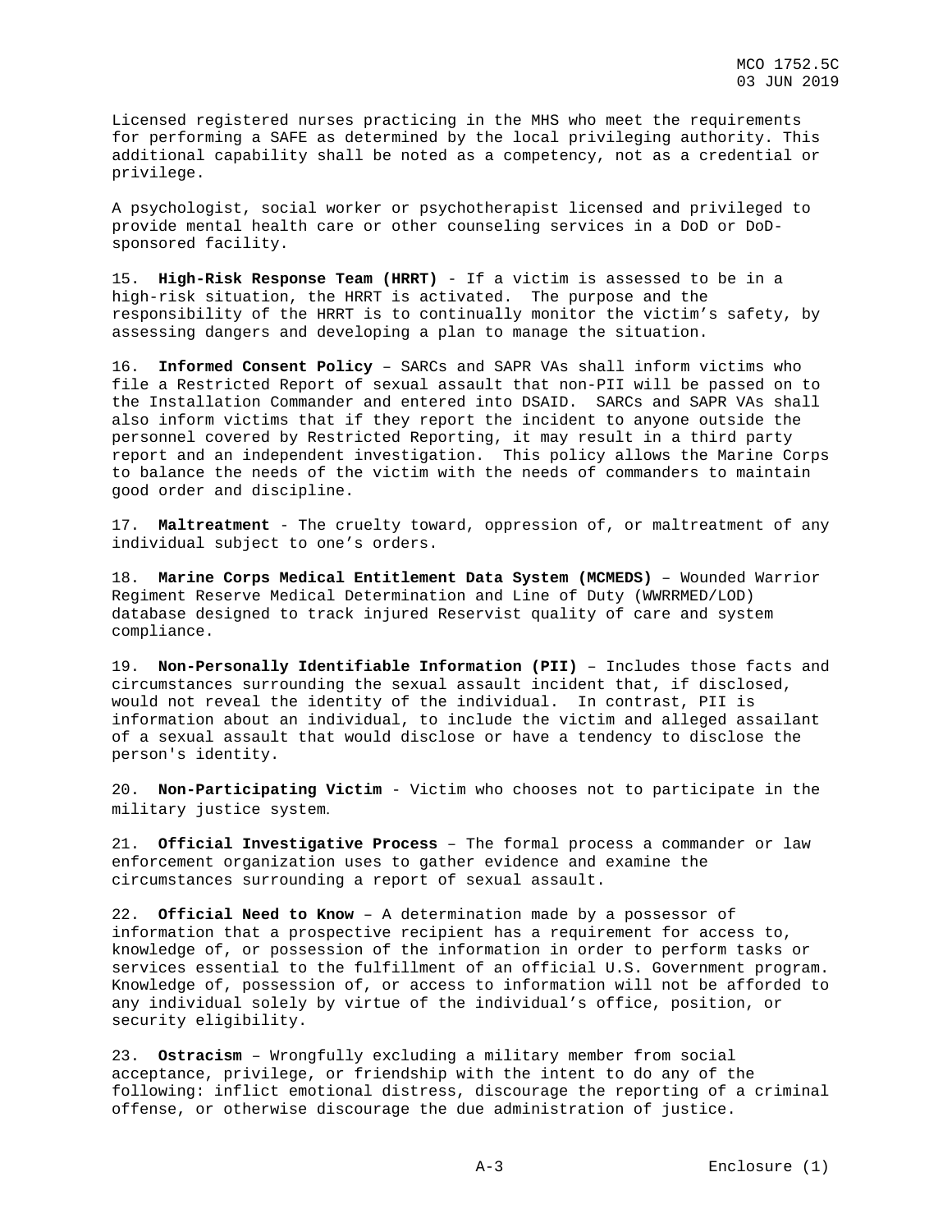Licensed registered nurses practicing in the MHS who meet the requirements for performing a SAFE as determined by the local privileging authority. This additional capability shall be noted as a competency, not as a credential or privilege.

A psychologist, social worker or psychotherapist licensed and privileged to provide mental health care or other counseling services in a DoD or DoD-sponsored facility.

15. **High-Risk Response Team (HRRT)** - If a victim is assessed to be in a high-risk situation, the HRRT is activated. The purpose and the responsibility of the HRRT is to continually monitor the victim's safety, by assessing dangers and developing a plan to manage the situation.

16. **Informed Consent Policy** – SARCs and SAPR VAs shall inform victims who file a Restricted Report of sexual assault that non-PII will be passed on to the Installation Commander and entered into DSAID. SARCs and SAPR VAs shall also inform victims that if they report the incident to anyone outside the personnel covered by Restricted Reporting, it may result in a third party report and an independent investigation. This policy allows the Marine Corps to balance the needs of the victim with the needs of commanders to maintain good order and discipline.

17. **Maltreatment** - The cruelty toward, oppression of, or maltreatment of any individual subject to one's orders.

18. **Marine Corps Medical Entitlement Data System (MCMEDS)** – Wounded Warrior Regiment Reserve Medical Determination and Line of Duty (WWRRMED/LOD) database designed to track injured Reservist quality of care and system compliance.

19. **Non-Personally Identifiable Information (PII)** – Includes those facts and circumstances surrounding the sexual assault incident that, if disclosed, would not reveal the identity of the individual. In contrast, PII is information about an individual, to include the victim and alleged assailant of a sexual assault that would disclose or have a tendency to disclose the person's identity.

20. **Non-Participating Victim** - Victim who chooses not to participate in the military justice system.

21. **Official Investigative Process** – The formal process a commander or law enforcement organization uses to gather evidence and examine the circumstances surrounding a report of sexual assault.

22. **Official Need to Know** – A determination made by a possessor of information that a prospective recipient has a requirement for access to, knowledge of, or possession of the information in order to perform tasks or services essential to the fulfillment of an official U.S. Government program. Knowledge of, possession of, or access to information will not be afforded to any individual solely by virtue of the individual's office, position, or security eligibility.

23. **Ostracism** – Wrongfully excluding a military member from social acceptance, privilege, or friendship with the intent to do any of the following: inflict emotional distress, discourage the reporting of a criminal offense, or otherwise discourage the due administration of justice.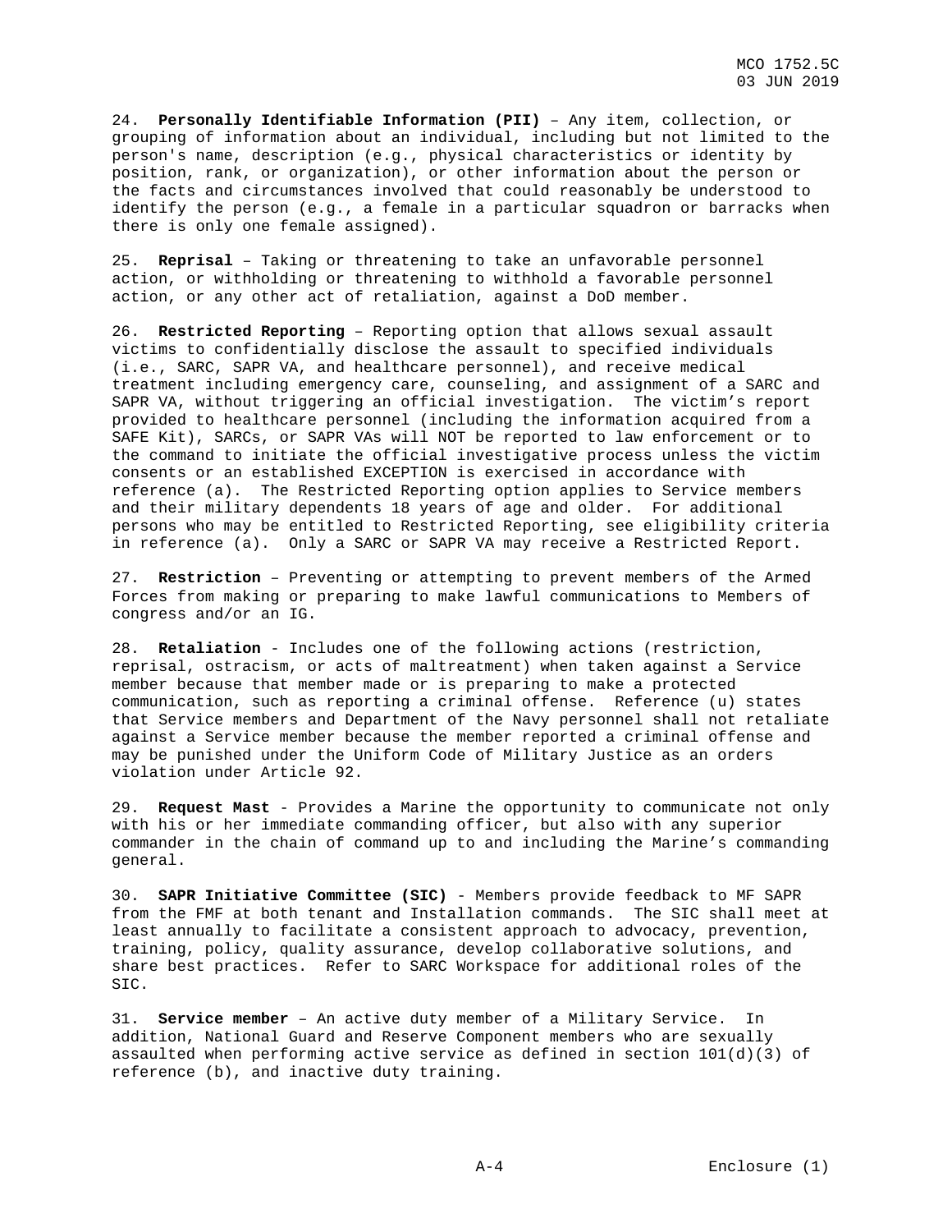24. **Personally Identifiable Information (PII)** – Any item, collection, or grouping of information about an individual, including but not limited to the person's name, description (e.g., physical characteristics or identity by position, rank, or organization), or other information about the person or the facts and circumstances involved that could reasonably be understood to identify the person (e.g., a female in a particular squadron or barracks when there is only one female assigned).

25. **Reprisal** – Taking or threatening to take an unfavorable personnel action, or withholding or threatening to withhold a favorable personnel action, or any other act of retaliation, against a DoD member.

26. **Restricted Reporting** – Reporting option that allows sexual assault victims to confidentially disclose the assault to specified individuals (i.e., SARC, SAPR VA, and healthcare personnel), and receive medical treatment including emergency care, counseling, and assignment of a SARC and SAPR VA, without triggering an official investigation. The victim's report provided to healthcare personnel (including the information acquired from a SAFE Kit), SARCs, or SAPR VAs will NOT be reported to law enforcement or to the command to initiate the official investigative process unless the victim consents or an established EXCEPTION is exercised in accordance with reference (a). The Restricted Reporting option applies to Service members and their military dependents 18 years of age and older. For additional persons who may be entitled to Restricted Reporting, see eligibility criteria in reference (a). Only a SARC or SAPR VA may receive a Restricted Report.

27. **Restriction** – Preventing or attempting to prevent members of the Armed Forces from making or preparing to make lawful communications to Members of congress and/or an IG.

28. **Retaliation** - Includes one of the following actions (restriction, reprisal, ostracism, or acts of maltreatment) when taken against a Service member because that member made or is preparing to make a protected communication, such as reporting a criminal offense. Reference (u) states that Service members and Department of the Navy personnel shall not retaliate against a Service member because the member reported a criminal offense and may be punished under the Uniform Code of Military Justice as an orders violation under Article 92.

29. **Request Mast** - Provides a Marine the opportunity to communicate not only with his or her immediate commanding officer, but also with any superior commander in the chain of command up to and including the Marine's commanding general.

30. **SAPR Initiative Committee (SIC)** - Members provide feedback to MF SAPR from the FMF at both tenant and Installation commands. The SIC shall meet at least annually to facilitate a consistent approach to advocacy, prevention, training, policy, quality assurance, develop collaborative solutions, and share best practices. Refer to SARC Workspace for additional roles of the SIC.

31. **Service member** – An active duty member of a Military Service. In addition, National Guard and Reserve Component members who are sexually assaulted when performing active service as defined in section 101(d)(3) of reference (b), and inactive duty training.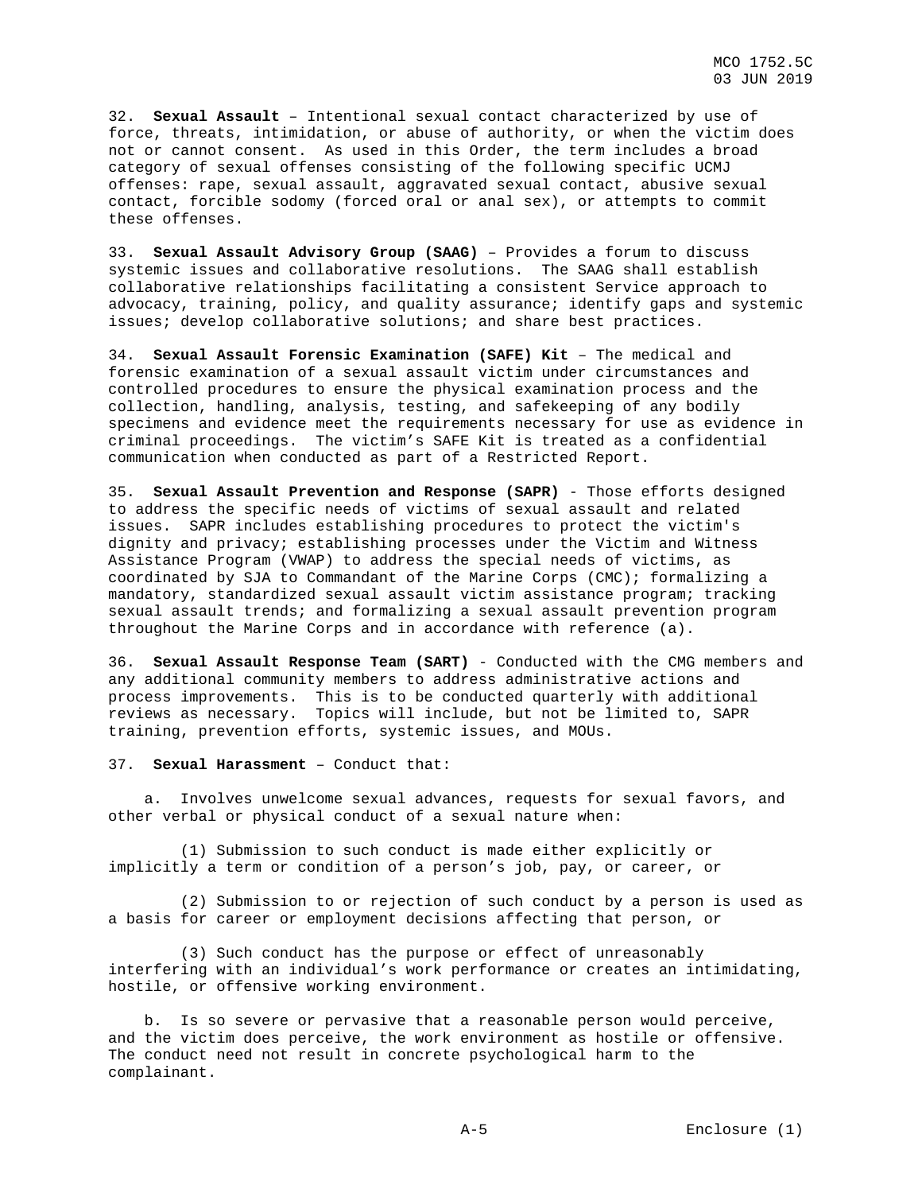32. **Sexual Assault** – Intentional sexual contact characterized by use of force, threats, intimidation, or abuse of authority, or when the victim does not or cannot consent. As used in this Order, the term includes a broad category of sexual offenses consisting of the following specific UCMJ offenses: rape, sexual assault, aggravated sexual contact, abusive sexual contact, forcible sodomy (forced oral or anal sex), or attempts to commit these offenses.

33. **Sexual Assault Advisory Group (SAAG)** – Provides a forum to discuss systemic issues and collaborative resolutions. The SAAG shall establish collaborative relationships facilitating a consistent Service approach to advocacy, training, policy, and quality assurance; identify gaps and systemic issues; develop collaborative solutions; and share best practices.

34. **Sexual Assault Forensic Examination (SAFE) Kit** – The medical and forensic examination of a sexual assault victim under circumstances and controlled procedures to ensure the physical examination process and the collection, handling, analysis, testing, and safekeeping of any bodily specimens and evidence meet the requirements necessary for use as evidence in criminal proceedings. The victim's SAFE Kit is treated as a confidential communication when conducted as part of a Restricted Report.

35. **Sexual Assault Prevention and Response (SAPR)** - Those efforts designed to address the specific needs of victims of sexual assault and related issues. SAPR includes establishing procedures to protect the victim's dignity and privacy; establishing processes under the Victim and Witness Assistance Program (VWAP) to address the special needs of victims, as coordinated by SJA to Commandant of the Marine Corps (CMC); formalizing a mandatory, standardized sexual assault victim assistance program; tracking sexual assault trends; and formalizing a sexual assault prevention program throughout the Marine Corps and in accordance with reference (a).

36. **Sexual Assault Response Team (SART)** - Conducted with the CMG members and any additional community members to address administrative actions and process improvements. This is to be conducted quarterly with additional reviews as necessary. Topics will include, but not be limited to, SAPR training, prevention efforts, systemic issues, and MOUs.

37. **Sexual Harassment** – Conduct that:

a. Involves unwelcome sexual advances, requests for sexual favors, and other verbal or physical conduct of a sexual nature when:

(1) Submission to such conduct is made either explicitly or implicitly a term or condition of a person's job, pay, or career, or

(2) Submission to or rejection of such conduct by a person is used as a basis for career or employment decisions affecting that person, or

(3) Such conduct has the purpose or effect of unreasonably interfering with an individual's work performance or creates an intimidating, hostile, or offensive working environment.

b. Is so severe or pervasive that a reasonable person would perceive, and the victim does perceive, the work environment as hostile or offensive. The conduct need not result in concrete psychological harm to the complainant.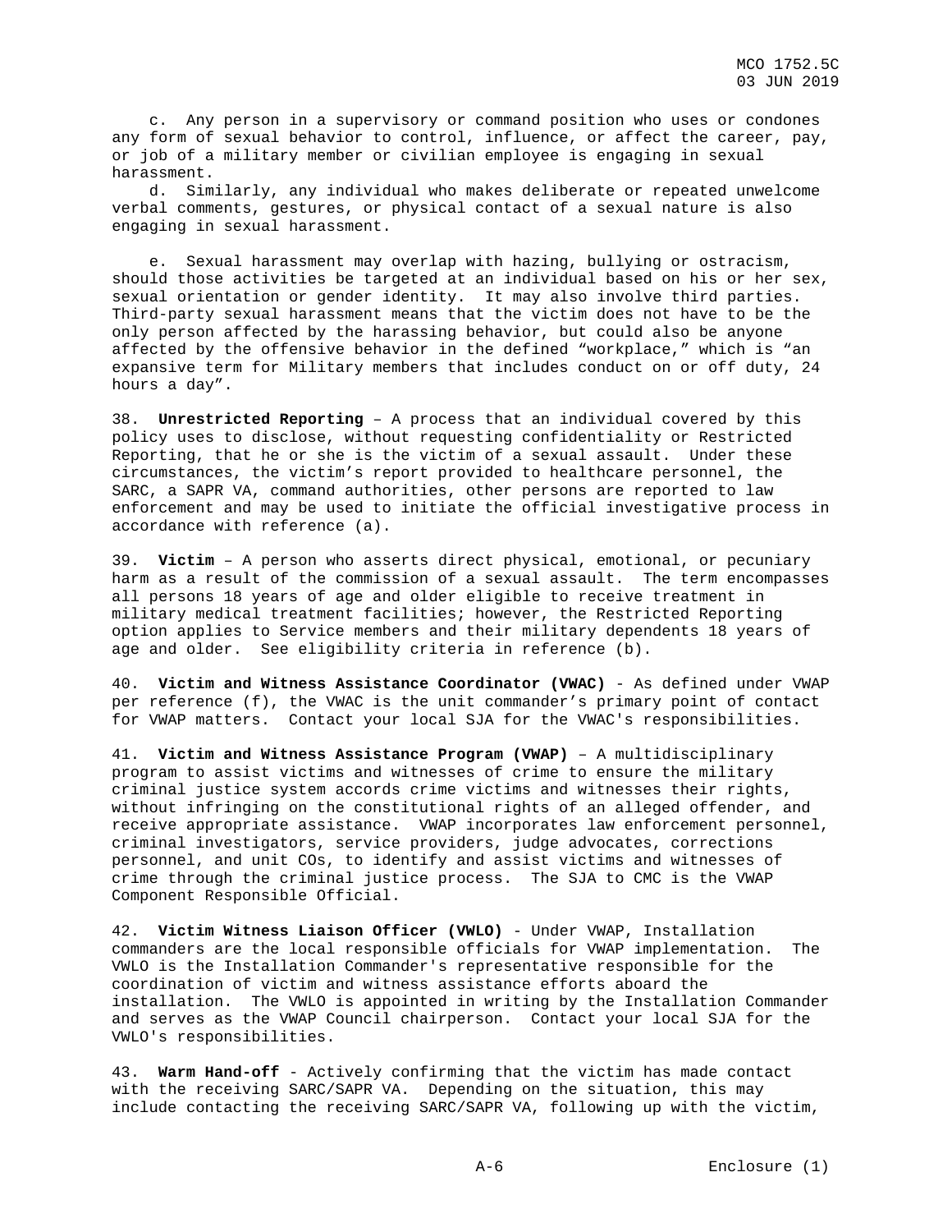c. Any person in a supervisory or command position who uses or condones any form of sexual behavior to control, influence, or affect the career, pay, or job of a military member or civilian employee is engaging in sexual harassment.

d. Similarly, any individual who makes deliberate or repeated unwelcome verbal comments, gestures, or physical contact of a sexual nature is also engaging in sexual harassment.

e. Sexual harassment may overlap with hazing, bullying or ostracism, should those activities be targeted at an individual based on his or her sex, sexual orientation or gender identity. It may also involve third parties. Third-party sexual harassment means that the victim does not have to be the only person affected by the harassing behavior, but could also be anyone affected by the offensive behavior in the defined "workplace," which is "an expansive term for Military members that includes conduct on or off duty, 24 hours a day".

38. **Unrestricted Reporting** – A process that an individual covered by this policy uses to disclose, without requesting confidentiality or Restricted Reporting, that he or she is the victim of a sexual assault. Under these circumstances, the victim's report provided to healthcare personnel, the SARC, a SAPR VA, command authorities, other persons are reported to law enforcement and may be used to initiate the official investigative process in accordance with reference (a).

39. **Victim** – A person who asserts direct physical, emotional, or pecuniary harm as a result of the commission of a sexual assault. The term encompasses all persons 18 years of age and older eligible to receive treatment in military medical treatment facilities; however, the Restricted Reporting option applies to Service members and their military dependents 18 years of age and older. See eligibility criteria in reference (b).

40. **Victim and Witness Assistance Coordinator (VWAC)** - As defined under VWAP per reference (f), the VWAC is the unit commander's primary point of contact for VWAP matters. Contact your local SJA for the VWAC's responsibilities.

41. **Victim and Witness Assistance Program (VWAP)** – A multidisciplinary program to assist victims and witnesses of crime to ensure the military criminal justice system accords crime victims and witnesses their rights, without infringing on the constitutional rights of an alleged offender, and receive appropriate assistance. VWAP incorporates law enforcement personnel, criminal investigators, service providers, judge advocates, corrections personnel, and unit COs, to identify and assist victims and witnesses of crime through the criminal justice process. The SJA to CMC is the VWAP Component Responsible Official.

42. **Victim Witness Liaison Officer (VWLO)** - Under VWAP, Installation commanders are the local responsible officials for VWAP implementation. The VWLO is the Installation Commander's representative responsible for the coordination of victim and witness assistance efforts aboard the installation. The VWLO is appointed in writing by the Installation Commander and serves as the VWAP Council chairperson. Contact your local SJA for the VWLO's responsibilities.

43. **Warm Hand-off** - Actively confirming that the victim has made contact with the receiving SARC/SAPR VA. Depending on the situation, this may include contacting the receiving SARC/SAPR VA, following up with the victim,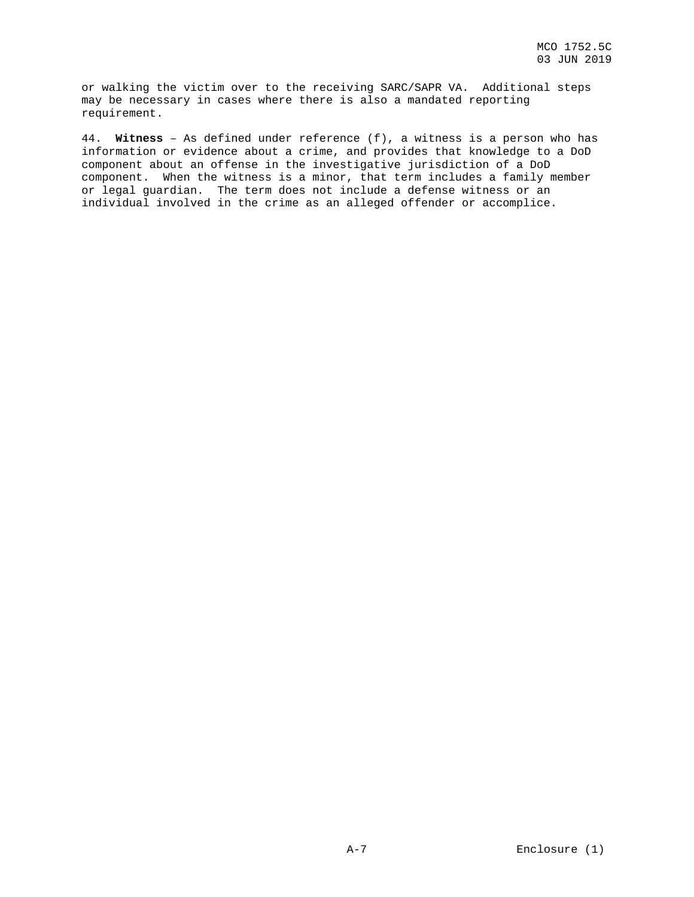or walking the victim over to the receiving SARC/SAPR VA. Additional steps may be necessary in cases where there is also a mandated reporting requirement.

44. **Witness** – As defined under reference (f), a witness is a person who has information or evidence about a crime, and provides that knowledge to a DoD component about an offense in the investigative jurisdiction of a DoD component. When the witness is a minor, that term includes a family member or legal guardian. The term does not include a defense witness or an individual involved in the crime as an alleged offender or accomplice.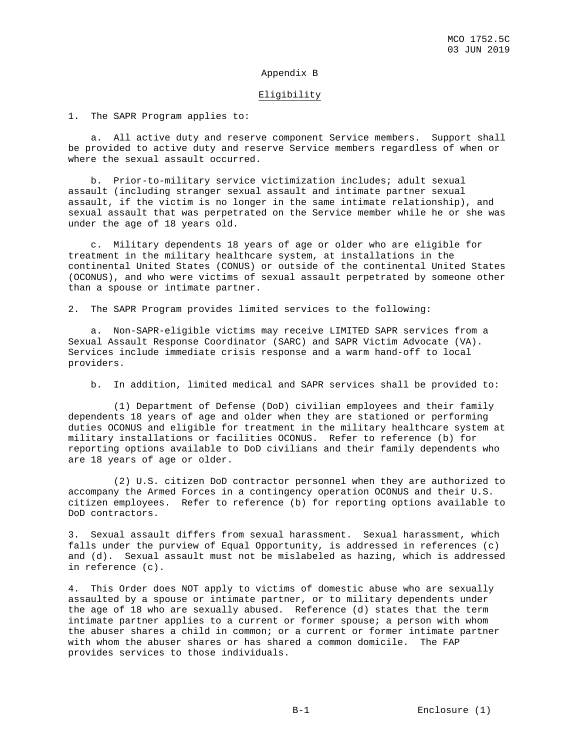## Appendix B

### Eligibility

1. The SAPR Program applies to:

    a. All active duty and reserve component Service members. Support shall be provided to active duty and reserve Service members regardless of when or where the sexual assault occurred.

    b. Prior-to-military service victimization includes; adult sexual assault (including stranger sexual assault and intimate partner sexual assault, if the victim is no longer in the same intimate relationship), and sexual assault that was perpetrated on the Service member while he or she was under the age of 18 years old.

    c. Military dependents 18 years of age or older who are eligible for treatment in the military healthcare system, at installations in the continental United States (CONUS) or outside of the continental United States (OCONUS), and who were victims of sexual assault perpetrated by someone other than a spouse or intimate partner.

2. The SAPR Program provides limited services to the following:

    a. Non-SAPR-eligible victims may receive LIMITED SAPR services from a Sexual Assault Response Coordinator (SARC) and SAPR Victim Advocate (VA). Services include immediate crisis response and a warm hand-off to local providers.

    b. In addition, limited medical and SAPR services shall be provided to:

        (1) Department of Defense (DoD) civilian employees and their family dependents 18 years of age and older when they are stationed or performing duties OCONUS and eligible for treatment in the military healthcare system at military installations or facilities OCONUS. Refer to reference (b) for reporting options available to DoD civilians and their family dependents who are 18 years of age or older.

        (2) U.S. citizen DoD contractor personnel when they are authorized to accompany the Armed Forces in a contingency operation OCONUS and their U.S. citizen employees. Refer to reference (b) for reporting options available to DoD contractors.

3. Sexual assault differs from sexual harassment. Sexual harassment, which falls under the purview of Equal Opportunity, is addressed in references (c) and (d). Sexual assault must not be mislabeled as hazing, which is addressed in reference (c).

4. This Order does NOT apply to victims of domestic abuse who are sexually assaulted by a spouse or intimate partner, or to military dependents under the age of 18 who are sexually abused. Reference (d) states that the term intimate partner applies to a current or former spouse; a person with whom the abuser shares a child in common; or a current or former intimate partner with whom the abuser shares or has shared a common domicile. The FAP provides services to those individuals.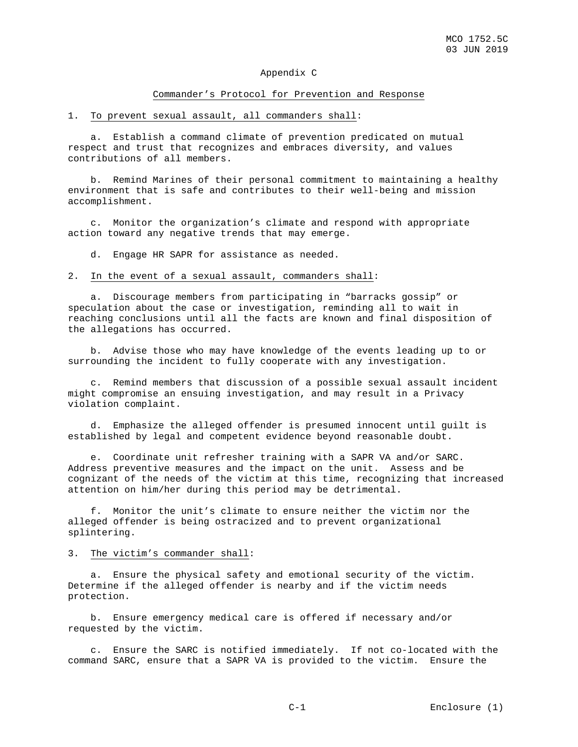## Appendix C

### Commander's Protocol for Prevention and Response

1. To prevent sexual assault, all commanders shall:

    a. Establish a command climate of prevention predicated on mutual respect and trust that recognizes and embraces diversity, and values contributions of all members.

    b. Remind Marines of their personal commitment to maintaining a healthy environment that is safe and contributes to their well-being and mission accomplishment.

    c. Monitor the organization's climate and respond with appropriate action toward any negative trends that may emerge.

    d. Engage HR SAPR for assistance as needed.

2. In the event of a sexual assault, commanders shall:

    a. Discourage members from participating in "barracks gossip" or speculation about the case or investigation, reminding all to wait in reaching conclusions until all the facts are known and final disposition of the allegations has occurred.

    b. Advise those who may have knowledge of the events leading up to or surrounding the incident to fully cooperate with any investigation.

    c. Remind members that discussion of a possible sexual assault incident might compromise an ensuing investigation, and may result in a Privacy violation complaint.

    d. Emphasize the alleged offender is presumed innocent until guilt is established by legal and competent evidence beyond reasonable doubt.

    e. Coordinate unit refresher training with a SAPR VA and/or SARC. Address preventive measures and the impact on the unit. Assess and be cognizant of the needs of the victim at this time, recognizing that increased attention on him/her during this period may be detrimental.

    f. Monitor the unit's climate to ensure neither the victim nor the alleged offender is being ostracized and to prevent organizational splintering.

3. The victim's commander shall:

    a. Ensure the physical safety and emotional security of the victim. Determine if the alleged offender is nearby and if the victim needs protection.

    b. Ensure emergency medical care is offered if necessary and/or requested by the victim.

    c. Ensure the SARC is notified immediately. If not co-located with the command SARC, ensure that a SAPR VA is provided to the victim. Ensure the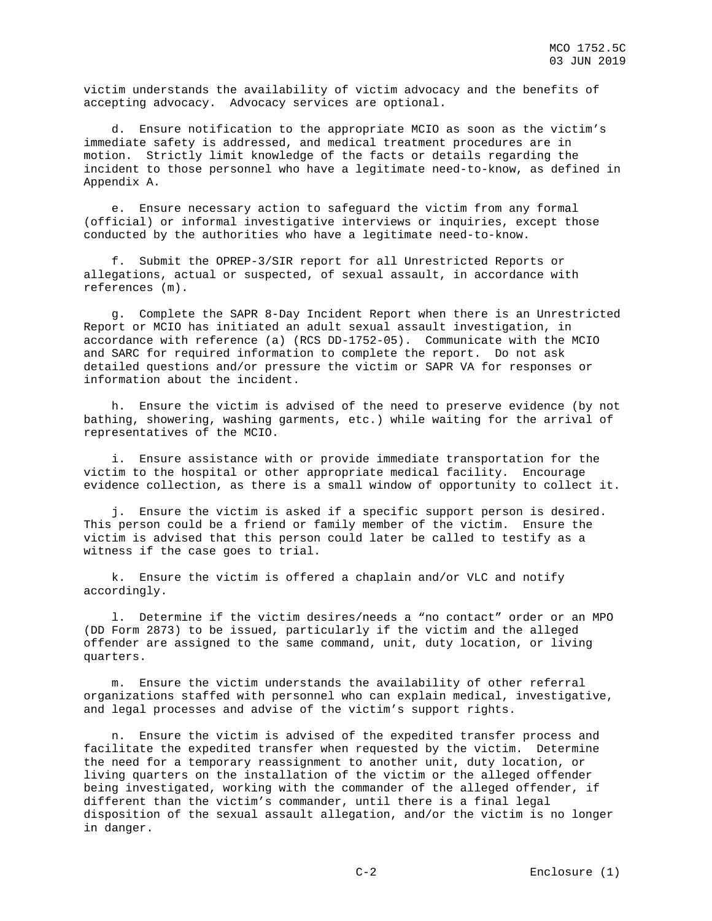victim understands the availability of victim advocacy and the benefits of accepting advocacy. Advocacy services are optional.

d. Ensure notification to the appropriate MCIO as soon as the victim's immediate safety is addressed, and medical treatment procedures are in motion. Strictly limit knowledge of the facts or details regarding the incident to those personnel who have a legitimate need-to-know, as defined in Appendix A.

e. Ensure necessary action to safeguard the victim from any formal (official) or informal investigative interviews or inquiries, except those conducted by the authorities who have a legitimate need-to-know.

f. Submit the OPREP-3/SIR report for all Unrestricted Reports or allegations, actual or suspected, of sexual assault, in accordance with references (m).

g. Complete the SAPR 8-Day Incident Report when there is an Unrestricted Report or MCIO has initiated an adult sexual assault investigation, in accordance with reference (a) (RCS DD-1752-05). Communicate with the MCIO and SARC for required information to complete the report. Do not ask detailed questions and/or pressure the victim or SAPR VA for responses or information about the incident.

h. Ensure the victim is advised of the need to preserve evidence (by not bathing, showering, washing garments, etc.) while waiting for the arrival of representatives of the MCIO.

i. Ensure assistance with or provide immediate transportation for the victim to the hospital or other appropriate medical facility. Encourage evidence collection, as there is a small window of opportunity to collect it.

j. Ensure the victim is asked if a specific support person is desired. This person could be a friend or family member of the victim. Ensure the victim is advised that this person could later be called to testify as a witness if the case goes to trial.

k. Ensure the victim is offered a chaplain and/or VLC and notify accordingly.

l. Determine if the victim desires/needs a "no contact" order or an MPO (DD Form 2873) to be issued, particularly if the victim and the alleged offender are assigned to the same command, unit, duty location, or living quarters.

m. Ensure the victim understands the availability of other referral organizations staffed with personnel who can explain medical, investigative, and legal processes and advise of the victim's support rights.

n. Ensure the victim is advised of the expedited transfer process and facilitate the expedited transfer when requested by the victim. Determine the need for a temporary reassignment to another unit, duty location, or living quarters on the installation of the victim or the alleged offender being investigated, working with the commander of the alleged offender, if different than the victim's commander, until there is a final legal disposition of the sexual assault allegation, and/or the victim is no longer in danger.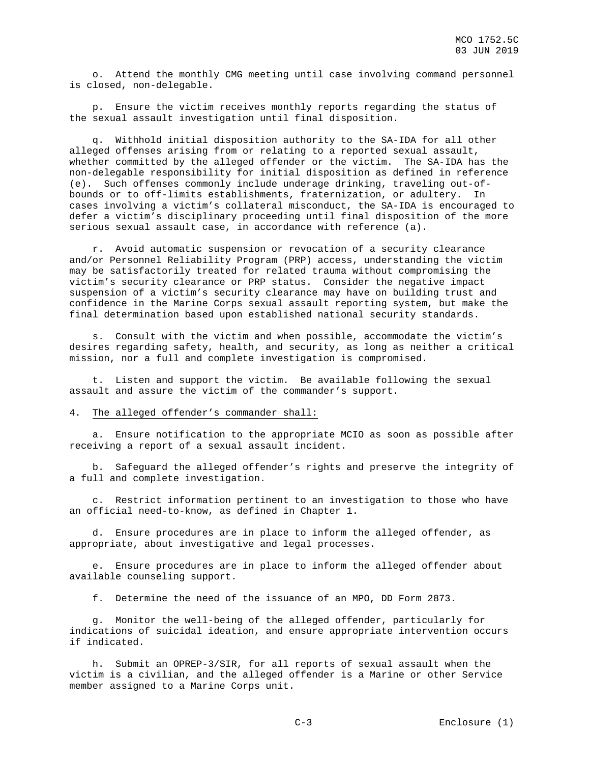o. Attend the monthly CMG meeting until case involving command personnel is closed, non-delegable.

p. Ensure the victim receives monthly reports regarding the status of the sexual assault investigation until final disposition.

q. Withhold initial disposition authority to the SA-IDA for all other alleged offenses arising from or relating to a reported sexual assault, whether committed by the alleged offender or the victim. The SA-IDA has the non-delegable responsibility for initial disposition as defined in reference (e). Such offenses commonly include underage drinking, traveling out-of-bounds or to off-limits establishments, fraternization, or adultery. In cases involving a victim's collateral misconduct, the SA-IDA is encouraged to defer a victim's disciplinary proceeding until final disposition of the more serious sexual assault case, in accordance with reference (a).

r. Avoid automatic suspension or revocation of a security clearance and/or Personnel Reliability Program (PRP) access, understanding the victim may be satisfactorily treated for related trauma without compromising the victim's security clearance or PRP status. Consider the negative impact suspension of a victim's security clearance may have on building trust and confidence in the Marine Corps sexual assault reporting system, but make the final determination based upon established national security standards.

s. Consult with the victim and when possible, accommodate the victim's desires regarding safety, health, and security, as long as neither a critical mission, nor a full and complete investigation is compromised.

t. Listen and support the victim. Be available following the sexual assault and assure the victim of the commander's support.

4. <u>The alleged offender's commander shall:</u>

a. Ensure notification to the appropriate MCIO as soon as possible after receiving a report of a sexual assault incident.

b. Safeguard the alleged offender's rights and preserve the integrity of a full and complete investigation.

c. Restrict information pertinent to an investigation to those who have an official need-to-know, as defined in Chapter 1.

d. Ensure procedures are in place to inform the alleged offender, as appropriate, about investigative and legal processes.

e. Ensure procedures are in place to inform the alleged offender about available counseling support.

f. Determine the need of the issuance of an MPO, DD Form 2873.

g. Monitor the well-being of the alleged offender, particularly for indications of suicidal ideation, and ensure appropriate intervention occurs if indicated.

h. Submit an OPREP-3/SIR, for all reports of sexual assault when the victim is a civilian, and the alleged offender is a Marine or other Service member assigned to a Marine Corps unit.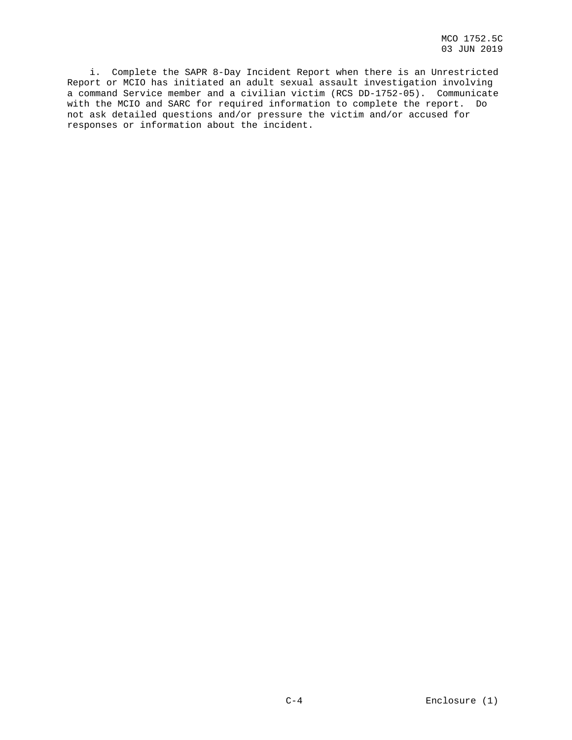i. Complete the SAPR 8-Day Incident Report when there is an Unrestricted Report or MCIO has initiated an adult sexual assault investigation involving a command Service member and a civilian victim (RCS DD-1752-05). Communicate with the MCIO and SARC for required information to complete the report. Do not ask detailed questions and/or pressure the victim and/or accused for responses or information about the incident.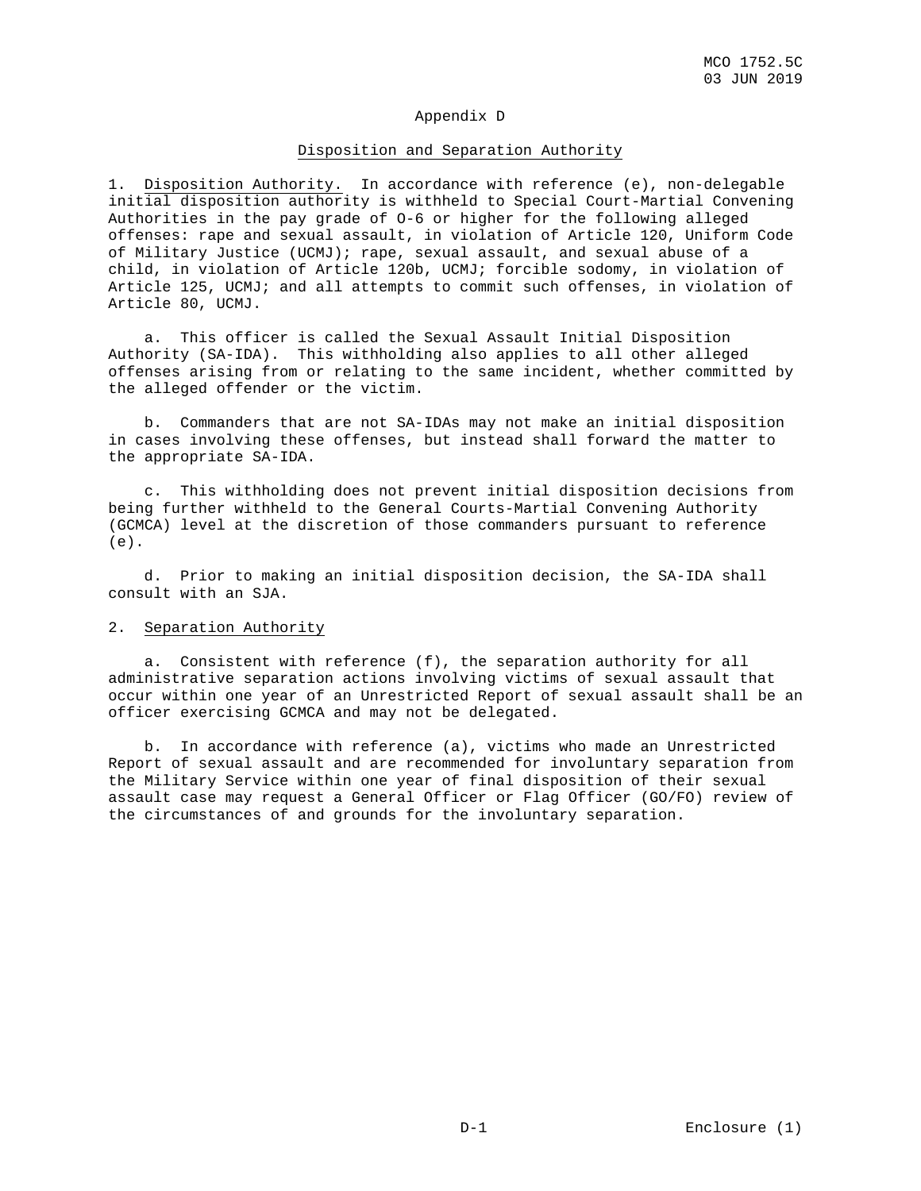# Appendix D

## Disposition and Separation Authority

1. Disposition Authority. In accordance with reference (e), non-delegable initial disposition authority is withheld to Special Court-Martial Convening Authorities in the pay grade of O-6 or higher for the following alleged offenses: rape and sexual assault, in violation of Article 120, Uniform Code of Military Justice (UCMJ); rape, sexual assault, and sexual abuse of a child, in violation of Article 120b, UCMJ; forcible sodomy, in violation of Article 125, UCMJ; and all attempts to commit such offenses, in violation of Article 80, UCMJ.

    a. This officer is called the Sexual Assault Initial Disposition Authority (SA-IDA). This withholding also applies to all other alleged offenses arising from or relating to the same incident, whether committed by the alleged offender or the victim.

    b. Commanders that are not SA-IDAs may not make an initial disposition in cases involving these offenses, but instead shall forward the matter to the appropriate SA-IDA.

    c. This withholding does not prevent initial disposition decisions from being further withheld to the General Courts-Martial Convening Authority (GCMCA) level at the discretion of those commanders pursuant to reference (e).

    d. Prior to making an initial disposition decision, the SA-IDA shall consult with an SJA.

2. Separation Authority

    a. Consistent with reference (f), the separation authority for all administrative separation actions involving victims of sexual assault that occur within one year of an Unrestricted Report of sexual assault shall be an officer exercising GCMCA and may not be delegated.

    b. In accordance with reference (a), victims who made an Unrestricted Report of sexual assault and are recommended for involuntary separation from the Military Service within one year of final disposition of their sexual assault case may request a General Officer or Flag Officer (GO/FO) review of the circumstances of and grounds for the involuntary separation.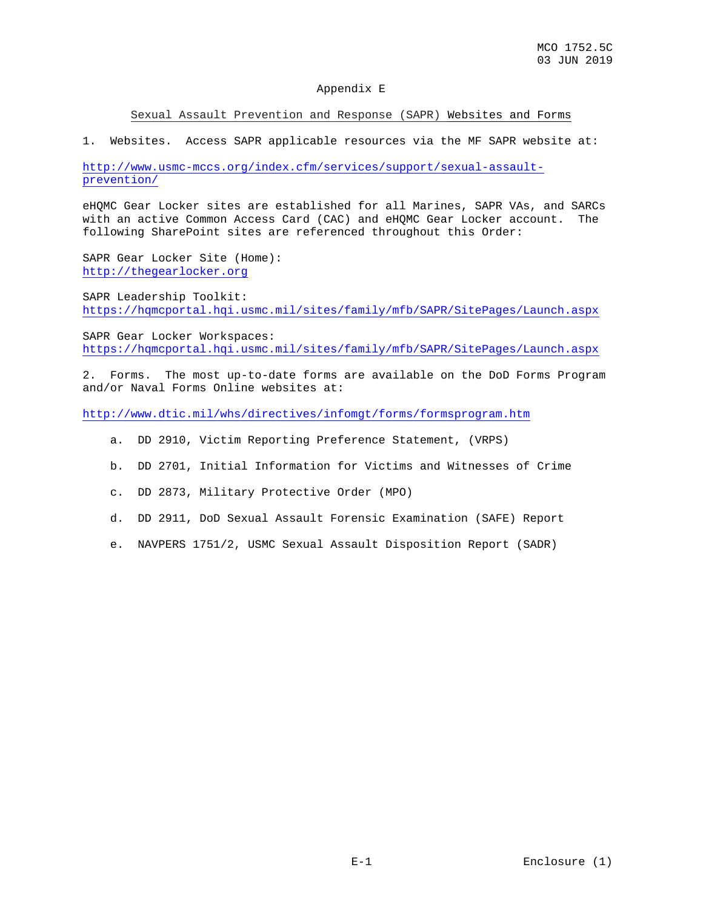# Appendix E

## Sexual Assault Prevention and Response (SAPR) Websites and Forms

1. Websites. Access SAPR applicable resources via the MF SAPR website at:

http://www.usmc-mccs.org/index.cfm/services/support/sexual-assault-prevention/

eHQMC Gear Locker sites are established for all Marines, SAPR VAs, and SARCs with an active Common Access Card (CAC) and eHQMC Gear Locker account. The following SharePoint sites are referenced throughout this Order:

SAPR Gear Locker Site (Home):
http://thegearlocker.org

SAPR Leadership Toolkit:
https://hqmcportal.hqi.usmc.mil/sites/family/mfb/SAPR/SitePages/Launch.aspx

SAPR Gear Locker Workspaces:
https://hqmcportal.hqi.usmc.mil/sites/family/mfb/SAPR/SitePages/Launch.aspx

2. Forms. The most up-to-date forms are available on the DoD Forms Program and/or Naval Forms Online websites at:

http://www.dtic.mil/whs/directives/infomgt/forms/formsprogram.htm

a. DD 2910, Victim Reporting Preference Statement, (VRPS)

b. DD 2701, Initial Information for Victims and Witnesses of Crime

c. DD 2873, Military Protective Order (MPO)

d. DD 2911, DoD Sexual Assault Forensic Examination (SAFE) Report

e. NAVPERS 1751/2, USMC Sexual Assault Disposition Report (SADR)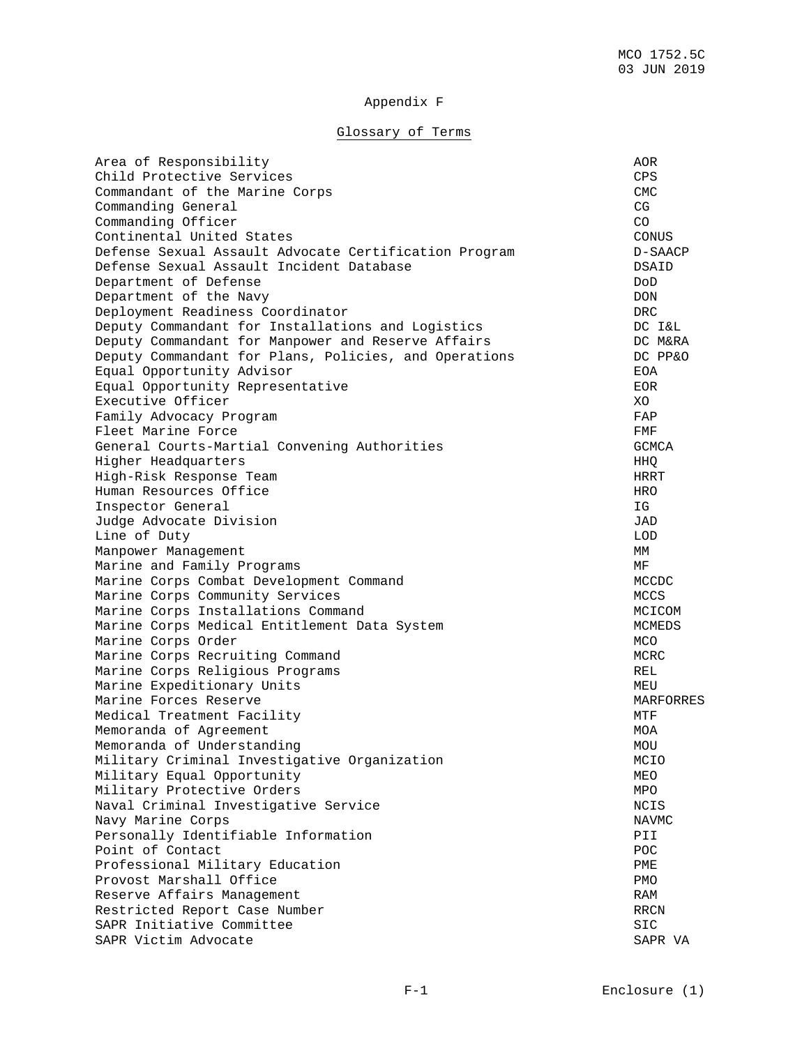# Appendix F

## Glossary of Terms

| | |
|---|---|
| Area of Responsibility | AOR |
| Child Protective Services | CPS |
| Commandant of the Marine Corps | CMC |
| Commanding General | CG |
| Commanding Officer | CO |
| Continental United States | CONUS |
| Defense Sexual Assault Advocate Certification Program | D-SAACP |
| Defense Sexual Assault Incident Database | DSAID |
| Department of Defense | DoD |
| Department of the Navy | DON |
| Deployment Readiness Coordinator | DRC |
| Deputy Commandant for Installations and Logistics | DC I&L |
| Deputy Commandant for Manpower and Reserve Affairs | DC M&RA |
| Deputy Commandant for Plans, Policies, and Operations | DC PP&O |
| Equal Opportunity Advisor | EOA |
| Equal Opportunity Representative | EOR |
| Executive Officer | XO |
| Family Advocacy Program | FAP |
| Fleet Marine Force | FMF |
| General Courts-Martial Convening Authorities | GCMCA |
| Higher Headquarters | HHQ |
| High-Risk Response Team | HRRT |
| Human Resources Office | HRO |
| Inspector General | IG |
| Judge Advocate Division | JAD |
| Line of Duty | LOD |
| Manpower Management | MM |
| Marine and Family Programs | MF |
| Marine Corps Combat Development Command | MCCDC |
| Marine Corps Community Services | MCCS |
| Marine Corps Installations Command | MCICOM |
| Marine Corps Medical Entitlement Data System | MCMEDS |
| Marine Corps Order | MCO |
| Marine Corps Recruiting Command | MCRC |
| Marine Corps Religious Programs | REL |
| Marine Expeditionary Units | MEU |
| Marine Forces Reserve | MARFORRES |
| Medical Treatment Facility | MTF |
| Memoranda of Agreement | MOA |
| Memoranda of Understanding | MOU |
| Military Criminal Investigative Organization | MCIO |
| Military Equal Opportunity | MEO |
| Military Protective Orders | MPO |
| Naval Criminal Investigative Service | NCIS |
| Navy Marine Corps | NAVMC |
| Personally Identifiable Information | PII |
| Point of Contact | POC |
| Professional Military Education | PME |
| Provost Marshall Office | PMO |
| Reserve Affairs Management | RAM |
| Restricted Report Case Number | RRCN |
| SAPR Initiative Committee | SIC |
| SAPR Victim Advocate | SAPR VA |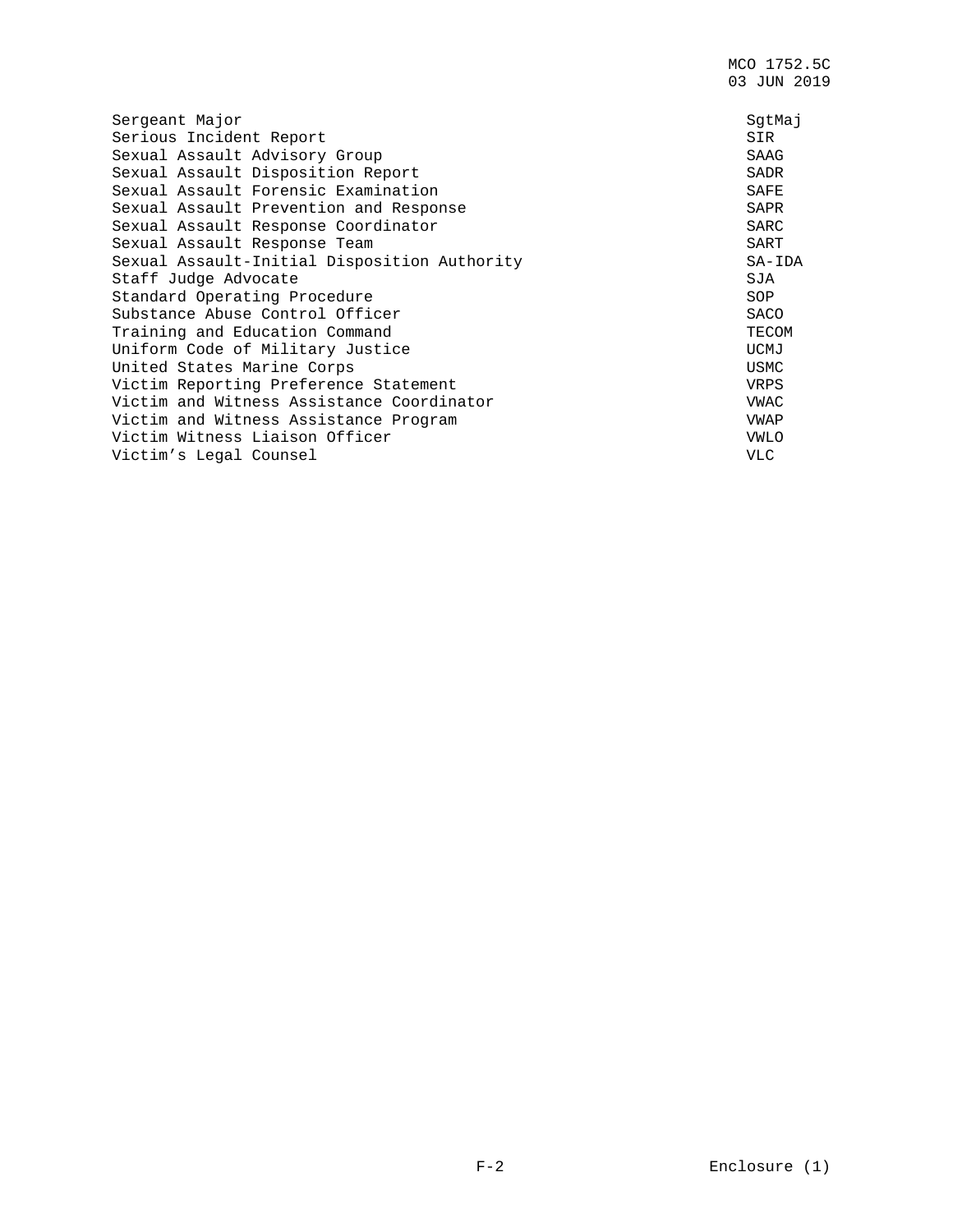| | |
|---|---|
| Sergeant Major | SgtMaj |
| Serious Incident Report | SIR |
| Sexual Assault Advisory Group | SAAG |
| Sexual Assault Disposition Report | SADR |
| Sexual Assault Forensic Examination | SAFE |
| Sexual Assault Prevention and Response | SAPR |
| Sexual Assault Response Coordinator | SARC |
| Sexual Assault Response Team | SART |
| Sexual Assault-Initial Disposition Authority | SA-IDA |
| Staff Judge Advocate | SJA |
| Standard Operating Procedure | SOP |
| Substance Abuse Control Officer | SACO |
| Training and Education Command | TECOM |
| Uniform Code of Military Justice | UCMJ |
| United States Marine Corps | USMC |
| Victim Reporting Preference Statement | VRPS |
| Victim and Witness Assistance Coordinator | VWAC |
| Victim and Witness Assistance Program | VWAP |
| Victim Witness Liaison Officer | VWLO |
| Victim’s Legal Counsel | VLC |